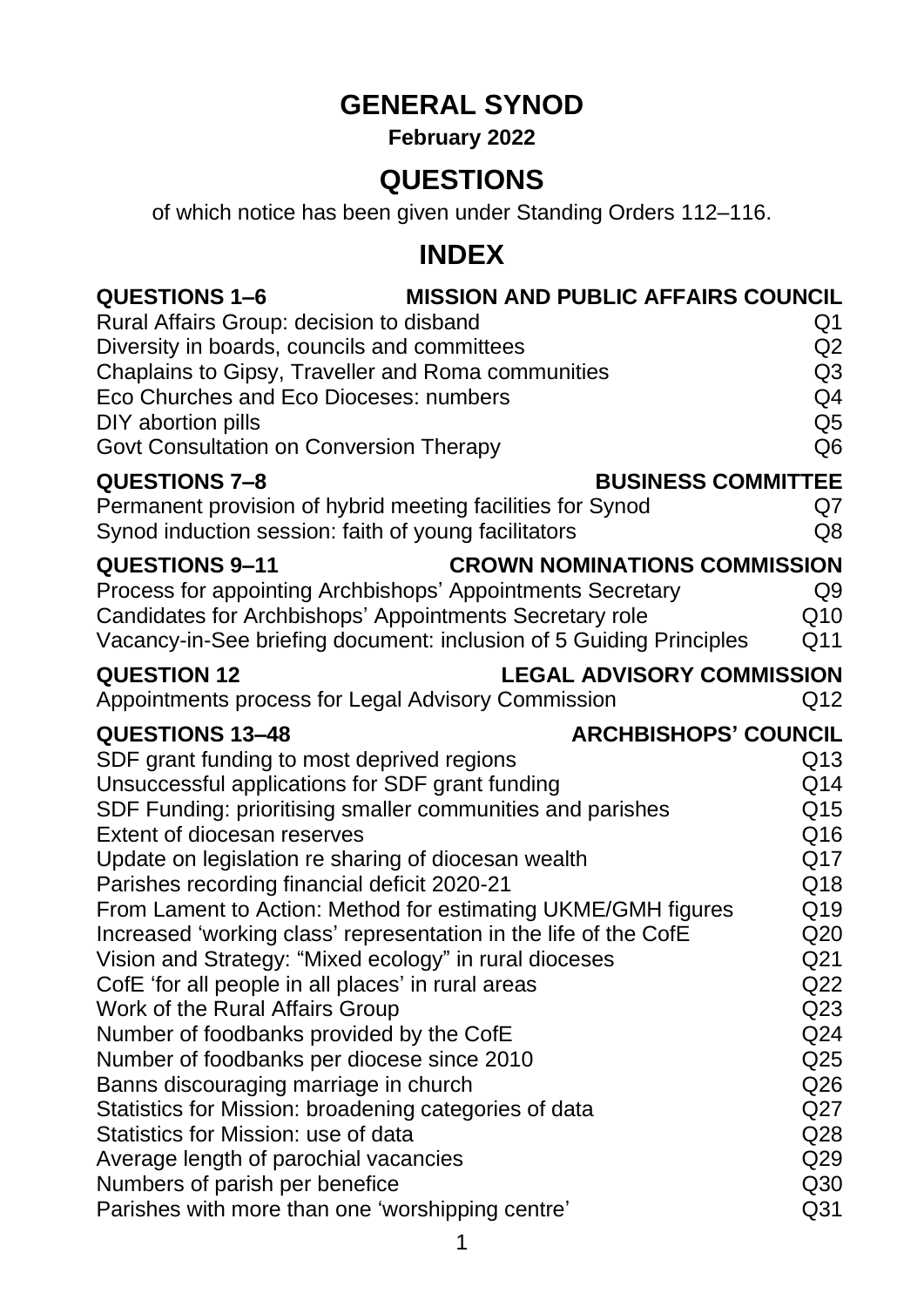# GENERAL SYNOD

**February 2022**

# QUESTIONS

of which notice has been given under Standing Orders 112–116.

# INDEX

| **QUESTIONS 1–6** | **MISSION AND PUBLIC AFFAIRS COUNCIL** |
|---|---|
| Rural Affairs Group: decision to disband | Q1 |
| Diversity in boards, councils and committees | Q2 |
| Chaplains to Gipsy, Traveller and Roma communities | Q3 |
| Eco Churches and Eco Dioceses: numbers | Q4 |
| DIY abortion pills | Q5 |
| Govt Consultation on Conversion Therapy | Q6 |
| **QUESTIONS 7–8** | **BUSINESS COMMITTEE** |
| Permanent provision of hybrid meeting facilities for Synod | Q7 |
| Synod induction session: faith of young facilitators | Q8 |
| **QUESTIONS 9–11** | **CROWN NOMINATIONS COMMISSION** |
| Process for appointing Archbishops' Appointments Secretary | Q9 |
| Candidates for Archbishops' Appointments Secretary role | Q10 |
| Vacancy-in-See briefing document: inclusion of 5 Guiding Principles | Q11 |
| **QUESTION 12** | **LEGAL ADVISORY COMMISSION** |
| Appointments process for Legal Advisory Commission | Q12 |
| **QUESTIONS 13–48** | **ARCHBISHOPS' COUNCIL** |
| SDF grant funding to most deprived regions | Q13 |
| Unsuccessful applications for SDF grant funding | Q14 |
| SDF Funding: prioritising smaller communities and parishes | Q15 |
| Extent of diocesan reserves | Q16 |
| Update on legislation re sharing of diocesan wealth | Q17 |
| Parishes recording financial deficit 2020-21 | Q18 |
| From Lament to Action: Method for estimating UKME/GMH figures | Q19 |
| Increased 'working class' representation in the life of the CofE | Q20 |
| Vision and Strategy: "Mixed ecology" in rural dioceses | Q21 |
| CofE 'for all people in all places' in rural areas | Q22 |
| Work of the Rural Affairs Group | Q23 |
| Number of foodbanks provided by the CofE | Q24 |
| Number of foodbanks per diocese since 2010 | Q25 |
| Banns discouraging marriage in church | Q26 |
| Statistics for Mission: broadening categories of data | Q27 |
| Statistics for Mission: use of data | Q28 |
| Average length of parochial vacancies | Q29 |
| Numbers of parish per benefice | Q30 |
| Parishes with more than one 'worshipping centre' | Q31 |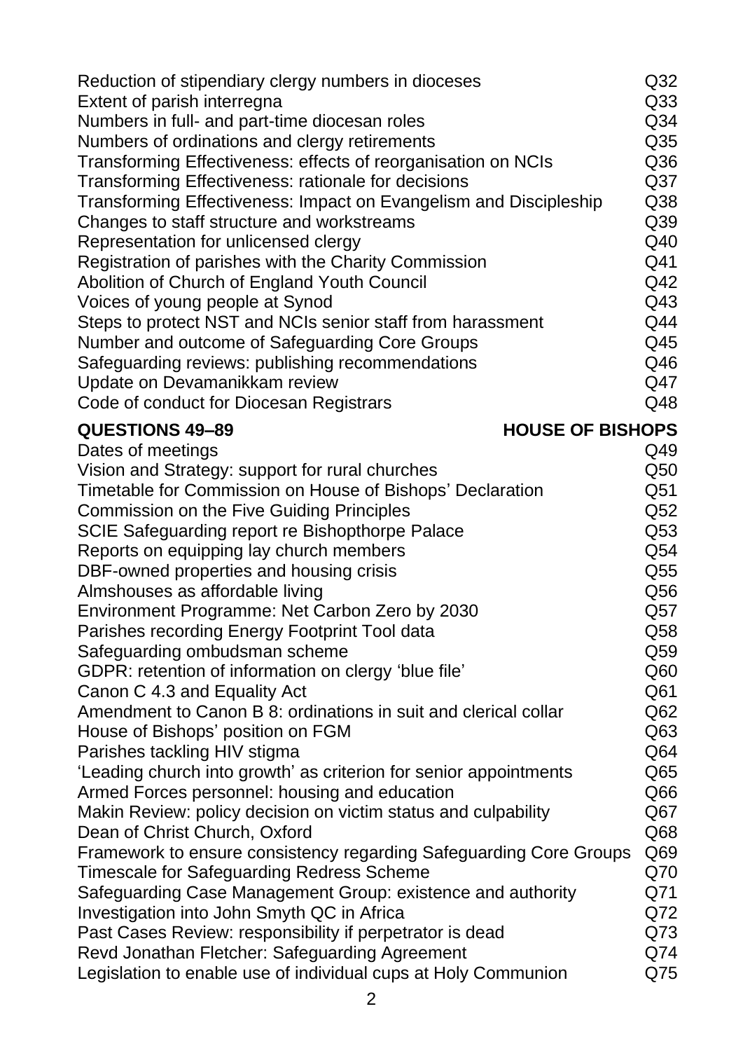| | |
|---|---|
| Reduction of stipendiary clergy numbers in dioceses | Q32 |
| Extent of parish interregna | Q33 |
| Numbers in full- and part-time diocesan roles | Q34 |
| Numbers of ordinations and clergy retirements | Q35 |
| Transforming Effectiveness: effects of reorganisation on NCIs | Q36 |
| Transforming Effectiveness: rationale for decisions | Q37 |
| Transforming Effectiveness: Impact on Evangelism and Discipleship | Q38 |
| Changes to staff structure and workstreams | Q39 |
| Representation for unlicensed clergy | Q40 |
| Registration of parishes with the Charity Commission | Q41 |
| Abolition of Church of England Youth Council | Q42 |
| Voices of young people at Synod | Q43 |
| Steps to protect NST and NCIs senior staff from harassment | Q44 |
| Number and outcome of Safeguarding Core Groups | Q45 |
| Safeguarding reviews: publishing recommendations | Q46 |
| Update on Devamanikkam review | Q47 |
| Code of conduct for Diocesan Registrars | Q48 |

**QUESTIONS 49–89 HOUSE OF BISHOPS**

| | |
|---|---|
| Dates of meetings | Q49 |
| Vision and Strategy: support for rural churches | Q50 |
| Timetable for Commission on House of Bishops' Declaration | Q51 |
| Commission on the Five Guiding Principles | Q52 |
| SCIE Safeguarding report re Bishopthorpe Palace | Q53 |
| Reports on equipping lay church members | Q54 |
| DBF-owned properties and housing crisis | Q55 |
| Almshouses as affordable living | Q56 |
| Environment Programme: Net Carbon Zero by 2030 | Q57 |
| Parishes recording Energy Footprint Tool data | Q58 |
| Safeguarding ombudsman scheme | Q59 |
| GDPR: retention of information on clergy 'blue file' | Q60 |
| Canon C 4.3 and Equality Act | Q61 |
| Amendment to Canon B 8: ordinations in suit and clerical collar | Q62 |
| House of Bishops' position on FGM | Q63 |
| Parishes tackling HIV stigma | Q64 |
| 'Leading church into growth' as criterion for senior appointments | Q65 |
| Armed Forces personnel: housing and education | Q66 |
| Makin Review: policy decision on victim status and culpability | Q67 |
| Dean of Christ Church, Oxford | Q68 |
| Framework to ensure consistency regarding Safeguarding Core Groups | Q69 |
| Timescale for Safeguarding Redress Scheme | Q70 |
| Safeguarding Case Management Group: existence and authority | Q71 |
| Investigation into John Smyth QC in Africa | Q72 |
| Past Cases Review: responsibility if perpetrator is dead | Q73 |
| Revd Jonathan Fletcher: Safeguarding Agreement | Q74 |
| Legislation to enable use of individual cups at Holy Communion | Q75 |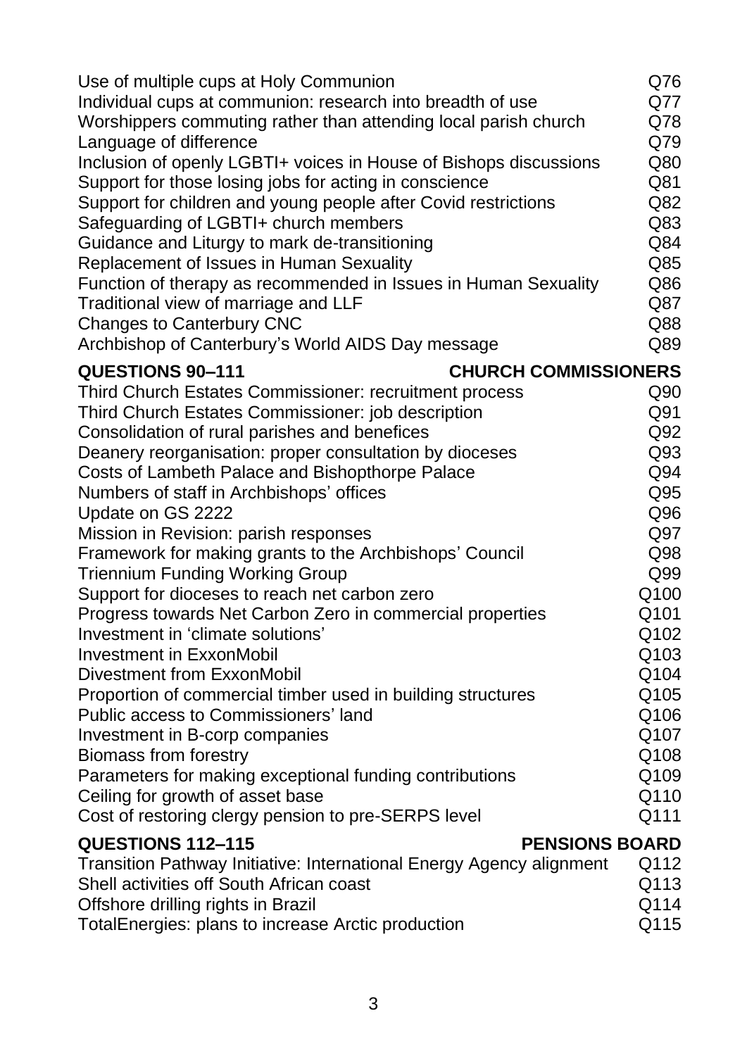| | |
|---|---|
| Use of multiple cups at Holy Communion | Q76 |
| Individual cups at communion: research into breadth of use | Q77 |
| Worshippers commuting rather than attending local parish church | Q78 |
| Language of difference | Q79 |
| Inclusion of openly LGBTI+ voices in House of Bishops discussions | Q80 |
| Support for those losing jobs for acting in conscience | Q81 |
| Support for children and young people after Covid restrictions | Q82 |
| Safeguarding of LGBTI+ church members | Q83 |
| Guidance and Liturgy to mark de-transitioning | Q84 |
| Replacement of Issues in Human Sexuality | Q85 |
| Function of therapy as recommended in Issues in Human Sexuality | Q86 |
| Traditional view of marriage and LLF | Q87 |
| Changes to Canterbury CNC | Q88 |
| Archbishop of Canterbury's World AIDS Day message | Q89 |

**QUESTIONS 90–111 — CHURCH COMMISSIONERS**

| | |
|---|---|
| Third Church Estates Commissioner: recruitment process | Q90 |
| Third Church Estates Commissioner: job description | Q91 |
| Consolidation of rural parishes and benefices | Q92 |
| Deanery reorganisation: proper consultation by dioceses | Q93 |
| Costs of Lambeth Palace and Bishopthorpe Palace | Q94 |
| Numbers of staff in Archbishops' offices | Q95 |
| Update on GS 2222 | Q96 |
| Mission in Revision: parish responses | Q97 |
| Framework for making grants to the Archbishops' Council | Q98 |
| Triennium Funding Working Group | Q99 |
| Support for dioceses to reach net carbon zero | Q100 |
| Progress towards Net Carbon Zero in commercial properties | Q101 |
| Investment in 'climate solutions' | Q102 |
| Investment in ExxonMobil | Q103 |
| Divestment from ExxonMobil | Q104 |
| Proportion of commercial timber used in building structures | Q105 |
| Public access to Commissioners' land | Q106 |
| Investment in B-corp companies | Q107 |
| Biomass from forestry | Q108 |
| Parameters for making exceptional funding contributions | Q109 |
| Ceiling for growth of asset base | Q110 |
| Cost of restoring clergy pension to pre-SERPS level | Q111 |

**QUESTIONS 112–115 — PENSIONS BOARD**

| | |
|---|---|
| Transition Pathway Initiative: International Energy Agency alignment | Q112 |
| Shell activities off South African coast | Q113 |
| Offshore drilling rights in Brazil | Q114 |
| TotalEnergies: plans to increase Arctic production | Q115 |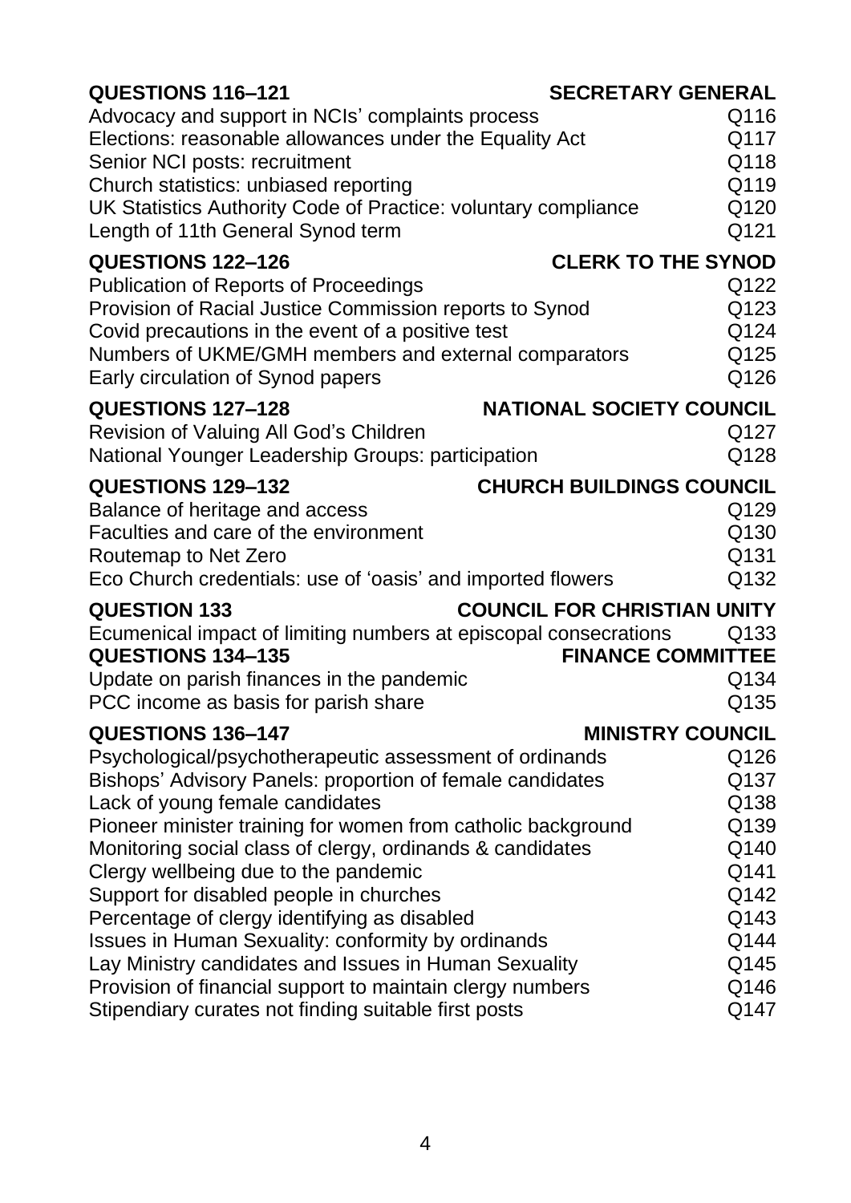| **QUESTIONS 116–121** | **SECRETARY GENERAL** |
|---|---|
| Advocacy and support in NCIs' complaints process | Q116 |
| Elections: reasonable allowances under the Equality Act | Q117 |
| Senior NCI posts: recruitment | Q118 |
| Church statistics: unbiased reporting | Q119 |
| UK Statistics Authority Code of Practice: voluntary compliance | Q120 |
| Length of 11th General Synod term | Q121 |
| **QUESTIONS 122–126** | **CLERK TO THE SYNOD** |
| Publication of Reports of Proceedings | Q122 |
| Provision of Racial Justice Commission reports to Synod | Q123 |
| Covid precautions in the event of a positive test | Q124 |
| Numbers of UKME/GMH members and external comparators | Q125 |
| Early circulation of Synod papers | Q126 |
| **QUESTIONS 127–128** | **NATIONAL SOCIETY COUNCIL** |
| Revision of Valuing All God's Children | Q127 |
| National Younger Leadership Groups: participation | Q128 |
| **QUESTIONS 129–132** | **CHURCH BUILDINGS COUNCIL** |
| Balance of heritage and access | Q129 |
| Faculties and care of the environment | Q130 |
| Routemap to Net Zero | Q131 |
| Eco Church credentials: use of 'oasis' and imported flowers | Q132 |
| **QUESTION 133** | **COUNCIL FOR CHRISTIAN UNITY** |
| Ecumenical impact of limiting numbers at episcopal consecrations | Q133 |
| **QUESTIONS 134–135** | **FINANCE COMMITTEE** |
| Update on parish finances in the pandemic | Q134 |
| PCC income as basis for parish share | Q135 |
| **QUESTIONS 136–147** | **MINISTRY COUNCIL** |
| Psychological/psychotherapeutic assessment of ordinands | Q126 |
| Bishops' Advisory Panels: proportion of female candidates | Q137 |
| Lack of young female candidates | Q138 |
| Pioneer minister training for women from catholic background | Q139 |
| Monitoring social class of clergy, ordinands & candidates | Q140 |
| Clergy wellbeing due to the pandemic | Q141 |
| Support for disabled people in churches | Q142 |
| Percentage of clergy identifying as disabled | Q143 |
| Issues in Human Sexuality: conformity by ordinands | Q144 |
| Lay Ministry candidates and Issues in Human Sexuality | Q145 |
| Provision of financial support to maintain clergy numbers | Q146 |
| Stipendiary curates not finding suitable first posts | Q147 |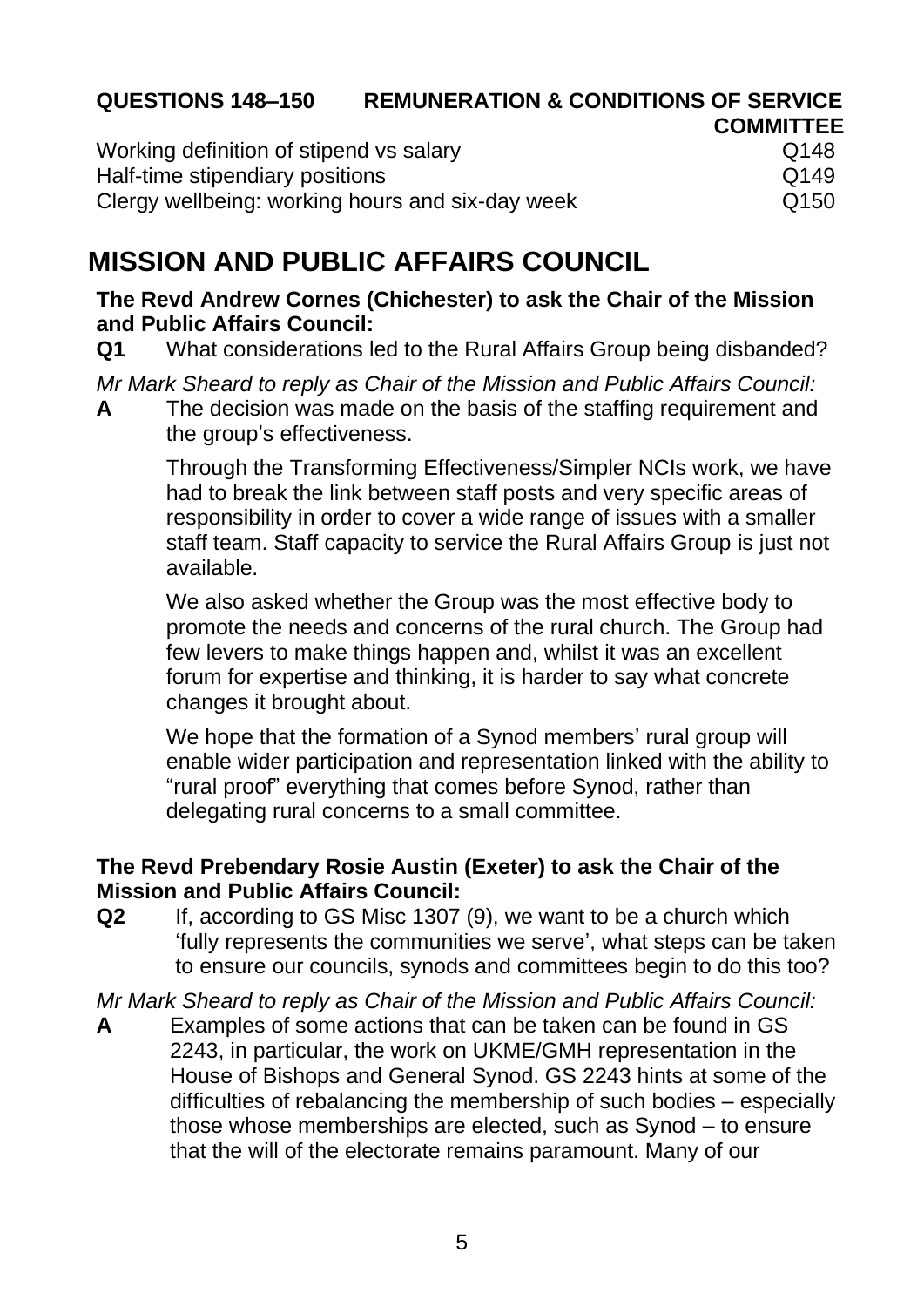**QUESTIONS 148–150 REMUNERATION & CONDITIONS OF SERVICE COMMITTEE**

| | |
|---|---|
| Working definition of stipend vs salary | Q148 |
| Half-time stipendiary positions | Q149 |
| Clergy wellbeing: working hours and six-day week | Q150 |

# MISSION AND PUBLIC AFFAIRS COUNCIL

**The Revd Andrew Cornes (Chichester) to ask the Chair of the Mission and Public Affairs Council:**

**Q1** What considerations led to the Rural Affairs Group being disbanded?

*Mr Mark Sheard to reply as Chair of the Mission and Public Affairs Council:*

**A** The decision was made on the basis of the staffing requirement and the group's effectiveness.

Through the Transforming Effectiveness/Simpler NCIs work, we have had to break the link between staff posts and very specific areas of responsibility in order to cover a wide range of issues with a smaller staff team. Staff capacity to service the Rural Affairs Group is just not available.

We also asked whether the Group was the most effective body to promote the needs and concerns of the rural church. The Group had few levers to make things happen and, whilst it was an excellent forum for expertise and thinking, it is harder to say what concrete changes it brought about.

We hope that the formation of a Synod members' rural group will enable wider participation and representation linked with the ability to "rural proof" everything that comes before Synod, rather than delegating rural concerns to a small committee.

**The Revd Prebendary Rosie Austin (Exeter) to ask the Chair of the Mission and Public Affairs Council:**

**Q2** If, according to GS Misc 1307 (9), we want to be a church which 'fully represents the communities we serve', what steps can be taken to ensure our councils, synods and committees begin to do this too?

*Mr Mark Sheard to reply as Chair of the Mission and Public Affairs Council:*

**A** Examples of some actions that can be taken can be found in GS 2243, in particular, the work on UKME/GMH representation in the House of Bishops and General Synod. GS 2243 hints at some of the difficulties of rebalancing the membership of such bodies – especially those whose memberships are elected, such as Synod – to ensure that the will of the electorate remains paramount. Many of our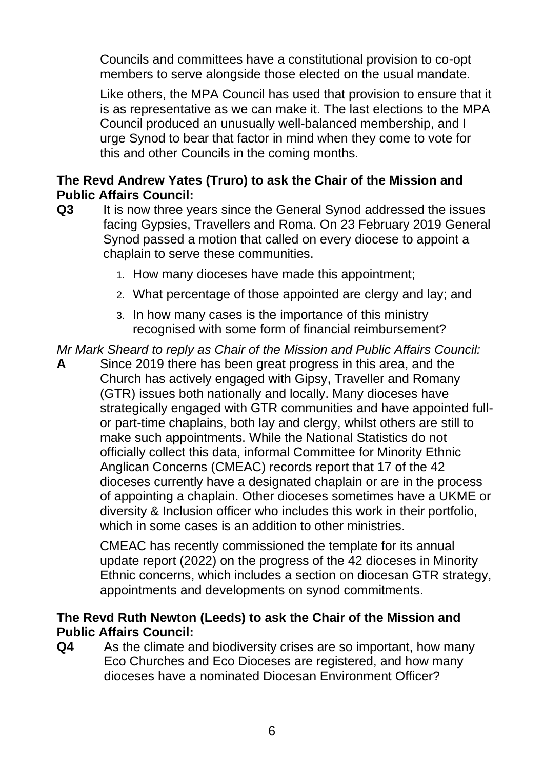Councils and committees have a constitutional provision to co-opt members to serve alongside those elected on the usual mandate.

Like others, the MPA Council has used that provision to ensure that it is as representative as we can make it. The last elections to the MPA Council produced an unusually well-balanced membership, and I urge Synod to bear that factor in mind when they come to vote for this and other Councils in the coming months.

**The Revd Andrew Yates (Truro) to ask the Chair of the Mission and Public Affairs Council:**

**Q3** It is now three years since the General Synod addressed the issues facing Gypsies, Travellers and Roma. On 23 February 2019 General Synod passed a motion that called on every diocese to appoint a chaplain to serve these communities.

1. How many dioceses have made this appointment;
2. What percentage of those appointed are clergy and lay; and
3. In how many cases is the importance of this ministry recognised with some form of financial reimbursement?

*Mr Mark Sheard to reply as Chair of the Mission and Public Affairs Council:*

**A** Since 2019 there has been great progress in this area, and the Church has actively engaged with Gipsy, Traveller and Romany (GTR) issues both nationally and locally. Many dioceses have strategically engaged with GTR communities and have appointed full- or part-time chaplains, both lay and clergy, whilst others are still to make such appointments. While the National Statistics do not officially collect this data, informal Committee for Minority Ethnic Anglican Concerns (CMEAC) records report that 17 of the 42 dioceses currently have a designated chaplain or are in the process of appointing a chaplain. Other dioceses sometimes have a UKME or diversity & Inclusion officer who includes this work in their portfolio, which in some cases is an addition to other ministries.

CMEAC has recently commissioned the template for its annual update report (2022) on the progress of the 42 dioceses in Minority Ethnic concerns, which includes a section on diocesan GTR strategy, appointments and developments on synod commitments.

**The Revd Ruth Newton (Leeds) to ask the Chair of the Mission and Public Affairs Council:**

**Q4** As the climate and biodiversity crises are so important, how many Eco Churches and Eco Dioceses are registered, and how many dioceses have a nominated Diocesan Environment Officer?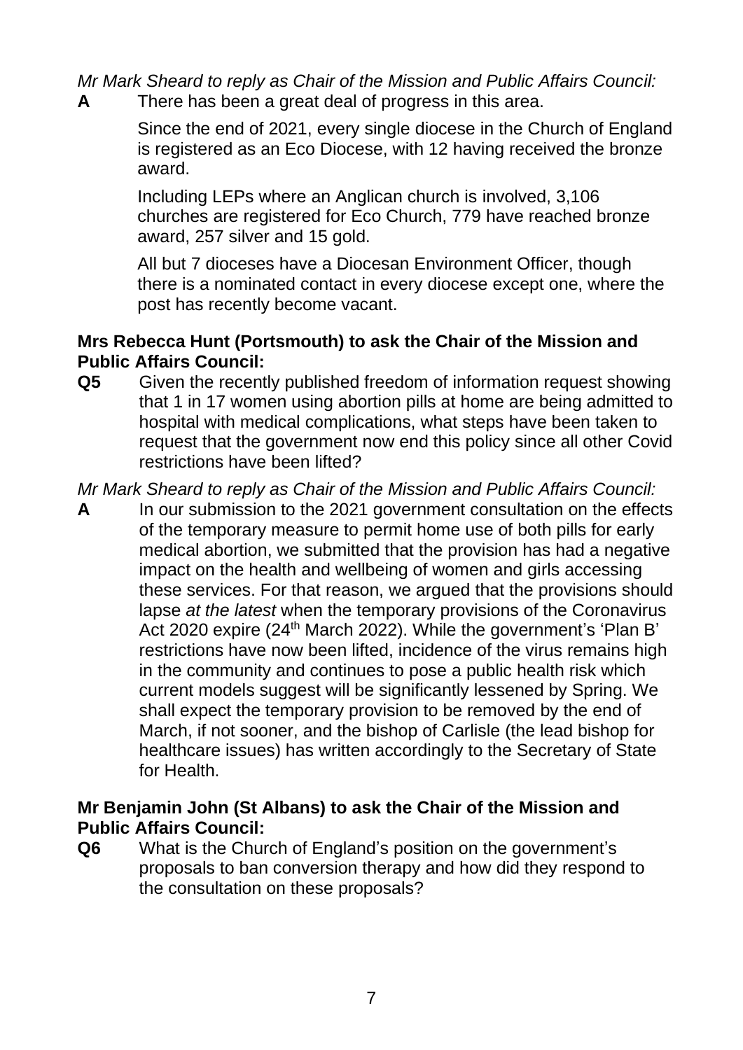*Mr Mark Sheard to reply as Chair of the Mission and Public Affairs Council:*

**A** There has been a great deal of progress in this area.

Since the end of 2021, every single diocese in the Church of England is registered as an Eco Diocese, with 12 having received the bronze award.

Including LEPs where an Anglican church is involved, 3,106 churches are registered for Eco Church, 779 have reached bronze award, 257 silver and 15 gold.

All but 7 dioceses have a Diocesan Environment Officer, though there is a nominated contact in every diocese except one, where the post has recently become vacant.

**Mrs Rebecca Hunt (Portsmouth) to ask the Chair of the Mission and Public Affairs Council:**

**Q5** Given the recently published freedom of information request showing that 1 in 17 women using abortion pills at home are being admitted to hospital with medical complications, what steps have been taken to request that the government now end this policy since all other Covid restrictions have been lifted?

*Mr Mark Sheard to reply as Chair of the Mission and Public Affairs Council:*

**A** In our submission to the 2021 government consultation on the effects of the temporary measure to permit home use of both pills for early medical abortion, we submitted that the provision has had a negative impact on the health and wellbeing of women and girls accessing these services. For that reason, we argued that the provisions should lapse *at the latest* when the temporary provisions of the Coronavirus Act 2020 expire (24th March 2022). While the government's 'Plan B' restrictions have now been lifted, incidence of the virus remains high in the community and continues to pose a public health risk which current models suggest will be significantly lessened by Spring. We shall expect the temporary provision to be removed by the end of March, if not sooner, and the bishop of Carlisle (the lead bishop for healthcare issues) has written accordingly to the Secretary of State for Health.

**Mr Benjamin John (St Albans) to ask the Chair of the Mission and Public Affairs Council:**

**Q6** What is the Church of England's position on the government's proposals to ban conversion therapy and how did they respond to the consultation on these proposals?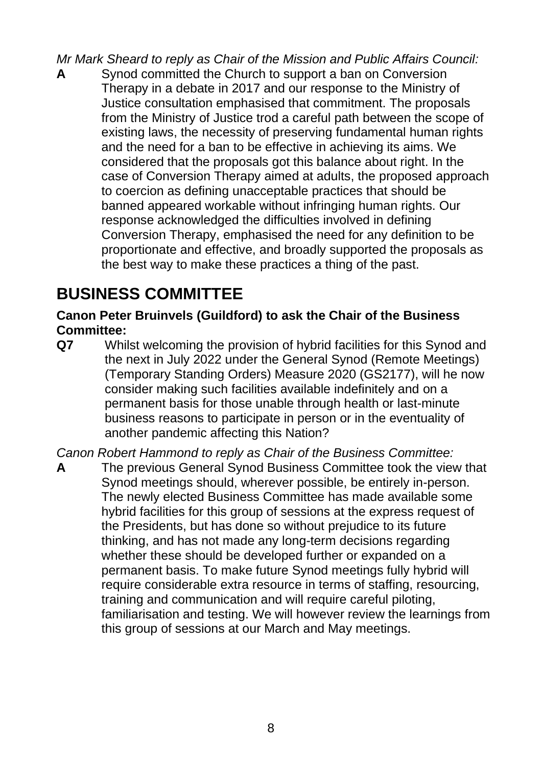*Mr Mark Sheard to reply as Chair of the Mission and Public Affairs Council:*

**A** Synod committed the Church to support a ban on Conversion Therapy in a debate in 2017 and our response to the Ministry of Justice consultation emphasised that commitment. The proposals from the Ministry of Justice trod a careful path between the scope of existing laws, the necessity of preserving fundamental human rights and the need for a ban to be effective in achieving its aims. We considered that the proposals got this balance about right. In the case of Conversion Therapy aimed at adults, the proposed approach to coercion as defining unacceptable practices that should be banned appeared workable without infringing human rights. Our response acknowledged the difficulties involved in defining Conversion Therapy, emphasised the need for any definition to be proportionate and effective, and broadly supported the proposals as the best way to make these practices a thing of the past.

# BUSINESS COMMITTEE

**Canon Peter Bruinvels (Guildford) to ask the Chair of the Business Committee:**

**Q7** Whilst welcoming the provision of hybrid facilities for this Synod and the next in July 2022 under the General Synod (Remote Meetings) (Temporary Standing Orders) Measure 2020 (GS2177), will he now consider making such facilities available indefinitely and on a permanent basis for those unable through health or last-minute business reasons to participate in person or in the eventuality of another pandemic affecting this Nation?

*Canon Robert Hammond to reply as Chair of the Business Committee:*

**A** The previous General Synod Business Committee took the view that Synod meetings should, wherever possible, be entirely in-person. The newly elected Business Committee has made available some hybrid facilities for this group of sessions at the express request of the Presidents, but has done so without prejudice to its future thinking, and has not made any long-term decisions regarding whether these should be developed further or expanded on a permanent basis. To make future Synod meetings fully hybrid will require considerable extra resource in terms of staffing, resourcing, training and communication and will require careful piloting, familiarisation and testing. We will however review the learnings from this group of sessions at our March and May meetings.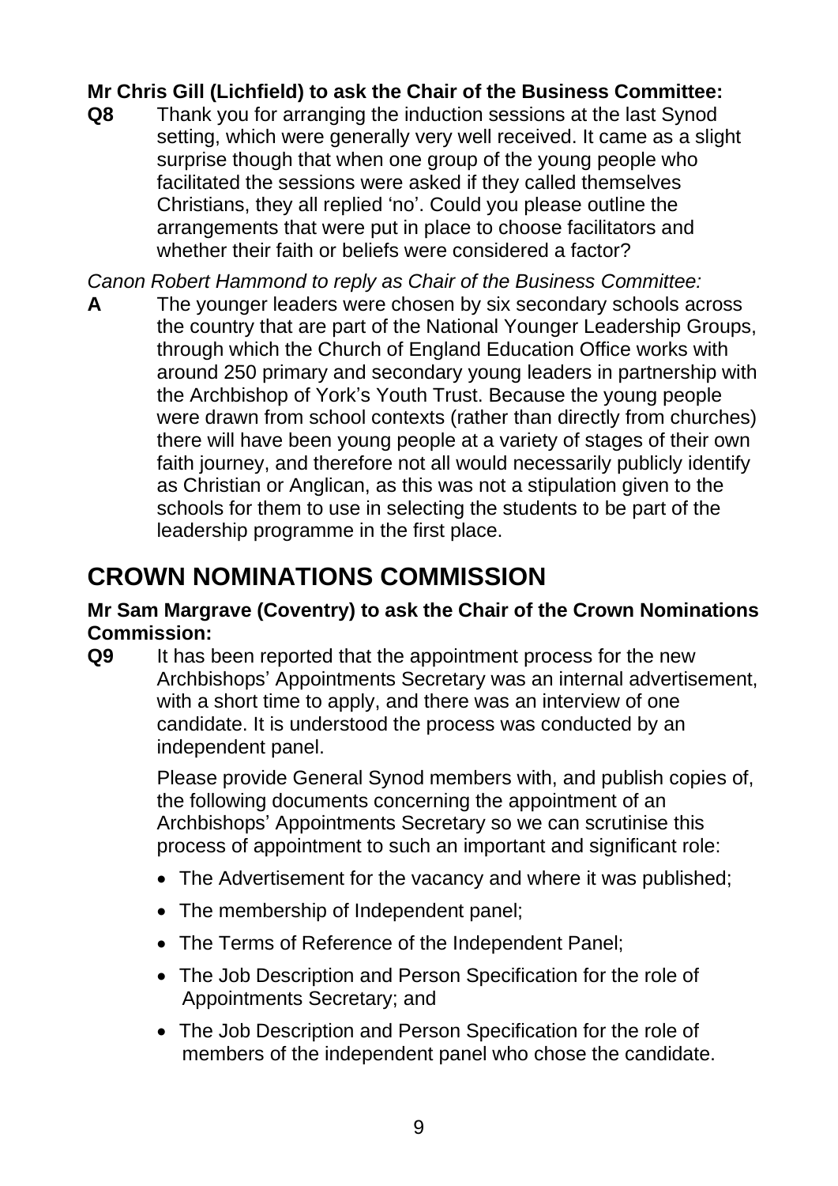**Mr Chris Gill (Lichfield) to ask the Chair of the Business Committee:**

**Q8** Thank you for arranging the induction sessions at the last Synod setting, which were generally very well received. It came as a slight surprise though that when one group of the young people who facilitated the sessions were asked if they called themselves Christians, they all replied 'no'. Could you please outline the arrangements that were put in place to choose facilitators and whether their faith or beliefs were considered a factor?

*Canon Robert Hammond to reply as Chair of the Business Committee:*

**A** The younger leaders were chosen by six secondary schools across the country that are part of the National Younger Leadership Groups, through which the Church of England Education Office works with around 250 primary and secondary young leaders in partnership with the Archbishop of York's Youth Trust. Because the young people were drawn from school contexts (rather than directly from churches) there will have been young people at a variety of stages of their own faith journey, and therefore not all would necessarily publicly identify as Christian or Anglican, as this was not a stipulation given to the schools for them to use in selecting the students to be part of the leadership programme in the first place.

# CROWN NOMINATIONS COMMISSION

**Mr Sam Margrave (Coventry) to ask the Chair of the Crown Nominations Commission:**

**Q9** It has been reported that the appointment process for the new Archbishops' Appointments Secretary was an internal advertisement, with a short time to apply, and there was an interview of one candidate. It is understood the process was conducted by an independent panel.

Please provide General Synod members with, and publish copies of, the following documents concerning the appointment of an Archbishops' Appointments Secretary so we can scrutinise this process of appointment to such an important and significant role:

- The Advertisement for the vacancy and where it was published;
- The membership of Independent panel;
- The Terms of Reference of the Independent Panel;
- The Job Description and Person Specification for the role of Appointments Secretary; and
- The Job Description and Person Specification for the role of members of the independent panel who chose the candidate.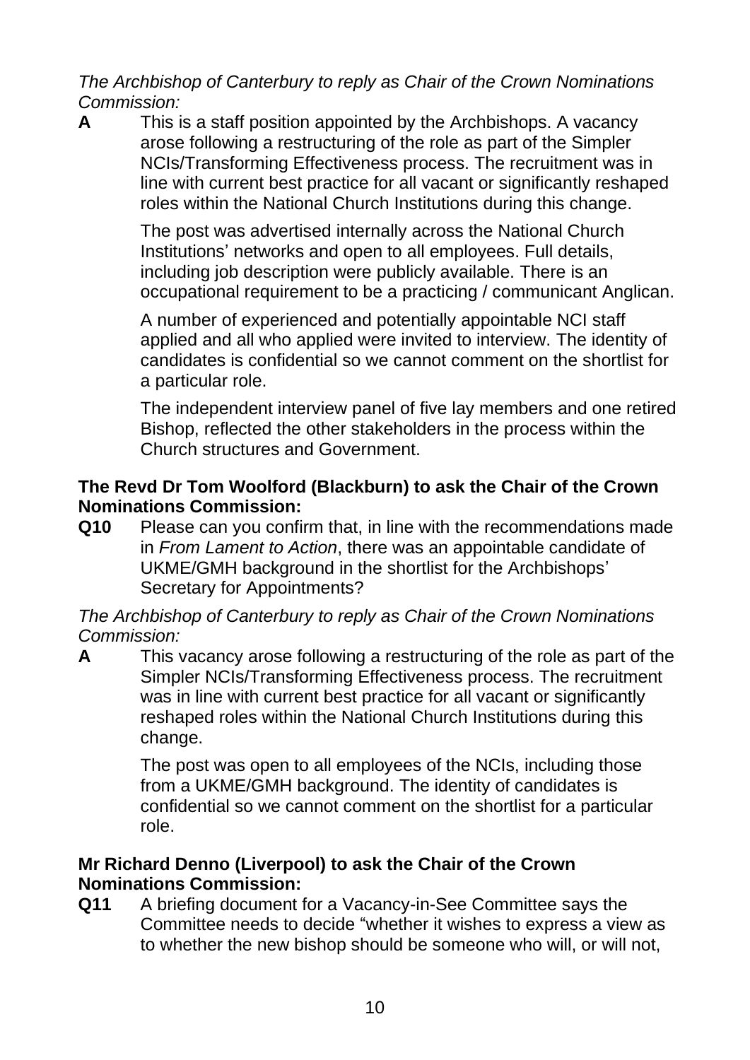*The Archbishop of Canterbury to reply as Chair of the Crown Nominations Commission:*

**A** This is a staff position appointed by the Archbishops. A vacancy arose following a restructuring of the role as part of the Simpler NCIs/Transforming Effectiveness process. The recruitment was in line with current best practice for all vacant or significantly reshaped roles within the National Church Institutions during this change.

The post was advertised internally across the National Church Institutions' networks and open to all employees. Full details, including job description were publicly available. There is an occupational requirement to be a practicing / communicant Anglican.

A number of experienced and potentially appointable NCI staff applied and all who applied were invited to interview. The identity of candidates is confidential so we cannot comment on the shortlist for a particular role.

The independent interview panel of five lay members and one retired Bishop, reflected the other stakeholders in the process within the Church structures and Government.

**The Revd Dr Tom Woolford (Blackburn) to ask the Chair of the Crown Nominations Commission:**

**Q10** Please can you confirm that, in line with the recommendations made in *From Lament to Action*, there was an appointable candidate of UKME/GMH background in the shortlist for the Archbishops' Secretary for Appointments?

*The Archbishop of Canterbury to reply as Chair of the Crown Nominations Commission:*

**A** This vacancy arose following a restructuring of the role as part of the Simpler NCIs/Transforming Effectiveness process. The recruitment was in line with current best practice for all vacant or significantly reshaped roles within the National Church Institutions during this change.

The post was open to all employees of the NCIs, including those from a UKME/GMH background. The identity of candidates is confidential so we cannot comment on the shortlist for a particular role.

**Mr Richard Denno (Liverpool) to ask the Chair of the Crown Nominations Commission:**

**Q11** A briefing document for a Vacancy-in-See Committee says the Committee needs to decide "whether it wishes to express a view as to whether the new bishop should be someone who will, or will not,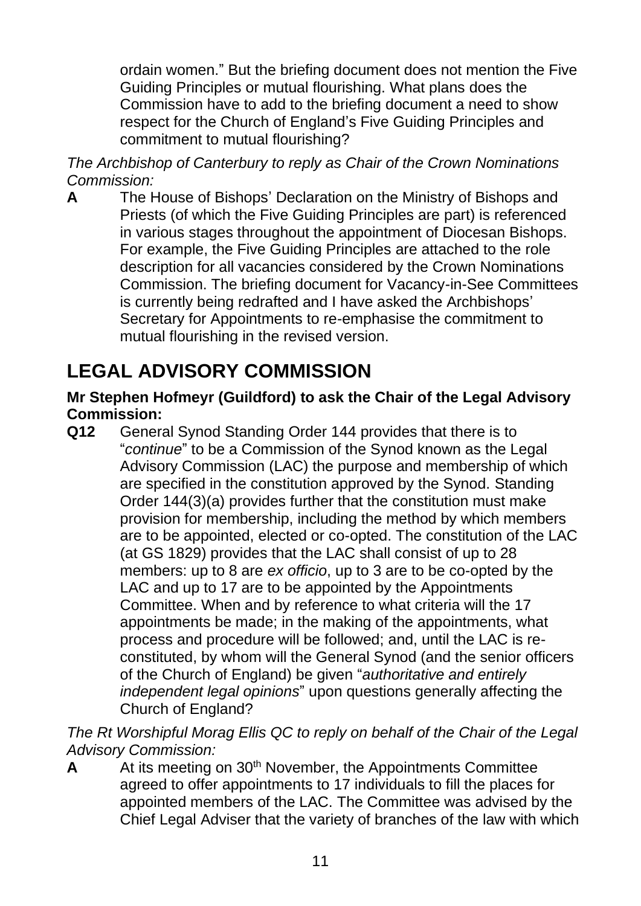ordain women." But the briefing document does not mention the Five Guiding Principles or mutual flourishing. What plans does the Commission have to add to the briefing document a need to show respect for the Church of England's Five Guiding Principles and commitment to mutual flourishing?

*The Archbishop of Canterbury to reply as Chair of the Crown Nominations Commission:*

**A** The House of Bishops' Declaration on the Ministry of Bishops and Priests (of which the Five Guiding Principles are part) is referenced in various stages throughout the appointment of Diocesan Bishops. For example, the Five Guiding Principles are attached to the role description for all vacancies considered by the Crown Nominations Commission. The briefing document for Vacancy-in-See Committees is currently being redrafted and I have asked the Archbishops' Secretary for Appointments to re-emphasise the commitment to mutual flourishing in the revised version.

# LEGAL ADVISORY COMMISSION

**Mr Stephen Hofmeyr (Guildford) to ask the Chair of the Legal Advisory Commission:**

**Q12** General Synod Standing Order 144 provides that there is to "*continue*" to be a Commission of the Synod known as the Legal Advisory Commission (LAC) the purpose and membership of which are specified in the constitution approved by the Synod. Standing Order 144(3)(a) provides further that the constitution must make provision for membership, including the method by which members are to be appointed, elected or co-opted. The constitution of the LAC (at GS 1829) provides that the LAC shall consist of up to 28 members: up to 8 are *ex officio*, up to 3 are to be co-opted by the LAC and up to 17 are to be appointed by the Appointments Committee. When and by reference to what criteria will the 17 appointments be made; in the making of the appointments, what process and procedure will be followed; and, until the LAC is re-constituted, by whom will the General Synod (and the senior officers of the Church of England) be given "*authoritative and entirely independent legal opinions*" upon questions generally affecting the Church of England?

*The Rt Worshipful Morag Ellis QC to reply on behalf of the Chair of the Legal Advisory Commission:*

**A** At its meeting on 30th November, the Appointments Committee agreed to offer appointments to 17 individuals to fill the places for appointed members of the LAC. The Committee was advised by the Chief Legal Adviser that the variety of branches of the law with which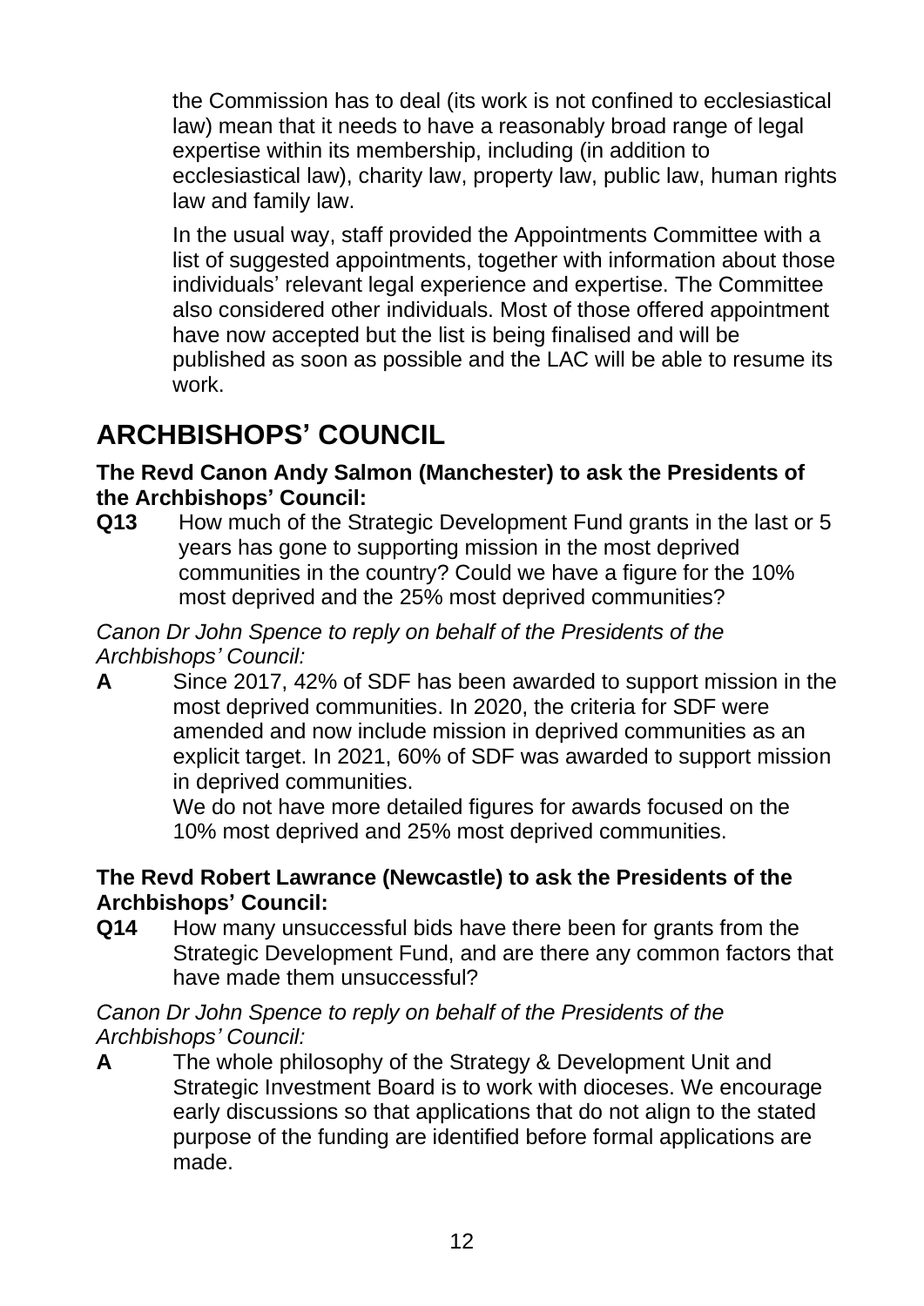the Commission has to deal (its work is not confined to ecclesiastical law) mean that it needs to have a reasonably broad range of legal expertise within its membership, including (in addition to ecclesiastical law), charity law, property law, public law, human rights law and family law.

In the usual way, staff provided the Appointments Committee with a list of suggested appointments, together with information about those individuals' relevant legal experience and expertise. The Committee also considered other individuals. Most of those offered appointment have now accepted but the list is being finalised and will be published as soon as possible and the LAC will be able to resume its work.

# ARCHBISHOPS' COUNCIL

**The Revd Canon Andy Salmon (Manchester) to ask the Presidents of the Archbishops' Council:**

**Q13** How much of the Strategic Development Fund grants in the last or 5 years has gone to supporting mission in the most deprived communities in the country? Could we have a figure for the 10% most deprived and the 25% most deprived communities?

*Canon Dr John Spence to reply on behalf of the Presidents of the Archbishops' Council:*

**A** Since 2017, 42% of SDF has been awarded to support mission in the most deprived communities. In 2020, the criteria for SDF were amended and now include mission in deprived communities as an explicit target. In 2021, 60% of SDF was awarded to support mission in deprived communities.

We do not have more detailed figures for awards focused on the 10% most deprived and 25% most deprived communities.

**The Revd Robert Lawrance (Newcastle) to ask the Presidents of the Archbishops' Council:**

**Q14** How many unsuccessful bids have there been for grants from the Strategic Development Fund, and are there any common factors that have made them unsuccessful?

*Canon Dr John Spence to reply on behalf of the Presidents of the Archbishops' Council:*

**A** The whole philosophy of the Strategy & Development Unit and Strategic Investment Board is to work with dioceses. We encourage early discussions so that applications that do not align to the stated purpose of the funding are identified before formal applications are made.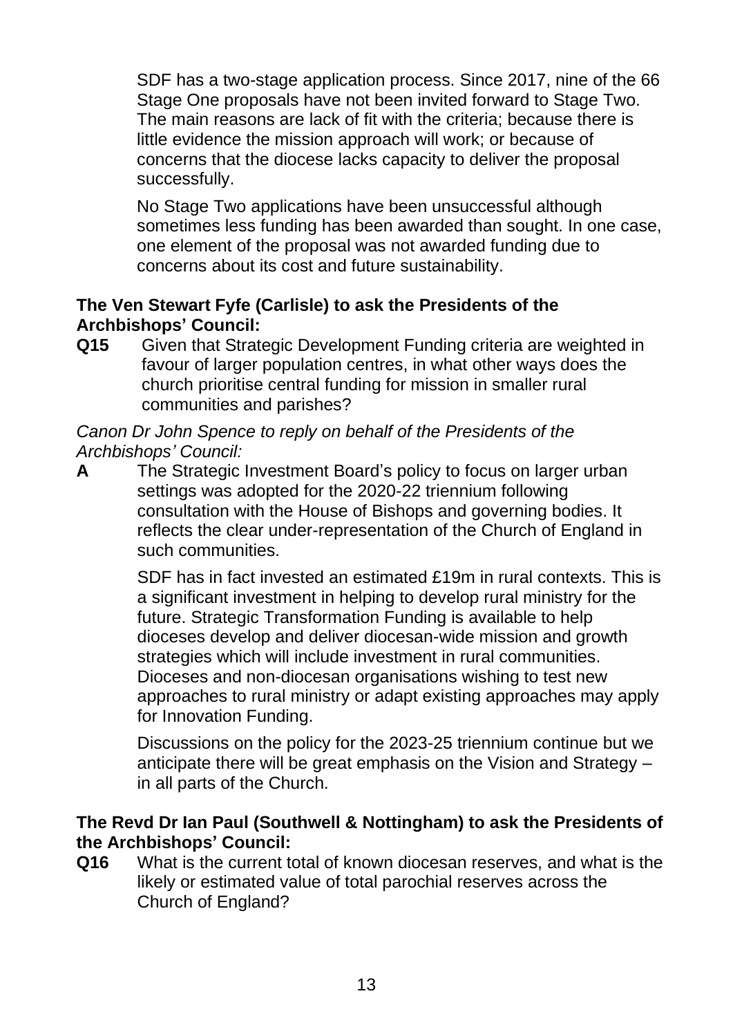SDF has a two-stage application process. Since 2017, nine of the 66 Stage One proposals have not been invited forward to Stage Two. The main reasons are lack of fit with the criteria; because there is little evidence the mission approach will work; or because of concerns that the diocese lacks capacity to deliver the proposal successfully.

No Stage Two applications have been unsuccessful although sometimes less funding has been awarded than sought. In one case, one element of the proposal was not awarded funding due to concerns about its cost and future sustainability.

**The Ven Stewart Fyfe (Carlisle) to ask the Presidents of the Archbishops' Council:**

**Q15** Given that Strategic Development Funding criteria are weighted in favour of larger population centres, in what other ways does the church prioritise central funding for mission in smaller rural communities and parishes?

*Canon Dr John Spence to reply on behalf of the Presidents of the Archbishops' Council:*

**A** The Strategic Investment Board's policy to focus on larger urban settings was adopted for the 2020-22 triennium following consultation with the House of Bishops and governing bodies. It reflects the clear under-representation of the Church of England in such communities.

SDF has in fact invested an estimated £19m in rural contexts. This is a significant investment in helping to develop rural ministry for the future. Strategic Transformation Funding is available to help dioceses develop and deliver diocesan-wide mission and growth strategies which will include investment in rural communities. Dioceses and non-diocesan organisations wishing to test new approaches to rural ministry or adapt existing approaches may apply for Innovation Funding.

Discussions on the policy for the 2023-25 triennium continue but we anticipate there will be great emphasis on the Vision and Strategy – in all parts of the Church.

**The Revd Dr Ian Paul (Southwell & Nottingham) to ask the Presidents of the Archbishops' Council:**

**Q16** What is the current total of known diocesan reserves, and what is the likely or estimated value of total parochial reserves across the Church of England?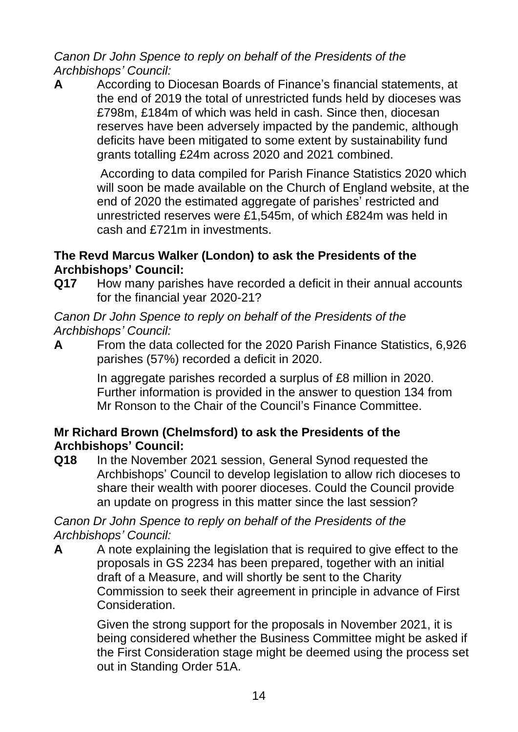*Canon Dr John Spence to reply on behalf of the Presidents of the Archbishops' Council:*

**A** According to Diocesan Boards of Finance's financial statements, at the end of 2019 the total of unrestricted funds held by dioceses was £798m, £184m of which was held in cash. Since then, diocesan reserves have been adversely impacted by the pandemic, although deficits have been mitigated to some extent by sustainability fund grants totalling £24m across 2020 and 2021 combined.

According to data compiled for Parish Finance Statistics 2020 which will soon be made available on the Church of England website, at the end of 2020 the estimated aggregate of parishes' restricted and unrestricted reserves were £1,545m, of which £824m was held in cash and £721m in investments.

**The Revd Marcus Walker (London) to ask the Presidents of the Archbishops' Council:**

**Q17** How many parishes have recorded a deficit in their annual accounts for the financial year 2020-21?

*Canon Dr John Spence to reply on behalf of the Presidents of the Archbishops' Council:*

**A** From the data collected for the 2020 Parish Finance Statistics, 6,926 parishes (57%) recorded a deficit in 2020.

In aggregate parishes recorded a surplus of £8 million in 2020. Further information is provided in the answer to question 134 from Mr Ronson to the Chair of the Council's Finance Committee.

**Mr Richard Brown (Chelmsford) to ask the Presidents of the Archbishops' Council:**

**Q18** In the November 2021 session, General Synod requested the Archbishops' Council to develop legislation to allow rich dioceses to share their wealth with poorer dioceses. Could the Council provide an update on progress in this matter since the last session?

*Canon Dr John Spence to reply on behalf of the Presidents of the Archbishops' Council:*

**A** A note explaining the legislation that is required to give effect to the proposals in GS 2234 has been prepared, together with an initial draft of a Measure, and will shortly be sent to the Charity Commission to seek their agreement in principle in advance of First Consideration.

Given the strong support for the proposals in November 2021, it is being considered whether the Business Committee might be asked if the First Consideration stage might be deemed using the process set out in Standing Order 51A.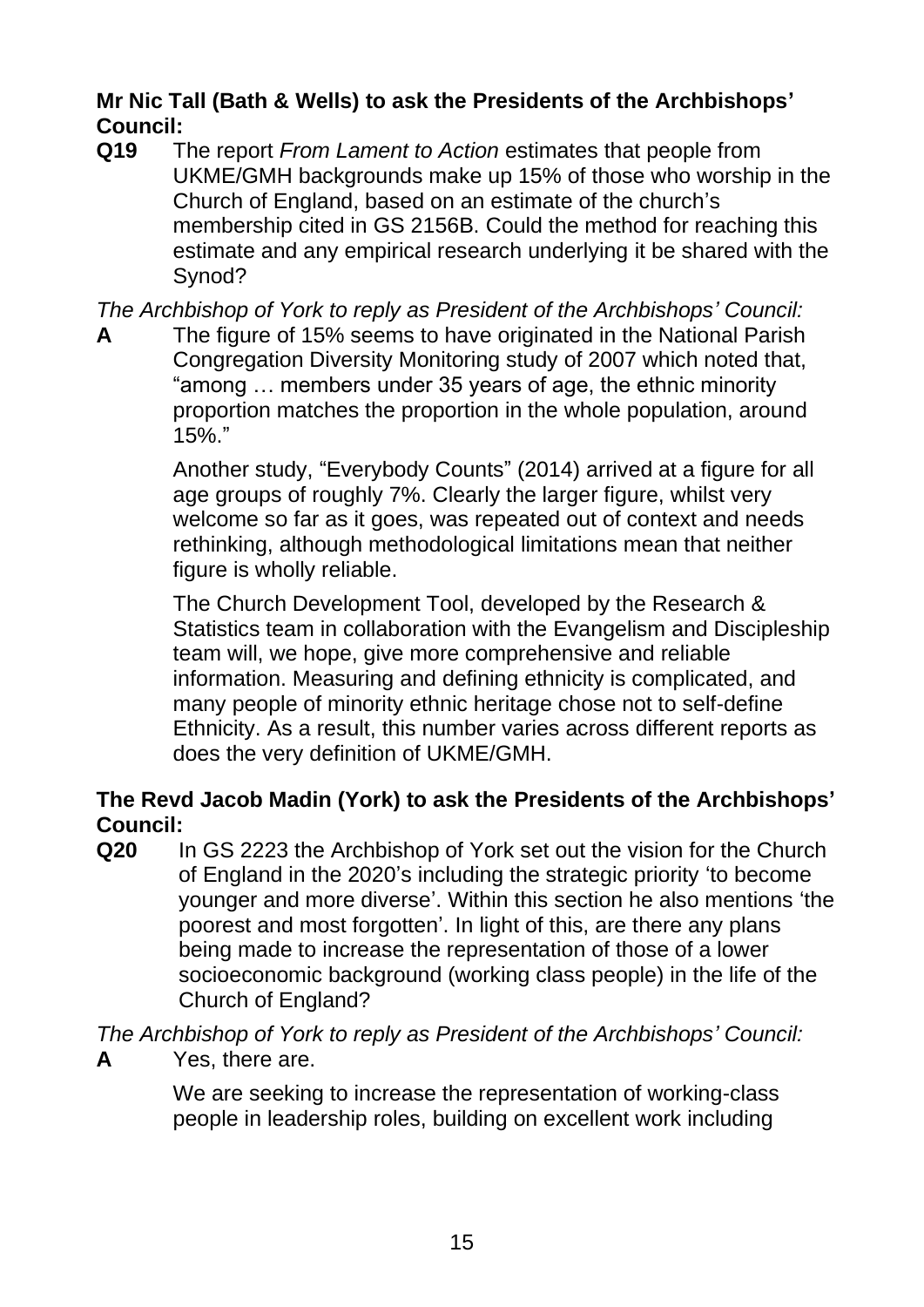**Mr Nic Tall (Bath & Wells) to ask the Presidents of the Archbishops' Council:**

**Q19** The report *From Lament to Action* estimates that people from UKME/GMH backgrounds make up 15% of those who worship in the Church of England, based on an estimate of the church's membership cited in GS 2156B. Could the method for reaching this estimate and any empirical research underlying it be shared with the Synod?

*The Archbishop of York to reply as President of the Archbishops' Council:*

**A** The figure of 15% seems to have originated in the National Parish Congregation Diversity Monitoring study of 2007 which noted that, "among … members under 35 years of age, the ethnic minority proportion matches the proportion in the whole population, around 15%."

Another study, "Everybody Counts" (2014) arrived at a figure for all age groups of roughly 7%. Clearly the larger figure, whilst very welcome so far as it goes, was repeated out of context and needs rethinking, although methodological limitations mean that neither figure is wholly reliable.

The Church Development Tool, developed by the Research & Statistics team in collaboration with the Evangelism and Discipleship team will, we hope, give more comprehensive and reliable information. Measuring and defining ethnicity is complicated, and many people of minority ethnic heritage chose not to self-define Ethnicity. As a result, this number varies across different reports as does the very definition of UKME/GMH.

**The Revd Jacob Madin (York) to ask the Presidents of the Archbishops' Council:**

**Q20** In GS 2223 the Archbishop of York set out the vision for the Church of England in the 2020's including the strategic priority 'to become younger and more diverse'. Within this section he also mentions 'the poorest and most forgotten'. In light of this, are there any plans being made to increase the representation of those of a lower socioeconomic background (working class people) in the life of the Church of England?

*The Archbishop of York to reply as President of the Archbishops' Council:*

**A** Yes, there are.

We are seeking to increase the representation of working-class people in leadership roles, building on excellent work including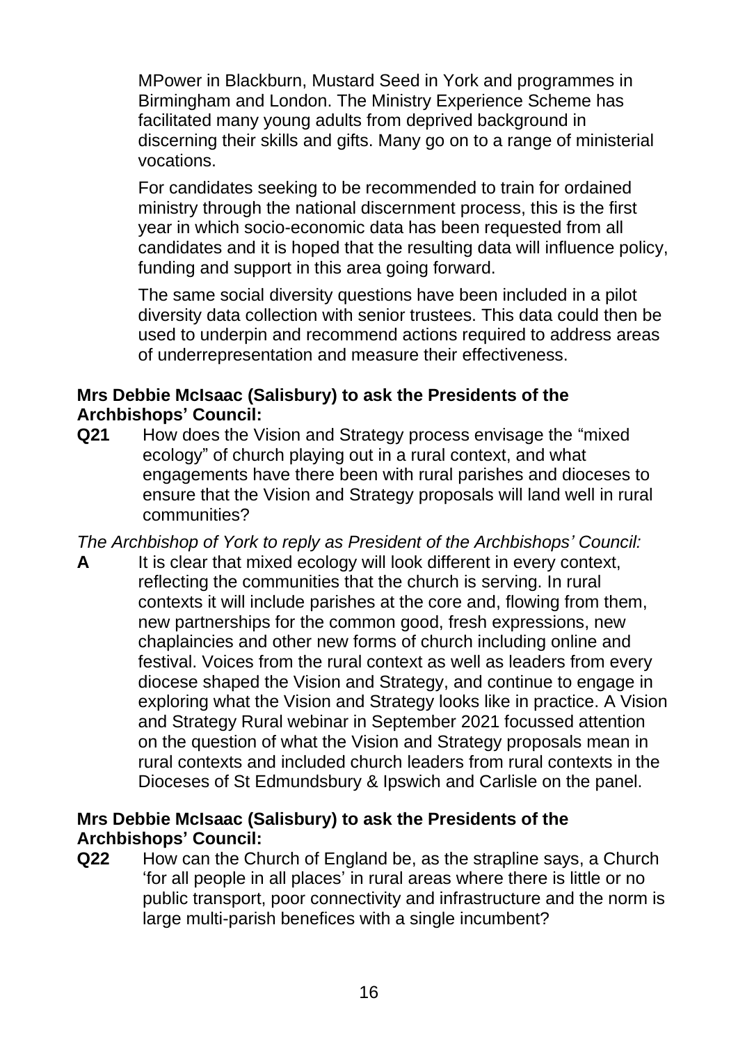MPower in Blackburn, Mustard Seed in York and programmes in Birmingham and London. The Ministry Experience Scheme has facilitated many young adults from deprived background in discerning their skills and gifts. Many go on to a range of ministerial vocations.

For candidates seeking to be recommended to train for ordained ministry through the national discernment process, this is the first year in which socio-economic data has been requested from all candidates and it is hoped that the resulting data will influence policy, funding and support in this area going forward.

The same social diversity questions have been included in a pilot diversity data collection with senior trustees. This data could then be used to underpin and recommend actions required to address areas of underrepresentation and measure their effectiveness.

**Mrs Debbie McIsaac (Salisbury) to ask the Presidents of the Archbishops' Council:**

**Q21** How does the Vision and Strategy process envisage the "mixed ecology" of church playing out in a rural context, and what engagements have there been with rural parishes and dioceses to ensure that the Vision and Strategy proposals will land well in rural communities?

*The Archbishop of York to reply as President of the Archbishops' Council:*

**A** It is clear that mixed ecology will look different in every context, reflecting the communities that the church is serving. In rural contexts it will include parishes at the core and, flowing from them, new partnerships for the common good, fresh expressions, new chaplaincies and other new forms of church including online and festival. Voices from the rural context as well as leaders from every diocese shaped the Vision and Strategy, and continue to engage in exploring what the Vision and Strategy looks like in practice. A Vision and Strategy Rural webinar in September 2021 focussed attention on the question of what the Vision and Strategy proposals mean in rural contexts and included church leaders from rural contexts in the Dioceses of St Edmundsbury & Ipswich and Carlisle on the panel.

**Mrs Debbie McIsaac (Salisbury) to ask the Presidents of the Archbishops' Council:**

**Q22** How can the Church of England be, as the strapline says, a Church 'for all people in all places' in rural areas where there is little or no public transport, poor connectivity and infrastructure and the norm is large multi-parish benefices with a single incumbent?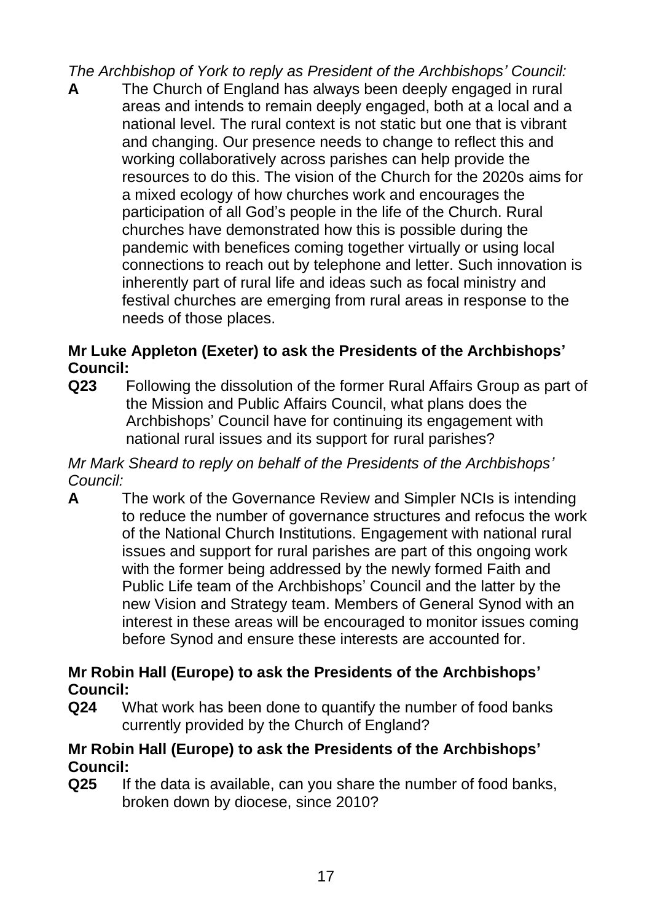*The Archbishop of York to reply as President of the Archbishops' Council:*

**A** The Church of England has always been deeply engaged in rural areas and intends to remain deeply engaged, both at a local and a national level. The rural context is not static but one that is vibrant and changing. Our presence needs to change to reflect this and working collaboratively across parishes can help provide the resources to do this. The vision of the Church for the 2020s aims for a mixed ecology of how churches work and encourages the participation of all God's people in the life of the Church. Rural churches have demonstrated how this is possible during the pandemic with benefices coming together virtually or using local connections to reach out by telephone and letter. Such innovation is inherently part of rural life and ideas such as focal ministry and festival churches are emerging from rural areas in response to the needs of those places.

**Mr Luke Appleton (Exeter) to ask the Presidents of the Archbishops' Council:**

**Q23** Following the dissolution of the former Rural Affairs Group as part of the Mission and Public Affairs Council, what plans does the Archbishops' Council have for continuing its engagement with national rural issues and its support for rural parishes?

*Mr Mark Sheard to reply on behalf of the Presidents of the Archbishops' Council:*

**A** The work of the Governance Review and Simpler NCIs is intending to reduce the number of governance structures and refocus the work of the National Church Institutions. Engagement with national rural issues and support for rural parishes are part of this ongoing work with the former being addressed by the newly formed Faith and Public Life team of the Archbishops' Council and the latter by the new Vision and Strategy team. Members of General Synod with an interest in these areas will be encouraged to monitor issues coming before Synod and ensure these interests are accounted for.

**Mr Robin Hall (Europe) to ask the Presidents of the Archbishops' Council:**

**Q24** What work has been done to quantify the number of food banks currently provided by the Church of England?

**Mr Robin Hall (Europe) to ask the Presidents of the Archbishops' Council:**

**Q25** If the data is available, can you share the number of food banks, broken down by diocese, since 2010?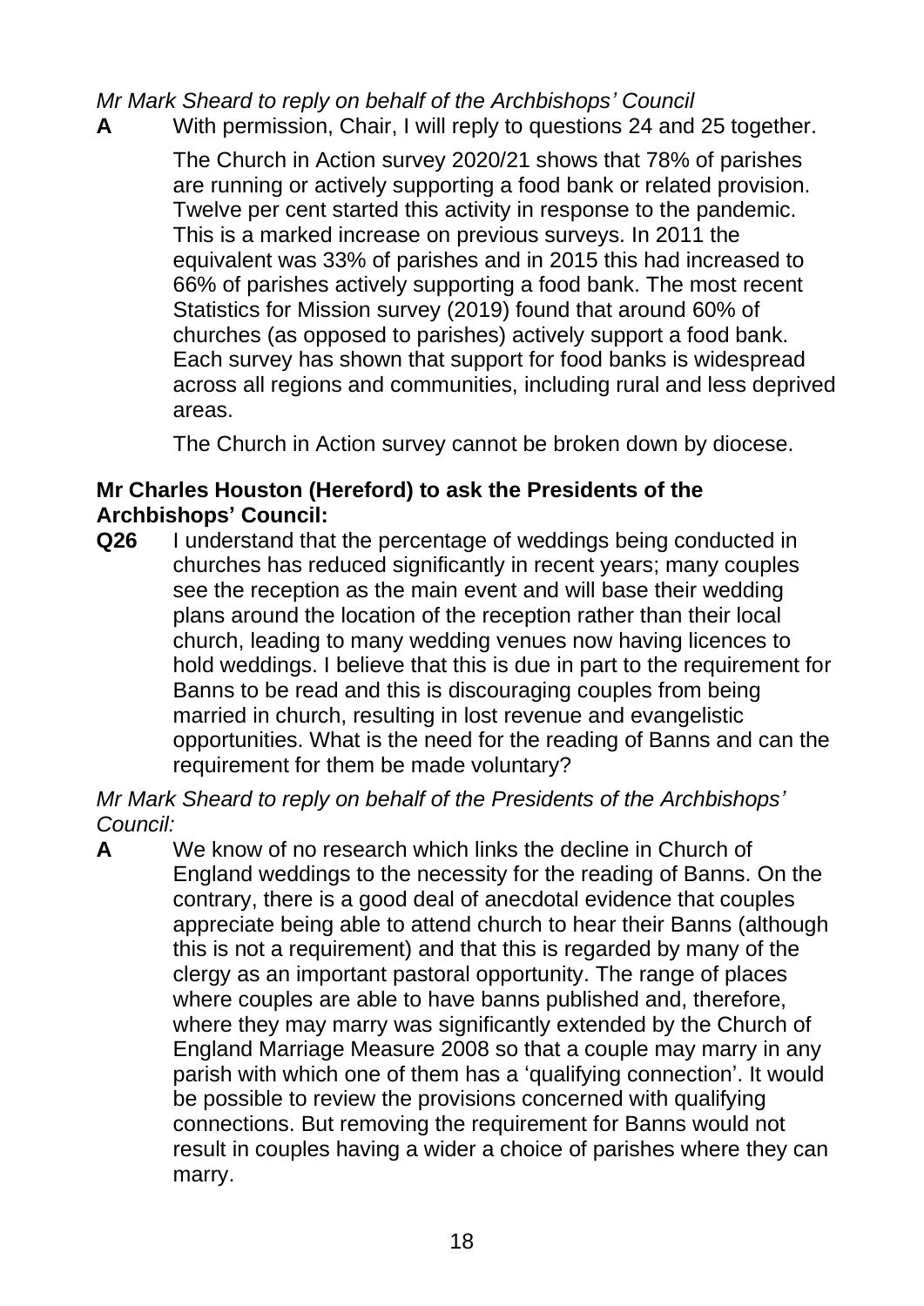*Mr Mark Sheard to reply on behalf of the Archbishops' Council*

**A** With permission, Chair, I will reply to questions 24 and 25 together.

The Church in Action survey 2020/21 shows that 78% of parishes are running or actively supporting a food bank or related provision. Twelve per cent started this activity in response to the pandemic. This is a marked increase on previous surveys. In 2011 the equivalent was 33% of parishes and in 2015 this had increased to 66% of parishes actively supporting a food bank. The most recent Statistics for Mission survey (2019) found that around 60% of churches (as opposed to parishes) actively support a food bank. Each survey has shown that support for food banks is widespread across all regions and communities, including rural and less deprived areas.

The Church in Action survey cannot be broken down by diocese.

**Mr Charles Houston (Hereford) to ask the Presidents of the Archbishops' Council:**

**Q26** I understand that the percentage of weddings being conducted in churches has reduced significantly in recent years; many couples see the reception as the main event and will base their wedding plans around the location of the reception rather than their local church, leading to many wedding venues now having licences to hold weddings. I believe that this is due in part to the requirement for Banns to be read and this is discouraging couples from being married in church, resulting in lost revenue and evangelistic opportunities. What is the need for the reading of Banns and can the requirement for them be made voluntary?

*Mr Mark Sheard to reply on behalf of the Presidents of the Archbishops' Council:*

**A** We know of no research which links the decline in Church of England weddings to the necessity for the reading of Banns. On the contrary, there is a good deal of anecdotal evidence that couples appreciate being able to attend church to hear their Banns (although this is not a requirement) and that this is regarded by many of the clergy as an important pastoral opportunity. The range of places where couples are able to have banns published and, therefore, where they may marry was significantly extended by the Church of England Marriage Measure 2008 so that a couple may marry in any parish with which one of them has a 'qualifying connection'. It would be possible to review the provisions concerned with qualifying connections. But removing the requirement for Banns would not result in couples having a wider a choice of parishes where they can marry.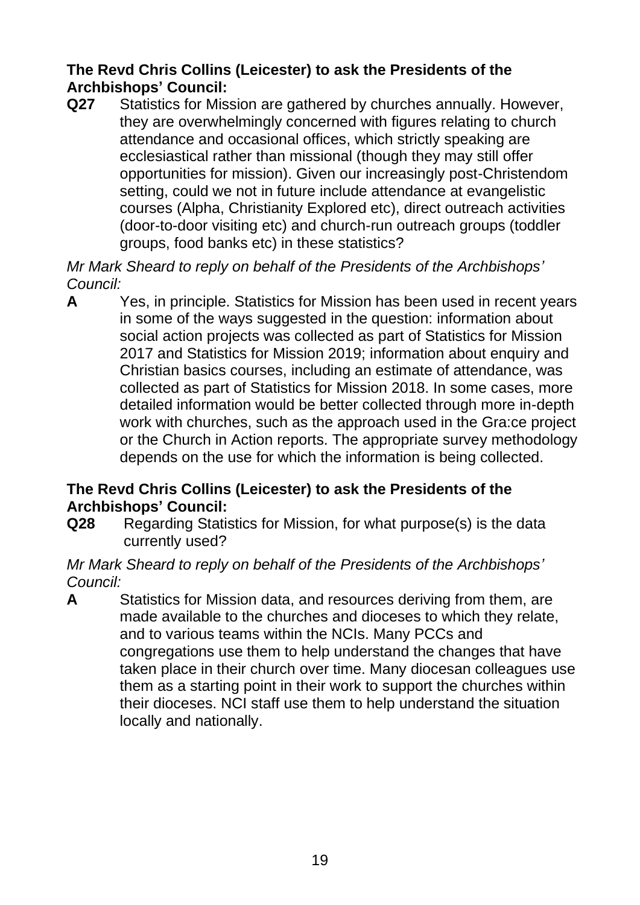**The Revd Chris Collins (Leicester) to ask the Presidents of the Archbishops' Council:**

**Q27** Statistics for Mission are gathered by churches annually. However, they are overwhelmingly concerned with figures relating to church attendance and occasional offices, which strictly speaking are ecclesiastical rather than missional (though they may still offer opportunities for mission). Given our increasingly post-Christendom setting, could we not in future include attendance at evangelistic courses (Alpha, Christianity Explored etc), direct outreach activities (door-to-door visiting etc) and church-run outreach groups (toddler groups, food banks etc) in these statistics?

*Mr Mark Sheard to reply on behalf of the Presidents of the Archbishops' Council:*

**A** Yes, in principle. Statistics for Mission has been used in recent years in some of the ways suggested in the question: information about social action projects was collected as part of Statistics for Mission 2017 and Statistics for Mission 2019; information about enquiry and Christian basics courses, including an estimate of attendance, was collected as part of Statistics for Mission 2018. In some cases, more detailed information would be better collected through more in-depth work with churches, such as the approach used in the Gra:ce project or the Church in Action reports. The appropriate survey methodology depends on the use for which the information is being collected.

**The Revd Chris Collins (Leicester) to ask the Presidents of the Archbishops' Council:**

**Q28** Regarding Statistics for Mission, for what purpose(s) is the data currently used?

*Mr Mark Sheard to reply on behalf of the Presidents of the Archbishops' Council:*

**A** Statistics for Mission data, and resources deriving from them, are made available to the churches and dioceses to which they relate, and to various teams within the NCIs. Many PCCs and congregations use them to help understand the changes that have taken place in their church over time. Many diocesan colleagues use them as a starting point in their work to support the churches within their dioceses. NCI staff use them to help understand the situation locally and nationally.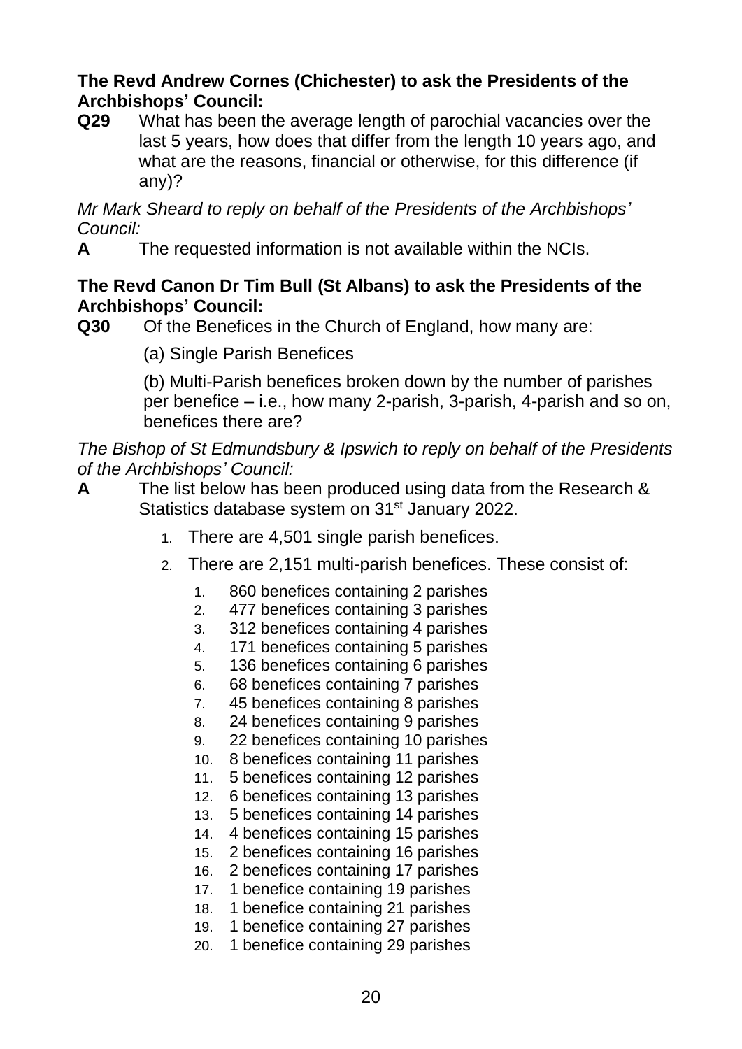**The Revd Andrew Cornes (Chichester) to ask the Presidents of the Archbishops' Council:**

**Q29** What has been the average length of parochial vacancies over the last 5 years, how does that differ from the length 10 years ago, and what are the reasons, financial or otherwise, for this difference (if any)?

*Mr Mark Sheard to reply on behalf of the Presidents of the Archbishops' Council:*

**A** The requested information is not available within the NCIs.

**The Revd Canon Dr Tim Bull (St Albans) to ask the Presidents of the Archbishops' Council:**

**Q30** Of the Benefices in the Church of England, how many are:

(a) Single Parish Benefices

(b) Multi-Parish benefices broken down by the number of parishes per benefice – i.e., how many 2-parish, 3-parish, 4-parish and so on, benefices there are?

*The Bishop of St Edmundsbury & Ipswich to reply on behalf of the Presidents of the Archbishops' Council:*

**A** The list below has been produced using data from the Research & Statistics database system on 31st January 2022.

1. There are 4,501 single parish benefices.
2. There are 2,151 multi-parish benefices. These consist of:
    1. 860 benefices containing 2 parishes
    2. 477 benefices containing 3 parishes
    3. 312 benefices containing 4 parishes
    4. 171 benefices containing 5 parishes
    5. 136 benefices containing 6 parishes
    6. 68 benefices containing 7 parishes
    7. 45 benefices containing 8 parishes
    8. 24 benefices containing 9 parishes
    9. 22 benefices containing 10 parishes
    10. 8 benefices containing 11 parishes
    11. 5 benefices containing 12 parishes
    12. 6 benefices containing 13 parishes
    13. 5 benefices containing 14 parishes
    14. 4 benefices containing 15 parishes
    15. 2 benefices containing 16 parishes
    16. 2 benefices containing 17 parishes
    17. 1 benefice containing 19 parishes
    18. 1 benefice containing 21 parishes
    19. 1 benefice containing 27 parishes
    20. 1 benefice containing 29 parishes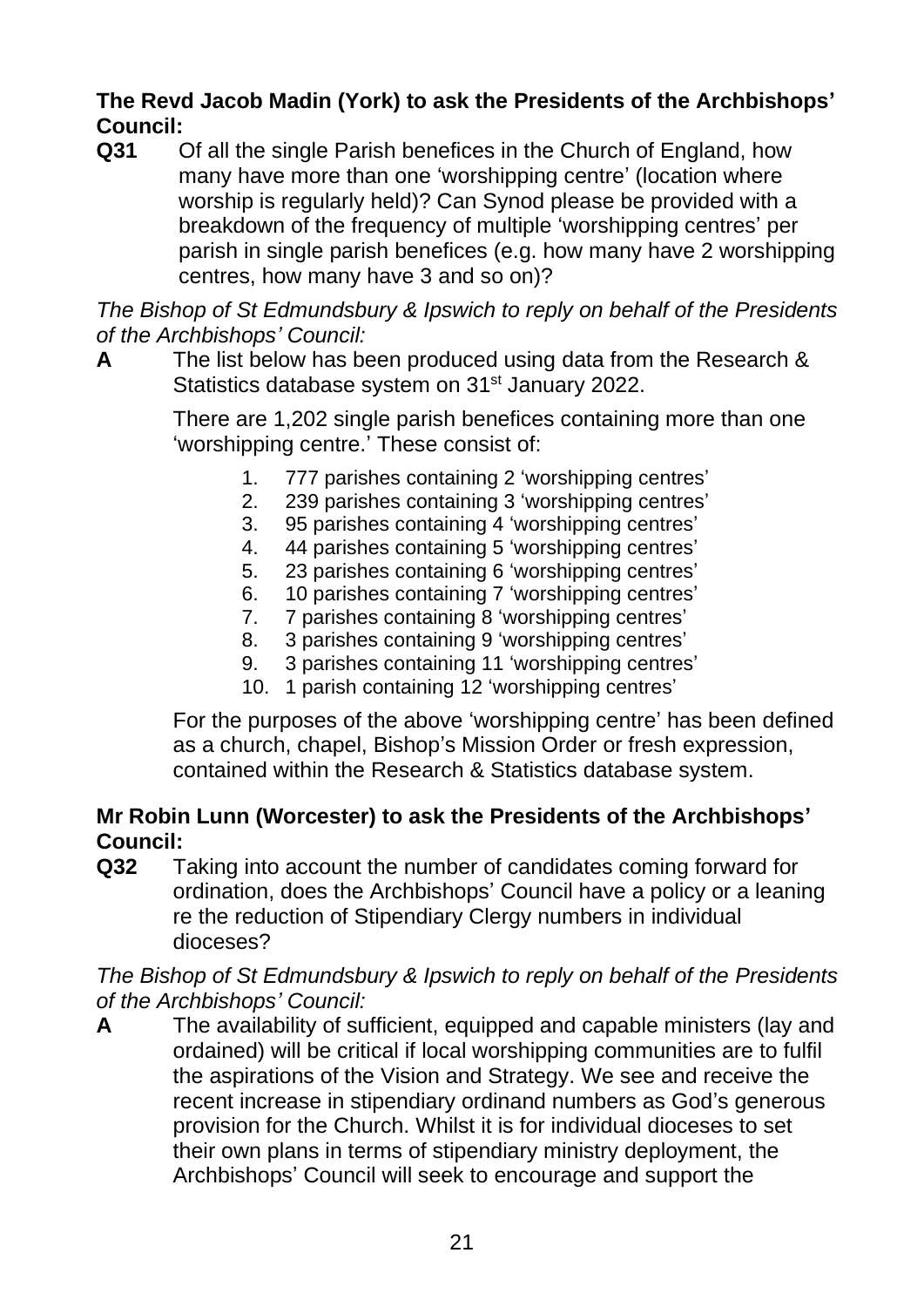**The Revd Jacob Madin (York) to ask the Presidents of the Archbishops' Council:**

**Q31** Of all the single Parish benefices in the Church of England, how many have more than one 'worshipping centre' (location where worship is regularly held)? Can Synod please be provided with a breakdown of the frequency of multiple 'worshipping centres' per parish in single parish benefices (e.g. how many have 2 worshipping centres, how many have 3 and so on)?

*The Bishop of St Edmundsbury & Ipswich to reply on behalf of the Presidents of the Archbishops' Council:*

**A** The list below has been produced using data from the Research & Statistics database system on 31st January 2022.

There are 1,202 single parish benefices containing more than one 'worshipping centre.' These consist of:

1. 777 parishes containing 2 'worshipping centres'
2. 239 parishes containing 3 'worshipping centres'
3. 95 parishes containing 4 'worshipping centres'
4. 44 parishes containing 5 'worshipping centres'
5. 23 parishes containing 6 'worshipping centres'
6. 10 parishes containing 7 'worshipping centres'
7. 7 parishes containing 8 'worshipping centres'
8. 3 parishes containing 9 'worshipping centres'
9. 3 parishes containing 11 'worshipping centres'
10. 1 parish containing 12 'worshipping centres'

For the purposes of the above 'worshipping centre' has been defined as a church, chapel, Bishop's Mission Order or fresh expression, contained within the Research & Statistics database system.

**Mr Robin Lunn (Worcester) to ask the Presidents of the Archbishops' Council:**

**Q32** Taking into account the number of candidates coming forward for ordination, does the Archbishops' Council have a policy or a leaning re the reduction of Stipendiary Clergy numbers in individual dioceses?

*The Bishop of St Edmundsbury & Ipswich to reply on behalf of the Presidents of the Archbishops' Council:*

**A** The availability of sufficient, equipped and capable ministers (lay and ordained) will be critical if local worshipping communities are to fulfil the aspirations of the Vision and Strategy. We see and receive the recent increase in stipendiary ordinand numbers as God's generous provision for the Church. Whilst it is for individual dioceses to set their own plans in terms of stipendiary ministry deployment, the Archbishops' Council will seek to encourage and support the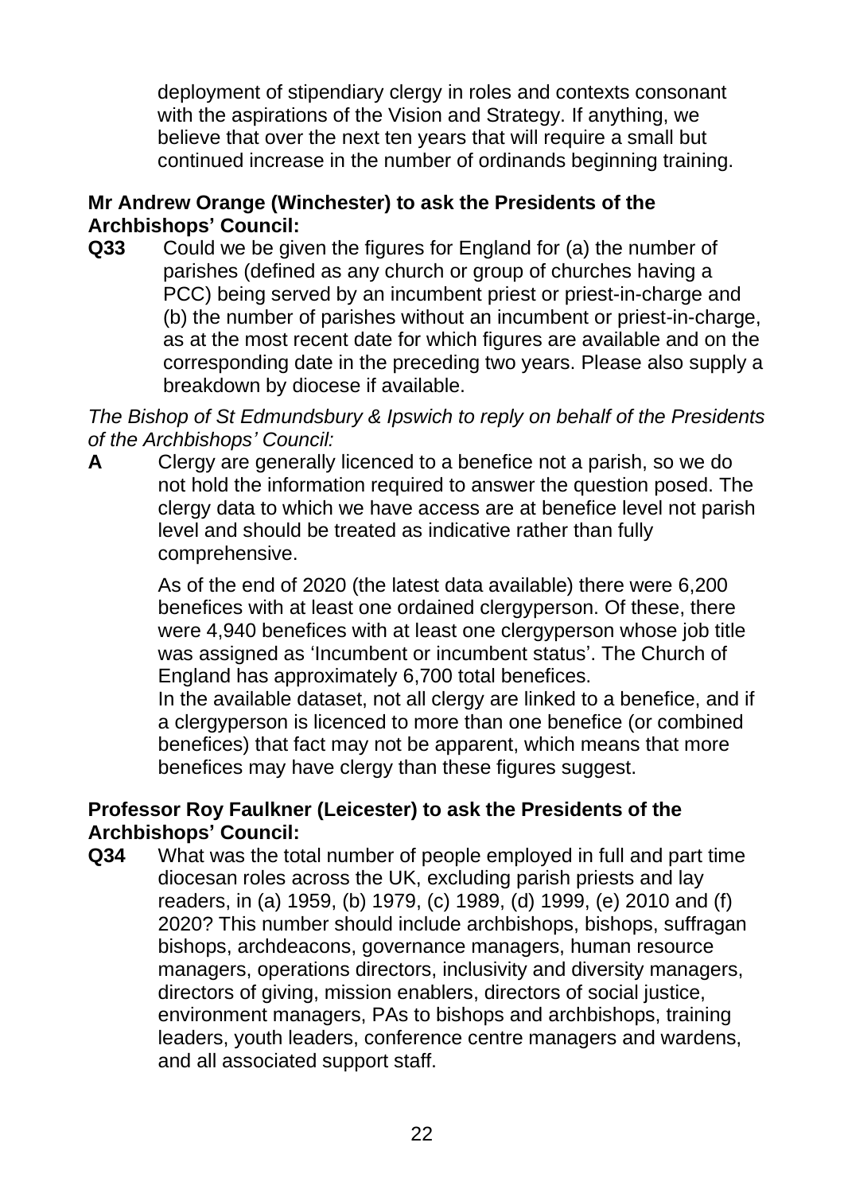deployment of stipendiary clergy in roles and contexts consonant with the aspirations of the Vision and Strategy. If anything, we believe that over the next ten years that will require a small but continued increase in the number of ordinands beginning training.

**Mr Andrew Orange (Winchester) to ask the Presidents of the Archbishops' Council:**

**Q33** Could we be given the figures for England for (a) the number of parishes (defined as any church or group of churches having a PCC) being served by an incumbent priest or priest-in-charge and (b) the number of parishes without an incumbent or priest-in-charge, as at the most recent date for which figures are available and on the corresponding date in the preceding two years. Please also supply a breakdown by diocese if available.

*The Bishop of St Edmundsbury & Ipswich to reply on behalf of the Presidents of the Archbishops' Council:*

**A** Clergy are generally licenced to a benefice not a parish, so we do not hold the information required to answer the question posed. The clergy data to which we have access are at benefice level not parish level and should be treated as indicative rather than fully comprehensive.

As of the end of 2020 (the latest data available) there were 6,200 benefices with at least one ordained clergyperson. Of these, there were 4,940 benefices with at least one clergyperson whose job title was assigned as 'Incumbent or incumbent status'. The Church of England has approximately 6,700 total benefices.
In the available dataset, not all clergy are linked to a benefice, and if a clergyperson is licenced to more than one benefice (or combined benefices) that fact may not be apparent, which means that more benefices may have clergy than these figures suggest.

**Professor Roy Faulkner (Leicester) to ask the Presidents of the Archbishops' Council:**

**Q34** What was the total number of people employed in full and part time diocesan roles across the UK, excluding parish priests and lay readers, in (a) 1959, (b) 1979, (c) 1989, (d) 1999, (e) 2010 and (f) 2020? This number should include archbishops, bishops, suffragan bishops, archdeacons, governance managers, human resource managers, operations directors, inclusivity and diversity managers, directors of giving, mission enablers, directors of social justice, environment managers, PAs to bishops and archbishops, training leaders, youth leaders, conference centre managers and wardens, and all associated support staff.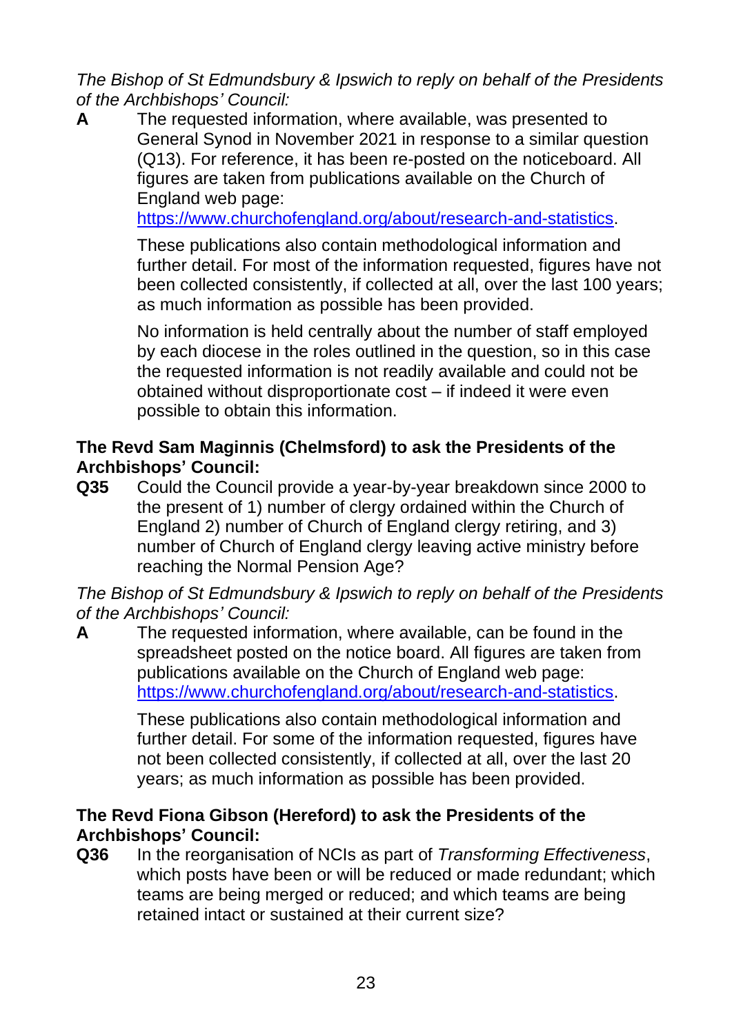*The Bishop of St Edmundsbury & Ipswich to reply on behalf of the Presidents of the Archbishops' Council:*

**A** The requested information, where available, was presented to General Synod in November 2021 in response to a similar question (Q13). For reference, it has been re-posted on the noticeboard. All figures are taken from publications available on the Church of England web page: [https://www.churchofengland.org/about/research-and-statistics](https://www.churchofengland.org/about/research-and-statistics).

These publications also contain methodological information and further detail. For most of the information requested, figures have not been collected consistently, if collected at all, over the last 100 years; as much information as possible has been provided.

No information is held centrally about the number of staff employed by each diocese in the roles outlined in the question, so in this case the requested information is not readily available and could not be obtained without disproportionate cost – if indeed it were even possible to obtain this information.

**The Revd Sam Maginnis (Chelmsford) to ask the Presidents of the Archbishops' Council:**

**Q35** Could the Council provide a year-by-year breakdown since 2000 to the present of 1) number of clergy ordained within the Church of England 2) number of Church of England clergy retiring, and 3) number of Church of England clergy leaving active ministry before reaching the Normal Pension Age?

*The Bishop of St Edmundsbury & Ipswich to reply on behalf of the Presidents of the Archbishops' Council:*

**A** The requested information, where available, can be found in the spreadsheet posted on the notice board. All figures are taken from publications available on the Church of England web page: [https://www.churchofengland.org/about/research-and-statistics](https://www.churchofengland.org/about/research-and-statistics).

These publications also contain methodological information and further detail. For some of the information requested, figures have not been collected consistently, if collected at all, over the last 20 years; as much information as possible has been provided.

**The Revd Fiona Gibson (Hereford) to ask the Presidents of the Archbishops' Council:**

**Q36** In the reorganisation of NCIs as part of *Transforming Effectiveness*, which posts have been or will be reduced or made redundant; which teams are being merged or reduced; and which teams are being retained intact or sustained at their current size?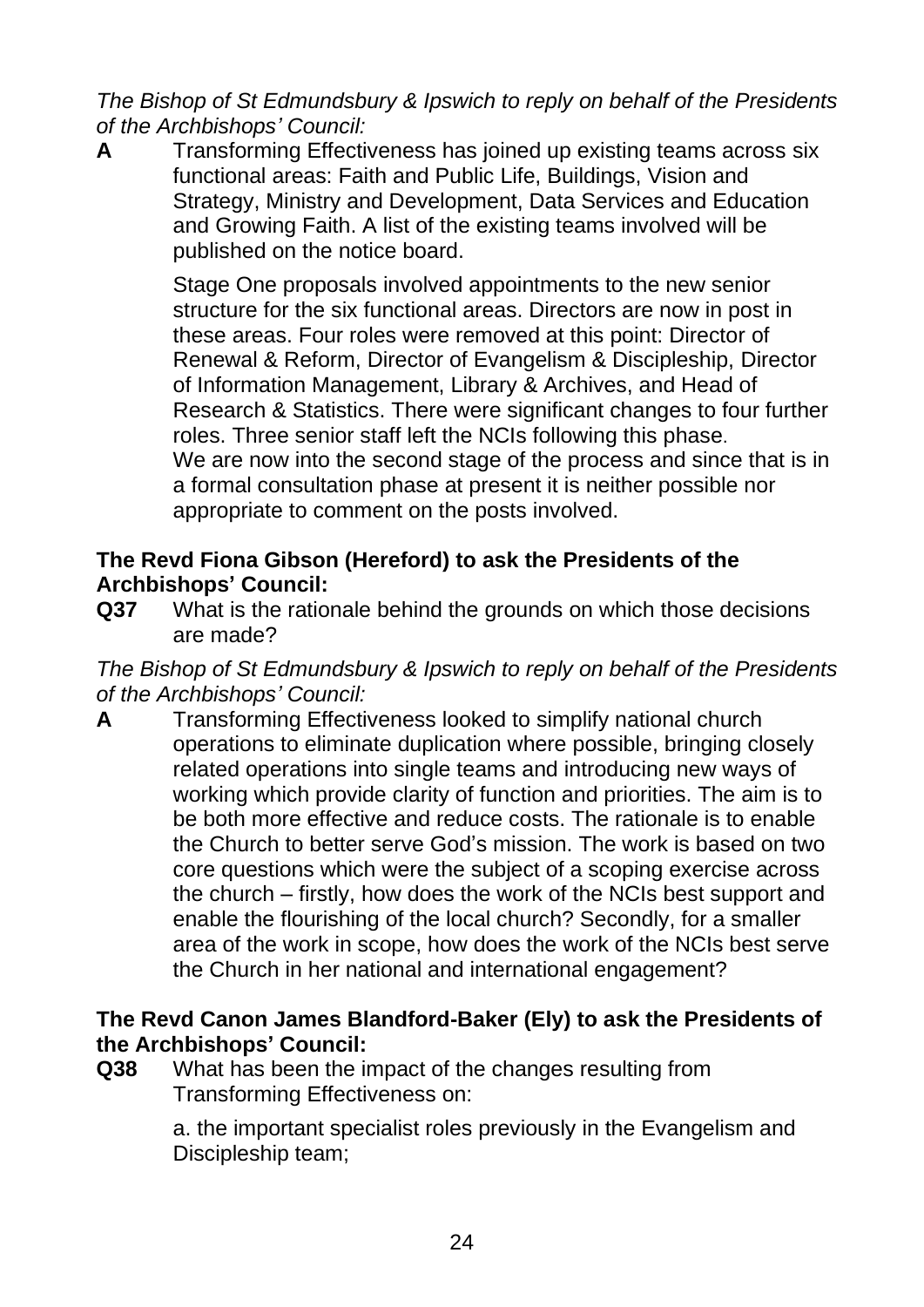*The Bishop of St Edmundsbury & Ipswich to reply on behalf of the Presidents of the Archbishops' Council:*

**A** Transforming Effectiveness has joined up existing teams across six functional areas: Faith and Public Life, Buildings, Vision and Strategy, Ministry and Development, Data Services and Education and Growing Faith. A list of the existing teams involved will be published on the notice board.

Stage One proposals involved appointments to the new senior structure for the six functional areas. Directors are now in post in these areas. Four roles were removed at this point: Director of Renewal & Reform, Director of Evangelism & Discipleship, Director of Information Management, Library & Archives, and Head of Research & Statistics. There were significant changes to four further roles. Three senior staff left the NCIs following this phase.
We are now into the second stage of the process and since that is in a formal consultation phase at present it is neither possible nor appropriate to comment on the posts involved.

**The Revd Fiona Gibson (Hereford) to ask the Presidents of the Archbishops' Council:**

**Q37** What is the rationale behind the grounds on which those decisions are made?

*The Bishop of St Edmundsbury & Ipswich to reply on behalf of the Presidents of the Archbishops' Council:*

**A** Transforming Effectiveness looked to simplify national church operations to eliminate duplication where possible, bringing closely related operations into single teams and introducing new ways of working which provide clarity of function and priorities. The aim is to be both more effective and reduce costs. The rationale is to enable the Church to better serve God's mission. The work is based on two core questions which were the subject of a scoping exercise across the church – firstly, how does the work of the NCIs best support and enable the flourishing of the local church? Secondly, for a smaller area of the work in scope, how does the work of the NCIs best serve the Church in her national and international engagement?

**The Revd Canon James Blandford-Baker (Ely) to ask the Presidents of the Archbishops' Council:**

**Q38** What has been the impact of the changes resulting from Transforming Effectiveness on:

a. the important specialist roles previously in the Evangelism and Discipleship team;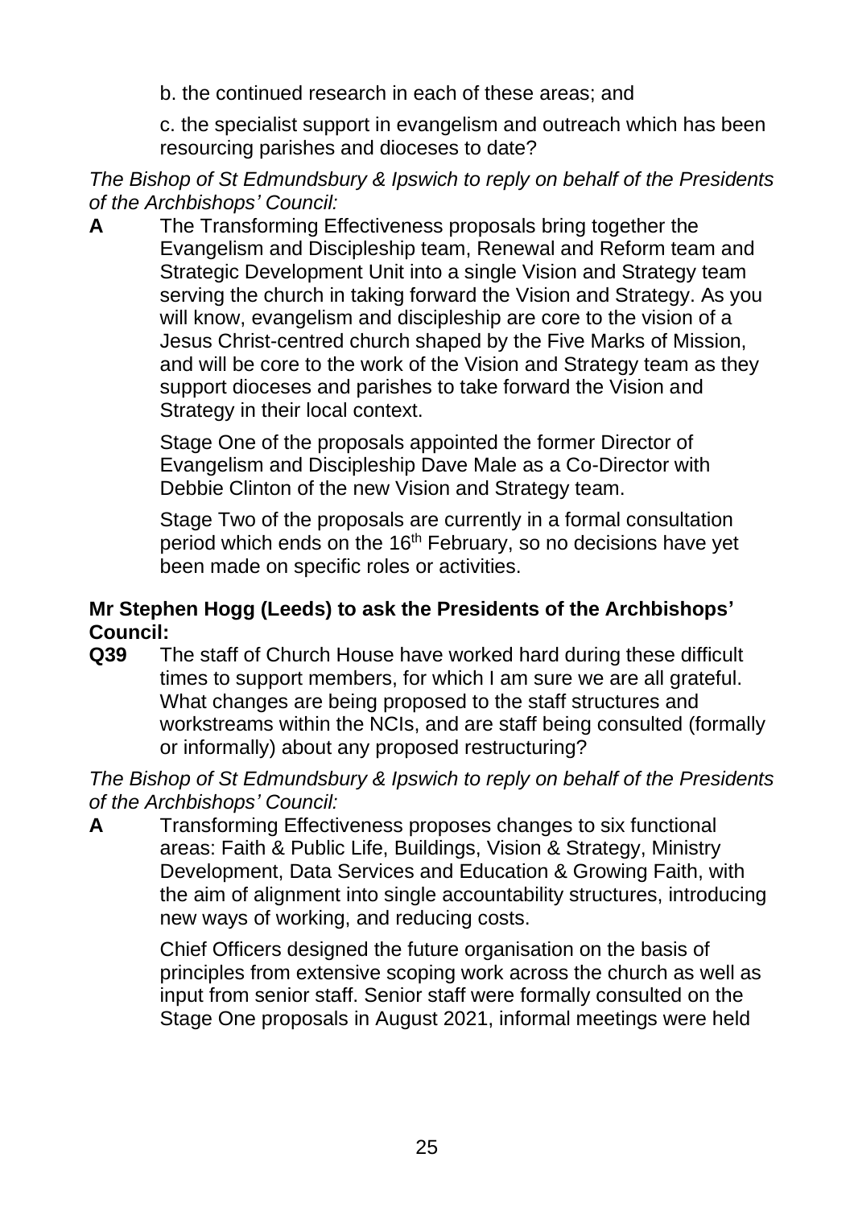b. the continued research in each of these areas; and

c. the specialist support in evangelism and outreach which has been resourcing parishes and dioceses to date?

*The Bishop of St Edmundsbury & Ipswich to reply on behalf of the Presidents of the Archbishops' Council:*

**A** The Transforming Effectiveness proposals bring together the Evangelism and Discipleship team, Renewal and Reform team and Strategic Development Unit into a single Vision and Strategy team serving the church in taking forward the Vision and Strategy. As you will know, evangelism and discipleship are core to the vision of a Jesus Christ-centred church shaped by the Five Marks of Mission, and will be core to the work of the Vision and Strategy team as they support dioceses and parishes to take forward the Vision and Strategy in their local context.

Stage One of the proposals appointed the former Director of Evangelism and Discipleship Dave Male as a Co-Director with Debbie Clinton of the new Vision and Strategy team.

Stage Two of the proposals are currently in a formal consultation period which ends on the 16th February, so no decisions have yet been made on specific roles or activities.

**Mr Stephen Hogg (Leeds) to ask the Presidents of the Archbishops' Council:**

**Q39** The staff of Church House have worked hard during these difficult times to support members, for which I am sure we are all grateful. What changes are being proposed to the staff structures and workstreams within the NCIs, and are staff being consulted (formally or informally) about any proposed restructuring?

*The Bishop of St Edmundsbury & Ipswich to reply on behalf of the Presidents of the Archbishops' Council:*

**A** Transforming Effectiveness proposes changes to six functional areas: Faith & Public Life, Buildings, Vision & Strategy, Ministry Development, Data Services and Education & Growing Faith, with the aim of alignment into single accountability structures, introducing new ways of working, and reducing costs.

Chief Officers designed the future organisation on the basis of principles from extensive scoping work across the church as well as input from senior staff. Senior staff were formally consulted on the Stage One proposals in August 2021, informal meetings were held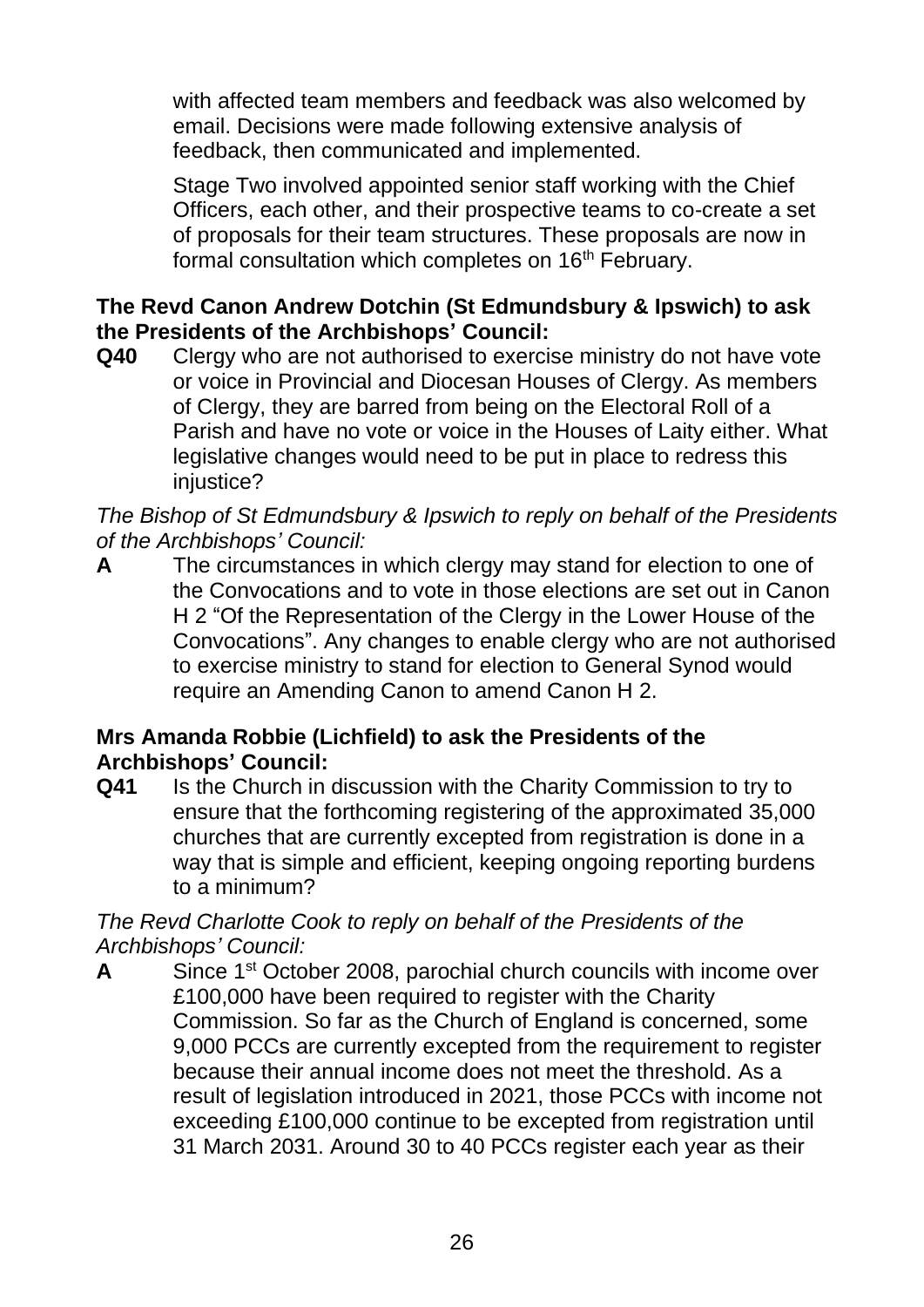with affected team members and feedback was also welcomed by email. Decisions were made following extensive analysis of feedback, then communicated and implemented.

Stage Two involved appointed senior staff working with the Chief Officers, each other, and their prospective teams to co-create a set of proposals for their team structures. These proposals are now in formal consultation which completes on 16th February.

**The Revd Canon Andrew Dotchin (St Edmundsbury & Ipswich) to ask the Presidents of the Archbishops' Council:**

**Q40** Clergy who are not authorised to exercise ministry do not have vote or voice in Provincial and Diocesan Houses of Clergy. As members of Clergy, they are barred from being on the Electoral Roll of a Parish and have no vote or voice in the Houses of Laity either. What legislative changes would need to be put in place to redress this injustice?

*The Bishop of St Edmundsbury & Ipswich to reply on behalf of the Presidents of the Archbishops' Council:*

**A** The circumstances in which clergy may stand for election to one of the Convocations and to vote in those elections are set out in Canon H 2 "Of the Representation of the Clergy in the Lower House of the Convocations". Any changes to enable clergy who are not authorised to exercise ministry to stand for election to General Synod would require an Amending Canon to amend Canon H 2.

**Mrs Amanda Robbie (Lichfield) to ask the Presidents of the Archbishops' Council:**

**Q41** Is the Church in discussion with the Charity Commission to try to ensure that the forthcoming registering of the approximated 35,000 churches that are currently excepted from registration is done in a way that is simple and efficient, keeping ongoing reporting burdens to a minimum?

*The Revd Charlotte Cook to reply on behalf of the Presidents of the Archbishops' Council:*

**A** Since 1st October 2008, parochial church councils with income over £100,000 have been required to register with the Charity Commission. So far as the Church of England is concerned, some 9,000 PCCs are currently excepted from the requirement to register because their annual income does not meet the threshold. As a result of legislation introduced in 2021, those PCCs with income not exceeding £100,000 continue to be excepted from registration until 31 March 2031. Around 30 to 40 PCCs register each year as their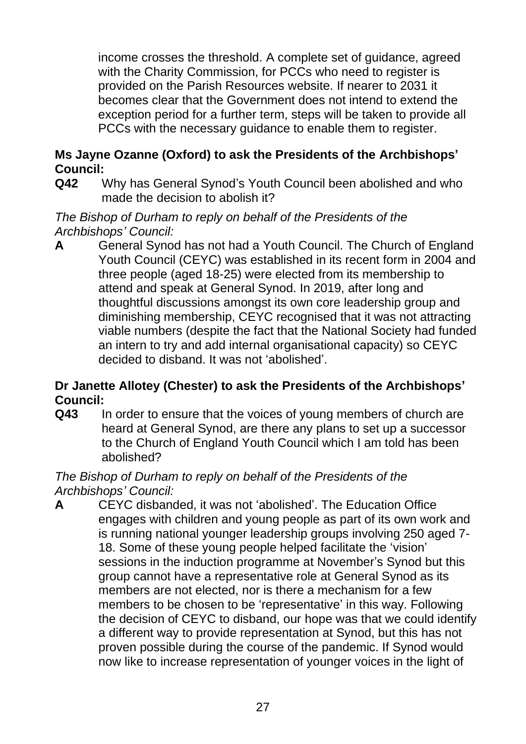income crosses the threshold. A complete set of guidance, agreed with the Charity Commission, for PCCs who need to register is provided on the Parish Resources website. If nearer to 2031 it becomes clear that the Government does not intend to extend the exception period for a further term, steps will be taken to provide all PCCs with the necessary guidance to enable them to register.

**Ms Jayne Ozanne (Oxford) to ask the Presidents of the Archbishops' Council:**

**Q42** Why has General Synod's Youth Council been abolished and who made the decision to abolish it?

*The Bishop of Durham to reply on behalf of the Presidents of the Archbishops' Council:*

**A** General Synod has not had a Youth Council. The Church of England Youth Council (CEYC) was established in its recent form in 2004 and three people (aged 18-25) were elected from its membership to attend and speak at General Synod. In 2019, after long and thoughtful discussions amongst its own core leadership group and diminishing membership, CEYC recognised that it was not attracting viable numbers (despite the fact that the National Society had funded an intern to try and add internal organisational capacity) so CEYC decided to disband. It was not 'abolished'.

**Dr Janette Allotey (Chester) to ask the Presidents of the Archbishops' Council:**

**Q43** In order to ensure that the voices of young members of church are heard at General Synod, are there any plans to set up a successor to the Church of England Youth Council which I am told has been abolished?

*The Bishop of Durham to reply on behalf of the Presidents of the Archbishops' Council:*

**A** CEYC disbanded, it was not 'abolished'. The Education Office engages with children and young people as part of its own work and is running national younger leadership groups involving 250 aged 7-18. Some of these young people helped facilitate the 'vision' sessions in the induction programme at November's Synod but this group cannot have a representative role at General Synod as its members are not elected, nor is there a mechanism for a few members to be chosen to be 'representative' in this way. Following the decision of CEYC to disband, our hope was that we could identify a different way to provide representation at Synod, but this has not proven possible during the course of the pandemic. If Synod would now like to increase representation of younger voices in the light of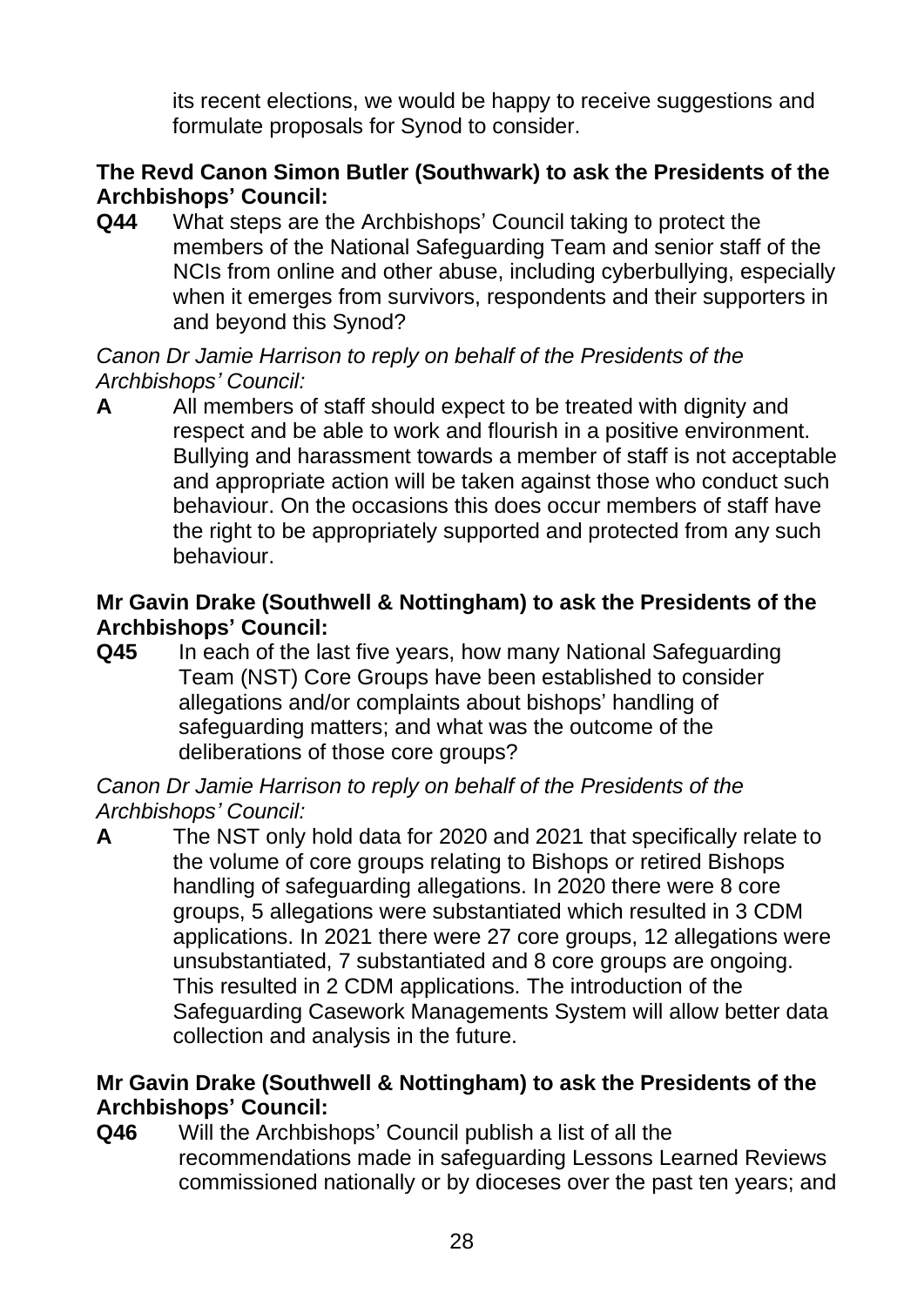its recent elections, we would be happy to receive suggestions and formulate proposals for Synod to consider.

**The Revd Canon Simon Butler (Southwark) to ask the Presidents of the Archbishops' Council:**

**Q44** What steps are the Archbishops' Council taking to protect the members of the National Safeguarding Team and senior staff of the NCIs from online and other abuse, including cyberbullying, especially when it emerges from survivors, respondents and their supporters in and beyond this Synod?

*Canon Dr Jamie Harrison to reply on behalf of the Presidents of the Archbishops' Council:*

**A** All members of staff should expect to be treated with dignity and respect and be able to work and flourish in a positive environment. Bullying and harassment towards a member of staff is not acceptable and appropriate action will be taken against those who conduct such behaviour. On the occasions this does occur members of staff have the right to be appropriately supported and protected from any such behaviour.

**Mr Gavin Drake (Southwell & Nottingham) to ask the Presidents of the Archbishops' Council:**

**Q45** In each of the last five years, how many National Safeguarding Team (NST) Core Groups have been established to consider allegations and/or complaints about bishops' handling of safeguarding matters; and what was the outcome of the deliberations of those core groups?

*Canon Dr Jamie Harrison to reply on behalf of the Presidents of the Archbishops' Council:*

**A** The NST only hold data for 2020 and 2021 that specifically relate to the volume of core groups relating to Bishops or retired Bishops handling of safeguarding allegations. In 2020 there were 8 core groups, 5 allegations were substantiated which resulted in 3 CDM applications. In 2021 there were 27 core groups, 12 allegations were unsubstantiated, 7 substantiated and 8 core groups are ongoing. This resulted in 2 CDM applications. The introduction of the Safeguarding Casework Managements System will allow better data collection and analysis in the future.

**Mr Gavin Drake (Southwell & Nottingham) to ask the Presidents of the Archbishops' Council:**

**Q46** Will the Archbishops' Council publish a list of all the recommendations made in safeguarding Lessons Learned Reviews commissioned nationally or by dioceses over the past ten years; and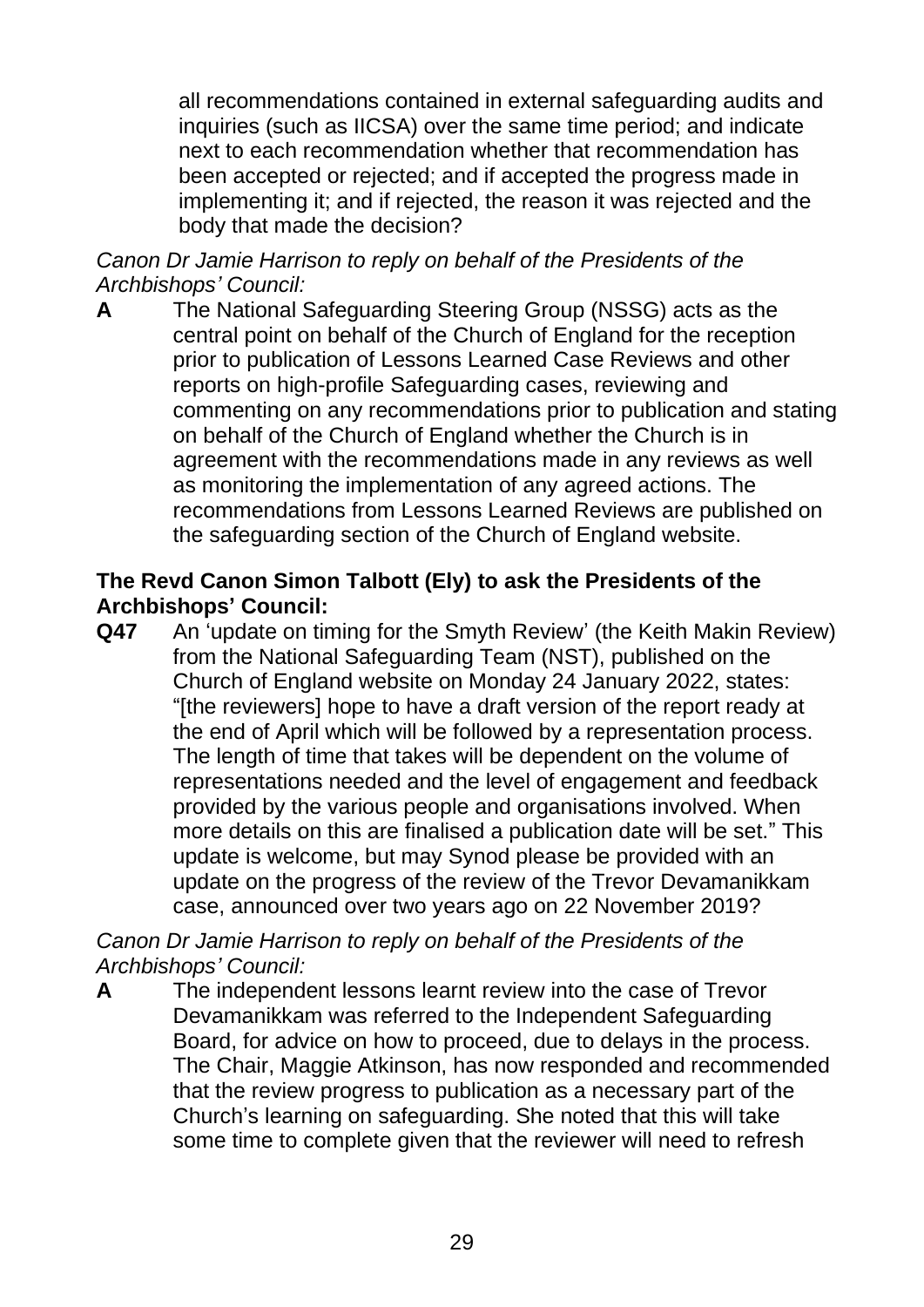all recommendations contained in external safeguarding audits and inquiries (such as IICSA) over the same time period; and indicate next to each recommendation whether that recommendation has been accepted or rejected; and if accepted the progress made in implementing it; and if rejected, the reason it was rejected and the body that made the decision?

*Canon Dr Jamie Harrison to reply on behalf of the Presidents of the Archbishops' Council:*

**A** The National Safeguarding Steering Group (NSSG) acts as the central point on behalf of the Church of England for the reception prior to publication of Lessons Learned Case Reviews and other reports on high-profile Safeguarding cases, reviewing and commenting on any recommendations prior to publication and stating on behalf of the Church of England whether the Church is in agreement with the recommendations made in any reviews as well as monitoring the implementation of any agreed actions. The recommendations from Lessons Learned Reviews are published on the safeguarding section of the Church of England website.

**The Revd Canon Simon Talbott (Ely) to ask the Presidents of the Archbishops' Council:**

**Q47** An 'update on timing for the Smyth Review' (the Keith Makin Review) from the National Safeguarding Team (NST), published on the Church of England website on Monday 24 January 2022, states: "[the reviewers] hope to have a draft version of the report ready at the end of April which will be followed by a representation process. The length of time that takes will be dependent on the volume of representations needed and the level of engagement and feedback provided by the various people and organisations involved. When more details on this are finalised a publication date will be set." This update is welcome, but may Synod please be provided with an update on the progress of the review of the Trevor Devamanikkam case, announced over two years ago on 22 November 2019?

*Canon Dr Jamie Harrison to reply on behalf of the Presidents of the Archbishops' Council:*

**A** The independent lessons learnt review into the case of Trevor Devamanikkam was referred to the Independent Safeguarding Board, for advice on how to proceed, due to delays in the process. The Chair, Maggie Atkinson, has now responded and recommended that the review progress to publication as a necessary part of the Church's learning on safeguarding. She noted that this will take some time to complete given that the reviewer will need to refresh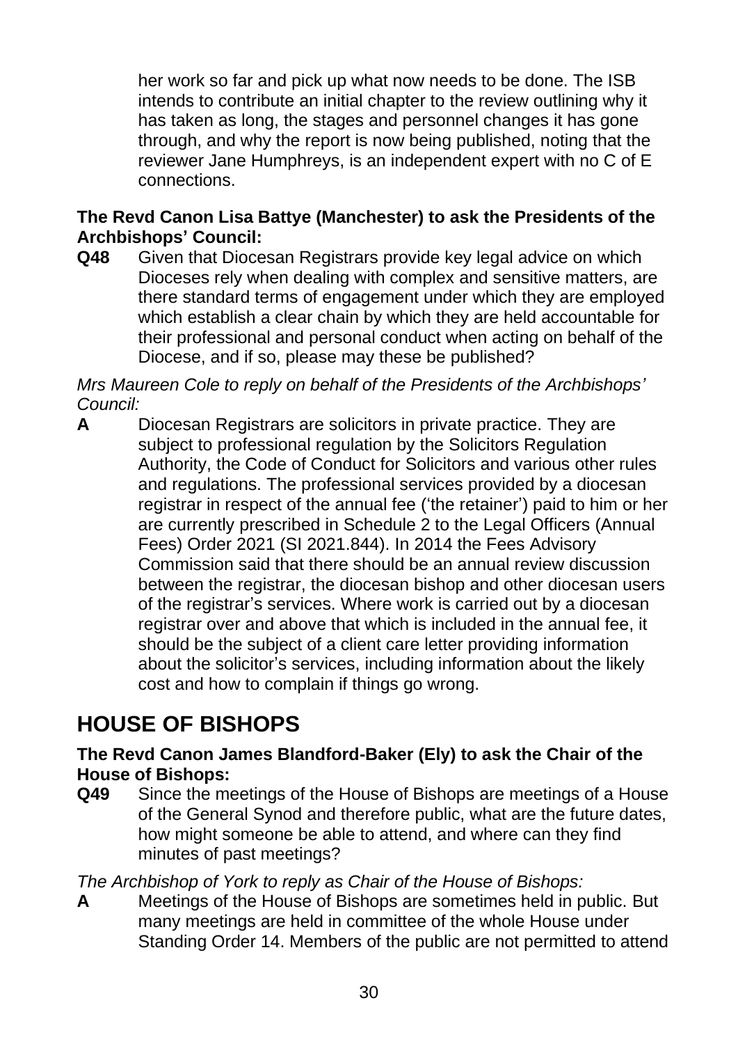her work so far and pick up what now needs to be done. The ISB intends to contribute an initial chapter to the review outlining why it has taken as long, the stages and personnel changes it has gone through, and why the report is now being published, noting that the reviewer Jane Humphreys, is an independent expert with no C of E connections.

**The Revd Canon Lisa Battye (Manchester) to ask the Presidents of the Archbishops' Council:**

**Q48** Given that Diocesan Registrars provide key legal advice on which Dioceses rely when dealing with complex and sensitive matters, are there standard terms of engagement under which they are employed which establish a clear chain by which they are held accountable for their professional and personal conduct when acting on behalf of the Diocese, and if so, please may these be published?

*Mrs Maureen Cole to reply on behalf of the Presidents of the Archbishops' Council:*

**A** Diocesan Registrars are solicitors in private practice. They are subject to professional regulation by the Solicitors Regulation Authority, the Code of Conduct for Solicitors and various other rules and regulations. The professional services provided by a diocesan registrar in respect of the annual fee ('the retainer') paid to him or her are currently prescribed in Schedule 2 to the Legal Officers (Annual Fees) Order 2021 (SI 2021.844). In 2014 the Fees Advisory Commission said that there should be an annual review discussion between the registrar, the diocesan bishop and other diocesan users of the registrar's services. Where work is carried out by a diocesan registrar over and above that which is included in the annual fee, it should be the subject of a client care letter providing information about the solicitor's services, including information about the likely cost and how to complain if things go wrong.

# HOUSE OF BISHOPS

**The Revd Canon James Blandford-Baker (Ely) to ask the Chair of the House of Bishops:**

**Q49** Since the meetings of the House of Bishops are meetings of a House of the General Synod and therefore public, what are the future dates, how might someone be able to attend, and where can they find minutes of past meetings?

*The Archbishop of York to reply as Chair of the House of Bishops:*

**A** Meetings of the House of Bishops are sometimes held in public. But many meetings are held in committee of the whole House under Standing Order 14. Members of the public are not permitted to attend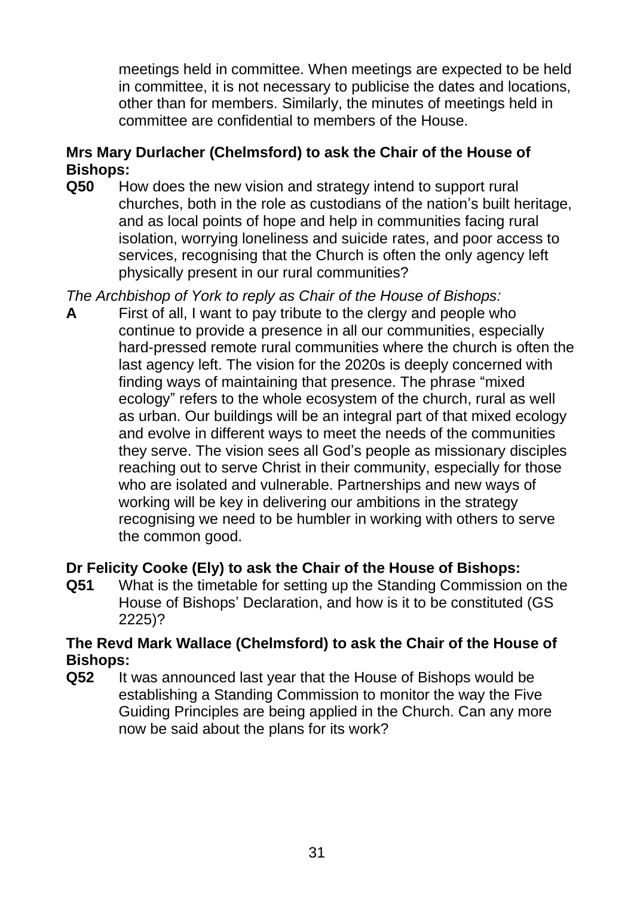meetings held in committee. When meetings are expected to be held in committee, it is not necessary to publicise the dates and locations, other than for members. Similarly, the minutes of meetings held in committee are confidential to members of the House.

**Mrs Mary Durlacher (Chelmsford) to ask the Chair of the House of Bishops:**

**Q50** How does the new vision and strategy intend to support rural churches, both in the role as custodians of the nation's built heritage, and as local points of hope and help in communities facing rural isolation, worrying loneliness and suicide rates, and poor access to services, recognising that the Church is often the only agency left physically present in our rural communities?

*The Archbishop of York to reply as Chair of the House of Bishops:*

**A** First of all, I want to pay tribute to the clergy and people who continue to provide a presence in all our communities, especially hard-pressed remote rural communities where the church is often the last agency left. The vision for the 2020s is deeply concerned with finding ways of maintaining that presence. The phrase "mixed ecology" refers to the whole ecosystem of the church, rural as well as urban. Our buildings will be an integral part of that mixed ecology and evolve in different ways to meet the needs of the communities they serve. The vision sees all God's people as missionary disciples reaching out to serve Christ in their community, especially for those who are isolated and vulnerable. Partnerships and new ways of working will be key in delivering our ambitions in the strategy recognising we need to be humbler in working with others to serve the common good.

**Dr Felicity Cooke (Ely) to ask the Chair of the House of Bishops:**

**Q51** What is the timetable for setting up the Standing Commission on the House of Bishops' Declaration, and how is it to be constituted (GS 2225)?

**The Revd Mark Wallace (Chelmsford) to ask the Chair of the House of Bishops:**

**Q52** It was announced last year that the House of Bishops would be establishing a Standing Commission to monitor the way the Five Guiding Principles are being applied in the Church. Can any more now be said about the plans for its work?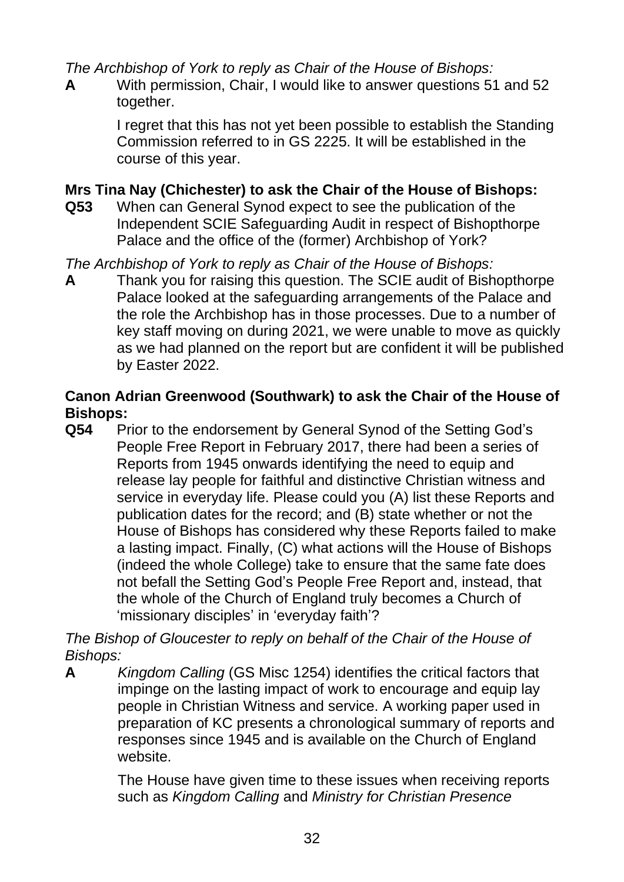*The Archbishop of York to reply as Chair of the House of Bishops:*

**A** With permission, Chair, I would like to answer questions 51 and 52 together.

I regret that this has not yet been possible to establish the Standing Commission referred to in GS 2225. It will be established in the course of this year.

**Mrs Tina Nay (Chichester) to ask the Chair of the House of Bishops:**

**Q53** When can General Synod expect to see the publication of the Independent SCIE Safeguarding Audit in respect of Bishopthorpe Palace and the office of the (former) Archbishop of York?

*The Archbishop of York to reply as Chair of the House of Bishops:*

**A** Thank you for raising this question. The SCIE audit of Bishopthorpe Palace looked at the safeguarding arrangements of the Palace and the role the Archbishop has in those processes. Due to a number of key staff moving on during 2021, we were unable to move as quickly as we had planned on the report but are confident it will be published by Easter 2022.

**Canon Adrian Greenwood (Southwark) to ask the Chair of the House of Bishops:**

**Q54** Prior to the endorsement by General Synod of the Setting God's People Free Report in February 2017, there had been a series of Reports from 1945 onwards identifying the need to equip and release lay people for faithful and distinctive Christian witness and service in everyday life. Please could you (A) list these Reports and publication dates for the record; and (B) state whether or not the House of Bishops has considered why these Reports failed to make a lasting impact. Finally, (C) what actions will the House of Bishops (indeed the whole College) take to ensure that the same fate does not befall the Setting God's People Free Report and, instead, that the whole of the Church of England truly becomes a Church of 'missionary disciples' in 'everyday faith'?

*The Bishop of Gloucester to reply on behalf of the Chair of the House of Bishops:*

**A** *Kingdom Calling* (GS Misc 1254) identifies the critical factors that impinge on the lasting impact of work to encourage and equip lay people in Christian Witness and service. A working paper used in preparation of KC presents a chronological summary of reports and responses since 1945 and is available on the Church of England website.

The House have given time to these issues when receiving reports such as *Kingdom Calling* and *Ministry for Christian Presence*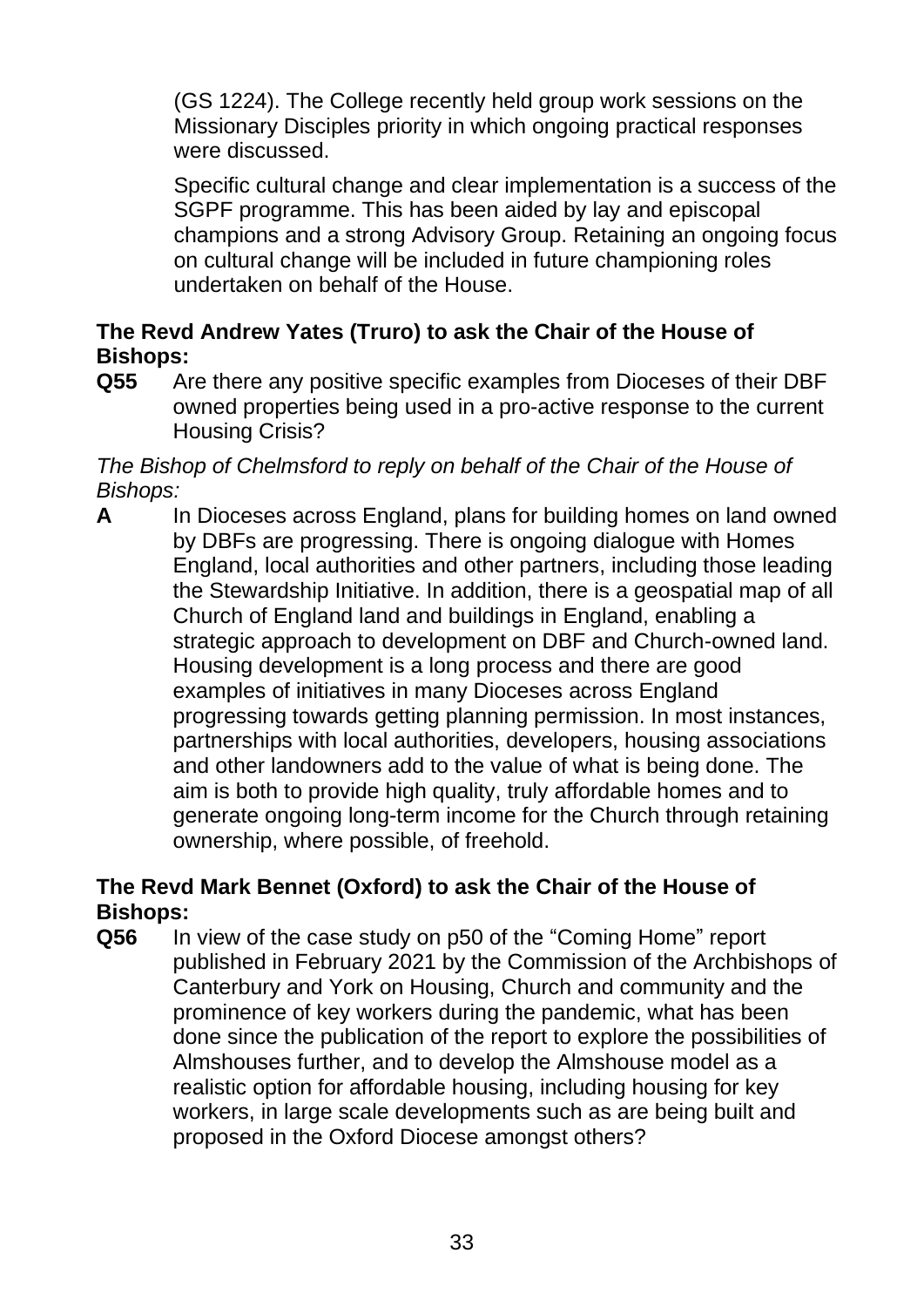(GS 1224). The College recently held group work sessions on the Missionary Disciples priority in which ongoing practical responses were discussed.

Specific cultural change and clear implementation is a success of the SGPF programme. This has been aided by lay and episcopal champions and a strong Advisory Group. Retaining an ongoing focus on cultural change will be included in future championing roles undertaken on behalf of the House.

**The Revd Andrew Yates (Truro) to ask the Chair of the House of Bishops:**

**Q55** Are there any positive specific examples from Dioceses of their DBF owned properties being used in a pro-active response to the current Housing Crisis?

*The Bishop of Chelmsford to reply on behalf of the Chair of the House of Bishops:*

**A** In Dioceses across England, plans for building homes on land owned by DBFs are progressing. There is ongoing dialogue with Homes England, local authorities and other partners, including those leading the Stewardship Initiative. In addition, there is a geospatial map of all Church of England land and buildings in England, enabling a strategic approach to development on DBF and Church-owned land. Housing development is a long process and there are good examples of initiatives in many Dioceses across England progressing towards getting planning permission. In most instances, partnerships with local authorities, developers, housing associations and other landowners add to the value of what is being done. The aim is both to provide high quality, truly affordable homes and to generate ongoing long-term income for the Church through retaining ownership, where possible, of freehold.

**The Revd Mark Bennet (Oxford) to ask the Chair of the House of Bishops:**

**Q56** In view of the case study on p50 of the "Coming Home" report published in February 2021 by the Commission of the Archbishops of Canterbury and York on Housing, Church and community and the prominence of key workers during the pandemic, what has been done since the publication of the report to explore the possibilities of Almshouses further, and to develop the Almshouse model as a realistic option for affordable housing, including housing for key workers, in large scale developments such as are being built and proposed in the Oxford Diocese amongst others?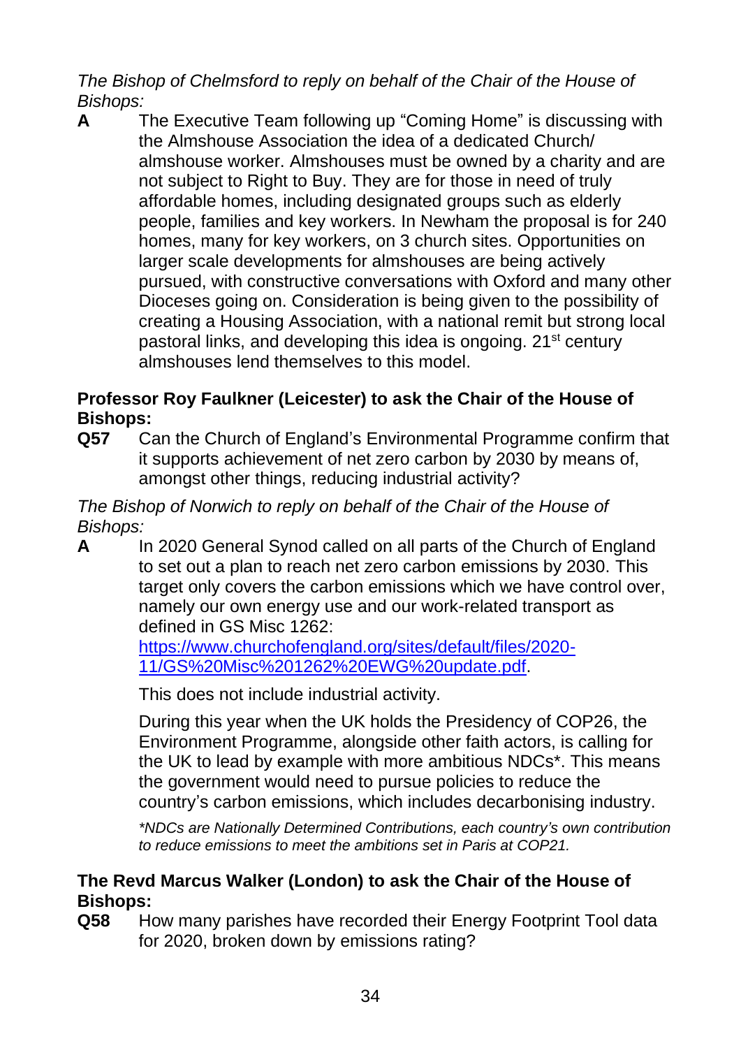*The Bishop of Chelmsford to reply on behalf of the Chair of the House of Bishops:*

**A** The Executive Team following up "Coming Home" is discussing with the Almshouse Association the idea of a dedicated Church/ almshouse worker. Almshouses must be owned by a charity and are not subject to Right to Buy. They are for those in need of truly affordable homes, including designated groups such as elderly people, families and key workers. In Newham the proposal is for 240 homes, many for key workers, on 3 church sites. Opportunities on larger scale developments for almshouses are being actively pursued, with constructive conversations with Oxford and many other Dioceses going on. Consideration is being given to the possibility of creating a Housing Association, with a national remit but strong local pastoral links, and developing this idea is ongoing. 21st century almshouses lend themselves to this model.

**Professor Roy Faulkner (Leicester) to ask the Chair of the House of Bishops:**

**Q57** Can the Church of England's Environmental Programme confirm that it supports achievement of net zero carbon by 2030 by means of, amongst other things, reducing industrial activity?

*The Bishop of Norwich to reply on behalf of the Chair of the House of Bishops:*

**A** In 2020 General Synod called on all parts of the Church of England to set out a plan to reach net zero carbon emissions by 2030. This target only covers the carbon emissions which we have control over, namely our own energy use and our work-related transport as defined in GS Misc 1262: https://www.churchofengland.org/sites/default/files/2020-11/GS%20Misc%201262%20EWG%20update.pdf.

This does not include industrial activity.

During this year when the UK holds the Presidency of COP26, the Environment Programme, alongside other faith actors, is calling for the UK to lead by example with more ambitious NDCs*. This means the government would need to pursue policies to reduce the country's carbon emissions, which includes decarbonising industry.

*\*NDCs are Nationally Determined Contributions, each country's own contribution to reduce emissions to meet the ambitions set in Paris at COP21.*

**The Revd Marcus Walker (London) to ask the Chair of the House of Bishops:**

**Q58** How many parishes have recorded their Energy Footprint Tool data for 2020, broken down by emissions rating?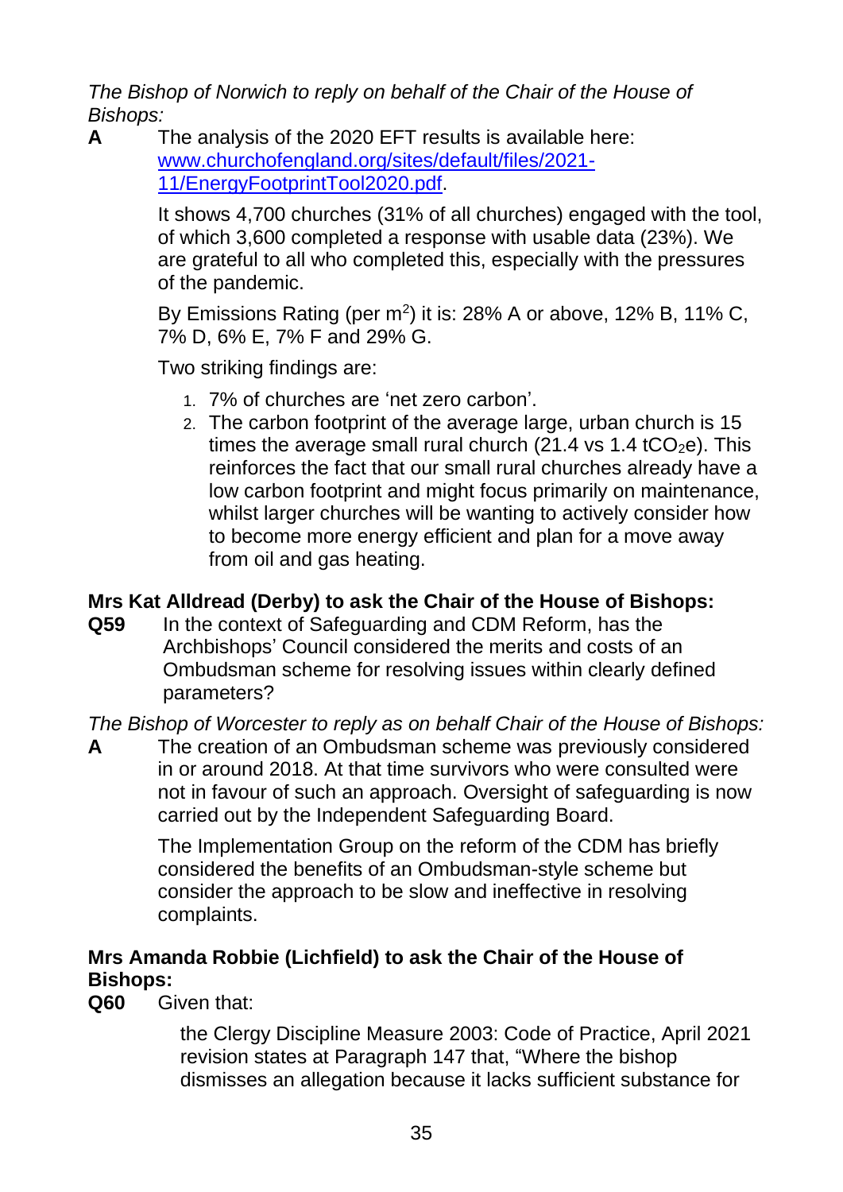*The Bishop of Norwich to reply on behalf of the Chair of the House of Bishops:*

**A** The analysis of the 2020 EFT results is available here: [www.churchofengland.org/sites/default/files/2021-11/EnergyFootprintTool2020.pdf](www.churchofengland.org/sites/default/files/2021-11/EnergyFootprintTool2020.pdf).

It shows 4,700 churches (31% of all churches) engaged with the tool, of which 3,600 completed a response with usable data (23%). We are grateful to all who completed this, especially with the pressures of the pandemic.

By Emissions Rating (per $m^2$) it is: 28% A or above, 12% B, 11% C, 7% D, 6% E, 7% F and 29% G.

Two striking findings are:

1. 7% of churches are 'net zero carbon'.
2. The carbon footprint of the average large, urban church is 15 times the average small rural church (21.4 vs 1.4 $tCO_2e$). This reinforces the fact that our small rural churches already have a low carbon footprint and might focus primarily on maintenance, whilst larger churches will be wanting to actively consider how to become more energy efficient and plan for a move away from oil and gas heating.

**Mrs Kat Alldread (Derby) to ask the Chair of the House of Bishops:**

**Q59** In the context of Safeguarding and CDM Reform, has the Archbishops' Council considered the merits and costs of an Ombudsman scheme for resolving issues within clearly defined parameters?

*The Bishop of Worcester to reply as on behalf Chair of the House of Bishops:*

**A** The creation of an Ombudsman scheme was previously considered in or around 2018. At that time survivors who were consulted were not in favour of such an approach. Oversight of safeguarding is now carried out by the Independent Safeguarding Board.

The Implementation Group on the reform of the CDM has briefly considered the benefits of an Ombudsman-style scheme but consider the approach to be slow and ineffective in resolving complaints.

**Mrs Amanda Robbie (Lichfield) to ask the Chair of the House of Bishops:**

**Q60** Given that:

the Clergy Discipline Measure 2003: Code of Practice, April 2021 revision states at Paragraph 147 that, "Where the bishop dismisses an allegation because it lacks sufficient substance for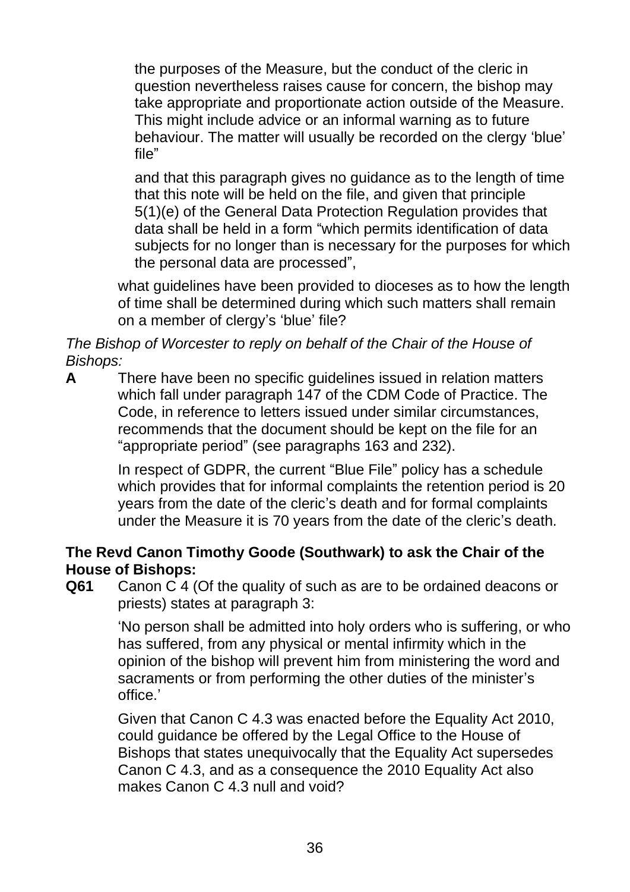the purposes of the Measure, but the conduct of the cleric in question nevertheless raises cause for concern, the bishop may take appropriate and proportionate action outside of the Measure. This might include advice or an informal warning as to future behaviour. The matter will usually be recorded on the clergy 'blue' file"

and that this paragraph gives no guidance as to the length of time that this note will be held on the file, and given that principle 5(1)(e) of the General Data Protection Regulation provides that data shall be held in a form "which permits identification of data subjects for no longer than is necessary for the purposes for which the personal data are processed",

what guidelines have been provided to dioceses as to how the length of time shall be determined during which such matters shall remain on a member of clergy's 'blue' file?

*The Bishop of Worcester to reply on behalf of the Chair of the House of Bishops:*

**A** There have been no specific guidelines issued in relation matters which fall under paragraph 147 of the CDM Code of Practice. The Code, in reference to letters issued under similar circumstances, recommends that the document should be kept on the file for an "appropriate period" (see paragraphs 163 and 232).

In respect of GDPR, the current "Blue File" policy has a schedule which provides that for informal complaints the retention period is 20 years from the date of the cleric's death and for formal complaints under the Measure it is 70 years from the date of the cleric's death.

**The Revd Canon Timothy Goode (Southwark) to ask the Chair of the House of Bishops:**

**Q61** Canon C 4 (Of the quality of such as are to be ordained deacons or priests) states at paragraph 3:

'No person shall be admitted into holy orders who is suffering, or who has suffered, from any physical or mental infirmity which in the opinion of the bishop will prevent him from ministering the word and sacraments or from performing the other duties of the minister's office.'

Given that Canon C 4.3 was enacted before the Equality Act 2010, could guidance be offered by the Legal Office to the House of Bishops that states unequivocally that the Equality Act supersedes Canon C 4.3, and as a consequence the 2010 Equality Act also makes Canon C 4.3 null and void?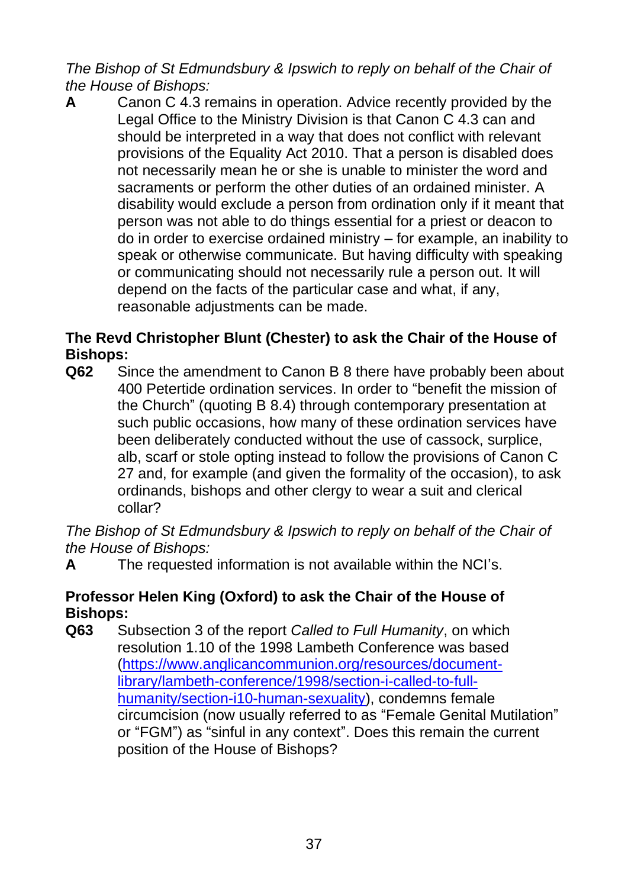*The Bishop of St Edmundsbury & Ipswich to reply on behalf of the Chair of the House of Bishops:*

**A** Canon C 4.3 remains in operation. Advice recently provided by the Legal Office to the Ministry Division is that Canon C 4.3 can and should be interpreted in a way that does not conflict with relevant provisions of the Equality Act 2010. That a person is disabled does not necessarily mean he or she is unable to minister the word and sacraments or perform the other duties of an ordained minister. A disability would exclude a person from ordination only if it meant that person was not able to do things essential for a priest or deacon to do in order to exercise ordained ministry – for example, an inability to speak or otherwise communicate. But having difficulty with speaking or communicating should not necessarily rule a person out. It will depend on the facts of the particular case and what, if any, reasonable adjustments can be made.

**The Revd Christopher Blunt (Chester) to ask the Chair of the House of Bishops:**

**Q62** Since the amendment to Canon B 8 there have probably been about 400 Petertide ordination services. In order to "benefit the mission of the Church" (quoting B 8.4) through contemporary presentation at such public occasions, how many of these ordination services have been deliberately conducted without the use of cassock, surplice, alb, scarf or stole opting instead to follow the provisions of Canon C 27 and, for example (and given the formality of the occasion), to ask ordinands, bishops and other clergy to wear a suit and clerical collar?

*The Bishop of St Edmundsbury & Ipswich to reply on behalf of the Chair of the House of Bishops:*

**A** The requested information is not available within the NCI's.

**Professor Helen King (Oxford) to ask the Chair of the House of Bishops:**

**Q63** Subsection 3 of the report *Called to Full Humanity*, on which resolution 1.10 of the 1998 Lambeth Conference was based (https://www.anglicancommunion.org/resources/document-library/lambeth-conference/1998/section-i-called-to-full-humanity/section-i10-human-sexuality), condemns female circumcision (now usually referred to as "Female Genital Mutilation" or "FGM") as "sinful in any context". Does this remain the current position of the House of Bishops?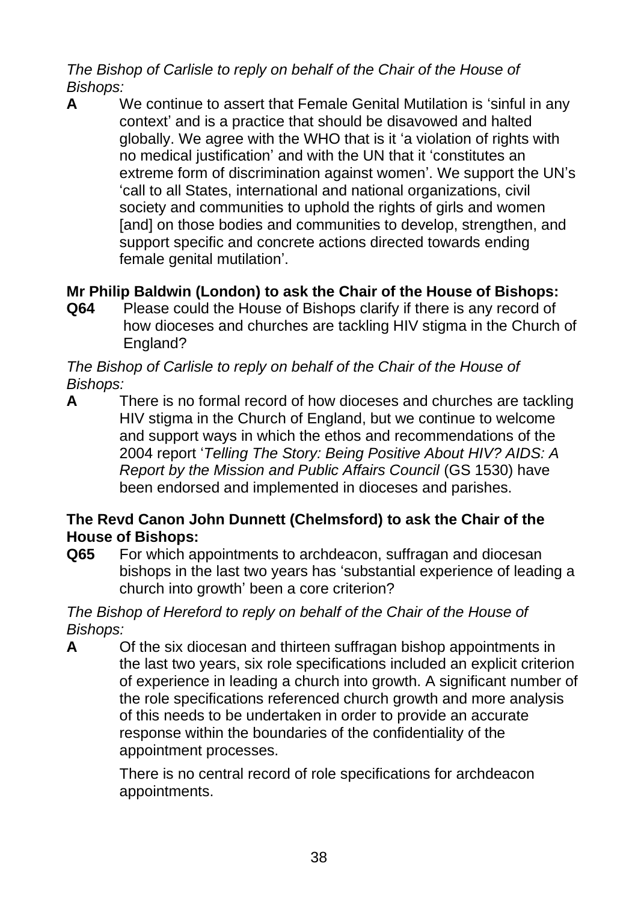*The Bishop of Carlisle to reply on behalf of the Chair of the House of Bishops:*

**A** We continue to assert that Female Genital Mutilation is 'sinful in any context' and is a practice that should be disavowed and halted globally. We agree with the WHO that is it 'a violation of rights with no medical justification' and with the UN that it 'constitutes an extreme form of discrimination against women'. We support the UN's 'call to all States, international and national organizations, civil society and communities to uphold the rights of girls and women [and] on those bodies and communities to develop, strengthen, and support specific and concrete actions directed towards ending female genital mutilation'.

**Mr Philip Baldwin (London) to ask the Chair of the House of Bishops:**

**Q64** Please could the House of Bishops clarify if there is any record of how dioceses and churches are tackling HIV stigma in the Church of England?

*The Bishop of Carlisle to reply on behalf of the Chair of the House of Bishops:*

**A** There is no formal record of how dioceses and churches are tackling HIV stigma in the Church of England, but we continue to welcome and support ways in which the ethos and recommendations of the 2004 report '*Telling The Story: Being Positive About HIV? AIDS: A Report by the Mission and Public Affairs Council* (GS 1530) have been endorsed and implemented in dioceses and parishes.

**The Revd Canon John Dunnett (Chelmsford) to ask the Chair of the House of Bishops:**

**Q65** For which appointments to archdeacon, suffragan and diocesan bishops in the last two years has 'substantial experience of leading a church into growth' been a core criterion?

*The Bishop of Hereford to reply on behalf of the Chair of the House of Bishops:*

**A** Of the six diocesan and thirteen suffragan bishop appointments in the last two years, six role specifications included an explicit criterion of experience in leading a church into growth. A significant number of the role specifications referenced church growth and more analysis of this needs to be undertaken in order to provide an accurate response within the boundaries of the confidentiality of the appointment processes.

There is no central record of role specifications for archdeacon appointments.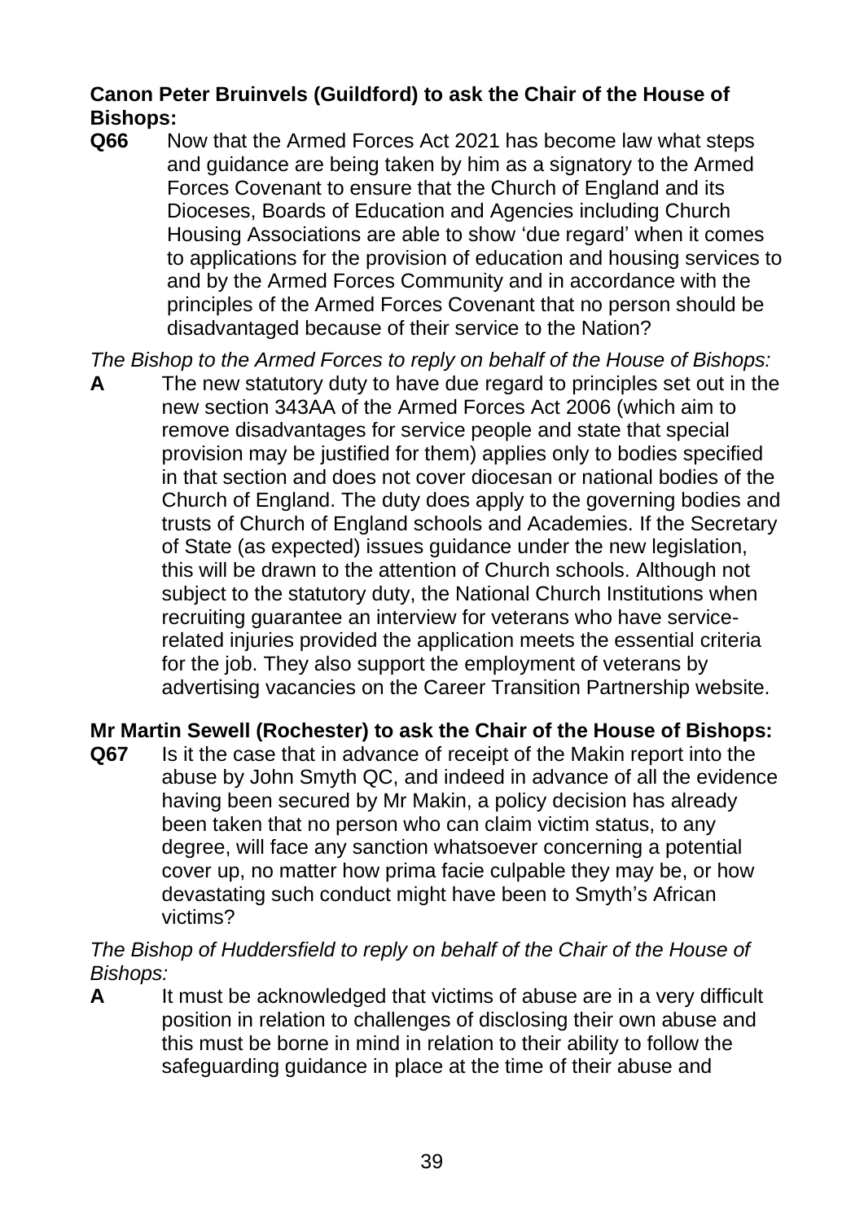**Canon Peter Bruinvels (Guildford) to ask the Chair of the House of Bishops:**

**Q66** Now that the Armed Forces Act 2021 has become law what steps and guidance are being taken by him as a signatory to the Armed Forces Covenant to ensure that the Church of England and its Dioceses, Boards of Education and Agencies including Church Housing Associations are able to show 'due regard' when it comes to applications for the provision of education and housing services to and by the Armed Forces Community and in accordance with the principles of the Armed Forces Covenant that no person should be disadvantaged because of their service to the Nation?

*The Bishop to the Armed Forces to reply on behalf of the House of Bishops:*

**A** The new statutory duty to have due regard to principles set out in the new section 343AA of the Armed Forces Act 2006 (which aim to remove disadvantages for service people and state that special provision may be justified for them) applies only to bodies specified in that section and does not cover diocesan or national bodies of the Church of England. The duty does apply to the governing bodies and trusts of Church of England schools and Academies. If the Secretary of State (as expected) issues guidance under the new legislation, this will be drawn to the attention of Church schools. Although not subject to the statutory duty, the National Church Institutions when recruiting guarantee an interview for veterans who have service-related injuries provided the application meets the essential criteria for the job. They also support the employment of veterans by advertising vacancies on the Career Transition Partnership website.

**Mr Martin Sewell (Rochester) to ask the Chair of the House of Bishops:**

**Q67** Is it the case that in advance of receipt of the Makin report into the abuse by John Smyth QC, and indeed in advance of all the evidence having been secured by Mr Makin, a policy decision has already been taken that no person who can claim victim status, to any degree, will face any sanction whatsoever concerning a potential cover up, no matter how prima facie culpable they may be, or how devastating such conduct might have been to Smyth's African victims?

*The Bishop of Huddersfield to reply on behalf of the Chair of the House of Bishops:*

**A** It must be acknowledged that victims of abuse are in a very difficult position in relation to challenges of disclosing their own abuse and this must be borne in mind in relation to their ability to follow the safeguarding guidance in place at the time of their abuse and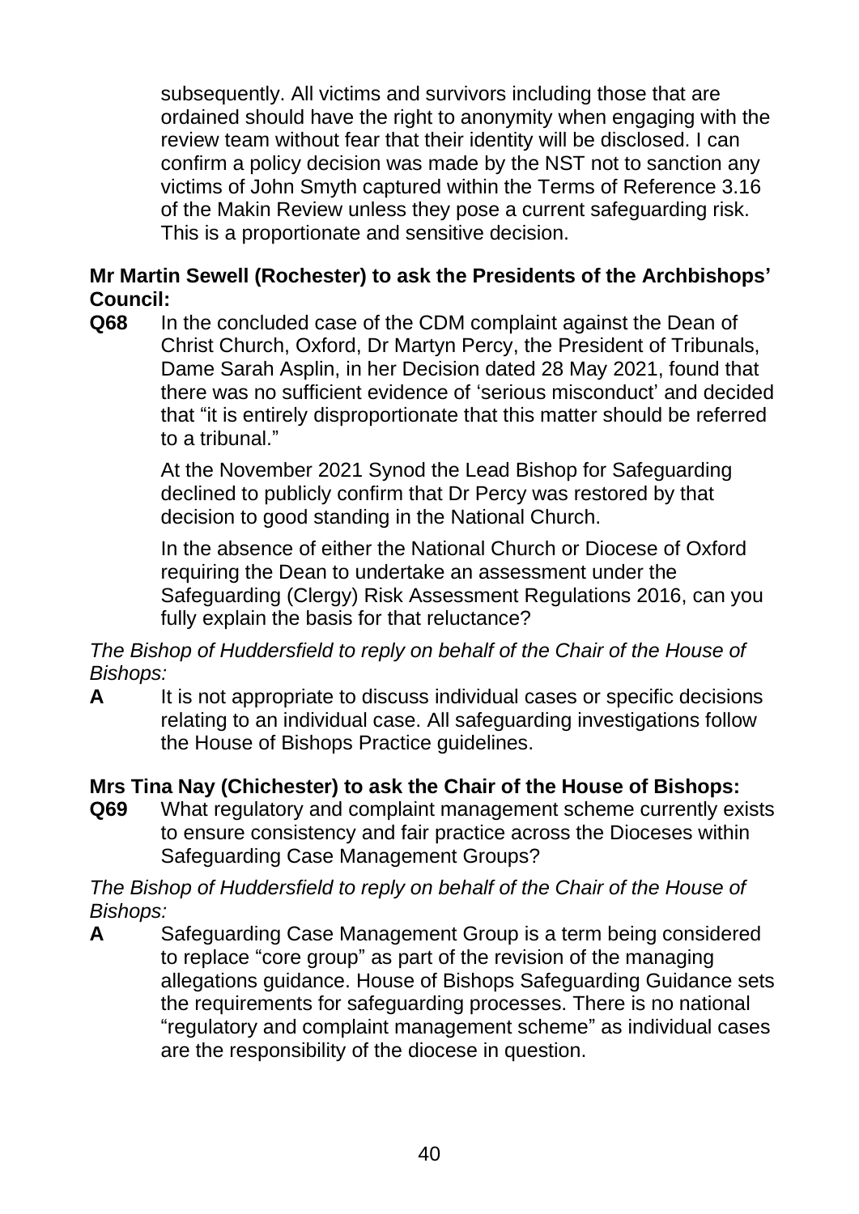subsequently. All victims and survivors including those that are ordained should have the right to anonymity when engaging with the review team without fear that their identity will be disclosed. I can confirm a policy decision was made by the NST not to sanction any victims of John Smyth captured within the Terms of Reference 3.16 of the Makin Review unless they pose a current safeguarding risk. This is a proportionate and sensitive decision.

**Mr Martin Sewell (Rochester) to ask the Presidents of the Archbishops' Council:**

**Q68** In the concluded case of the CDM complaint against the Dean of Christ Church, Oxford, Dr Martyn Percy, the President of Tribunals, Dame Sarah Asplin, in her Decision dated 28 May 2021, found that there was no sufficient evidence of 'serious misconduct' and decided that "it is entirely disproportionate that this matter should be referred to a tribunal."

At the November 2021 Synod the Lead Bishop for Safeguarding declined to publicly confirm that Dr Percy was restored by that decision to good standing in the National Church.

In the absence of either the National Church or Diocese of Oxford requiring the Dean to undertake an assessment under the Safeguarding (Clergy) Risk Assessment Regulations 2016, can you fully explain the basis for that reluctance?

*The Bishop of Huddersfield to reply on behalf of the Chair of the House of Bishops:*

**A** It is not appropriate to discuss individual cases or specific decisions relating to an individual case. All safeguarding investigations follow the House of Bishops Practice guidelines.

**Mrs Tina Nay (Chichester) to ask the Chair of the House of Bishops:**

**Q69** What regulatory and complaint management scheme currently exists to ensure consistency and fair practice across the Dioceses within Safeguarding Case Management Groups?

*The Bishop of Huddersfield to reply on behalf of the Chair of the House of Bishops:*

**A** Safeguarding Case Management Group is a term being considered to replace "core group" as part of the revision of the managing allegations guidance. House of Bishops Safeguarding Guidance sets the requirements for safeguarding processes. There is no national "regulatory and complaint management scheme" as individual cases are the responsibility of the diocese in question.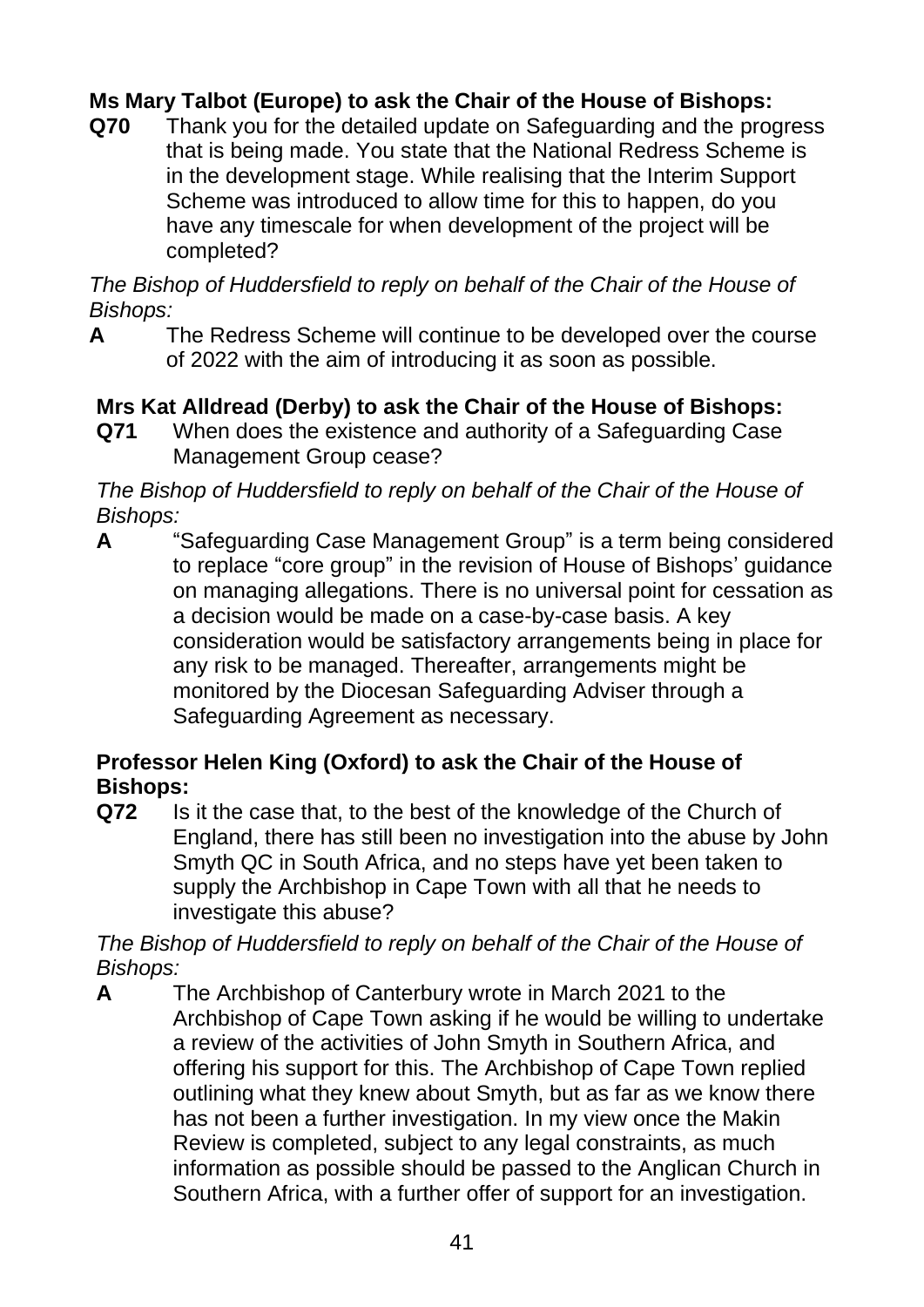**Ms Mary Talbot (Europe) to ask the Chair of the House of Bishops:**

**Q70** Thank you for the detailed update on Safeguarding and the progress that is being made. You state that the National Redress Scheme is in the development stage. While realising that the Interim Support Scheme was introduced to allow time for this to happen, do you have any timescale for when development of the project will be completed?

*The Bishop of Huddersfield to reply on behalf of the Chair of the House of Bishops:*

**A** The Redress Scheme will continue to be developed over the course of 2022 with the aim of introducing it as soon as possible.

**Mrs Kat Alldread (Derby) to ask the Chair of the House of Bishops:**

**Q71** When does the existence and authority of a Safeguarding Case Management Group cease?

*The Bishop of Huddersfield to reply on behalf of the Chair of the House of Bishops:*

**A** "Safeguarding Case Management Group" is a term being considered to replace "core group" in the revision of House of Bishops' guidance on managing allegations. There is no universal point for cessation as a decision would be made on a case-by-case basis. A key consideration would be satisfactory arrangements being in place for any risk to be managed. Thereafter, arrangements might be monitored by the Diocesan Safeguarding Adviser through a Safeguarding Agreement as necessary.

**Professor Helen King (Oxford) to ask the Chair of the House of Bishops:**

**Q72** Is it the case that, to the best of the knowledge of the Church of England, there has still been no investigation into the abuse by John Smyth QC in South Africa, and no steps have yet been taken to supply the Archbishop in Cape Town with all that he needs to investigate this abuse?

*The Bishop of Huddersfield to reply on behalf of the Chair of the House of Bishops:*

**A** The Archbishop of Canterbury wrote in March 2021 to the Archbishop of Cape Town asking if he would be willing to undertake a review of the activities of John Smyth in Southern Africa, and offering his support for this. The Archbishop of Cape Town replied outlining what they knew about Smyth, but as far as we know there has not been a further investigation. In my view once the Makin Review is completed, subject to any legal constraints, as much information as possible should be passed to the Anglican Church in Southern Africa, with a further offer of support for an investigation.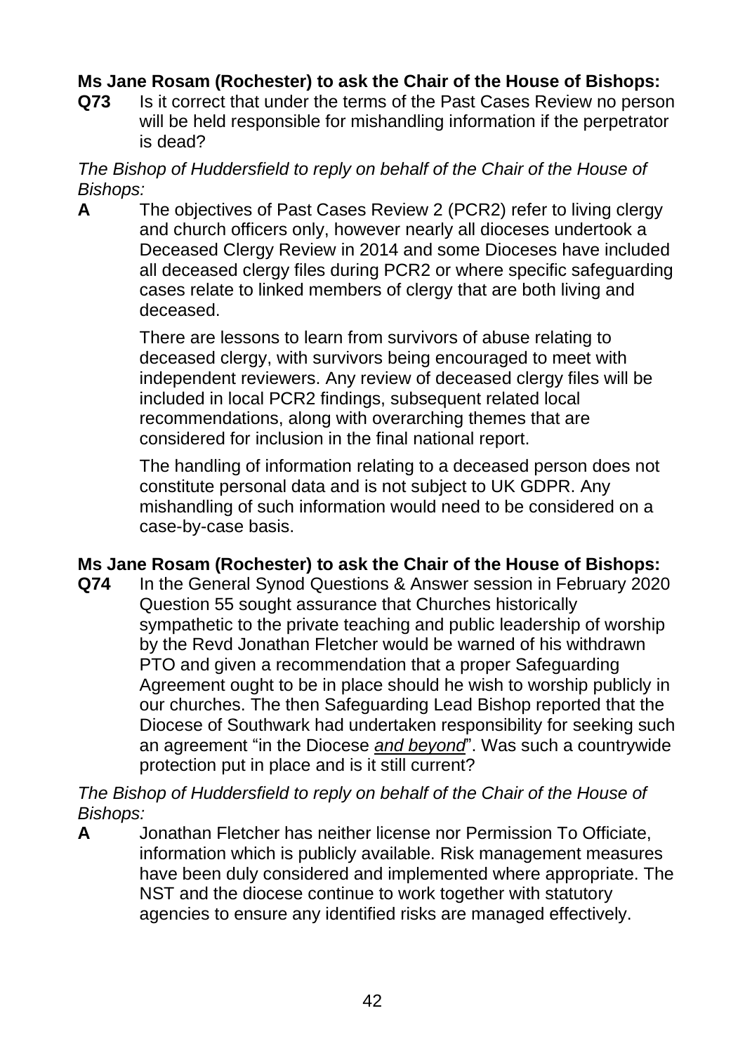**Ms Jane Rosam (Rochester) to ask the Chair of the House of Bishops:**

**Q73** Is it correct that under the terms of the Past Cases Review no person will be held responsible for mishandling information if the perpetrator is dead?

*The Bishop of Huddersfield to reply on behalf of the Chair of the House of Bishops:*

**A** The objectives of Past Cases Review 2 (PCR2) refer to living clergy and church officers only, however nearly all dioceses undertook a Deceased Clergy Review in 2014 and some Dioceses have included all deceased clergy files during PCR2 or where specific safeguarding cases relate to linked members of clergy that are both living and deceased.

There are lessons to learn from survivors of abuse relating to deceased clergy, with survivors being encouraged to meet with independent reviewers. Any review of deceased clergy files will be included in local PCR2 findings, subsequent related local recommendations, along with overarching themes that are considered for inclusion in the final national report.

The handling of information relating to a deceased person does not constitute personal data and is not subject to UK GDPR. Any mishandling of such information would need to be considered on a case-by-case basis.

**Ms Jane Rosam (Rochester) to ask the Chair of the House of Bishops:**

**Q74** In the General Synod Questions & Answer session in February 2020 Question 55 sought assurance that Churches historically sympathetic to the private teaching and public leadership of worship by the Revd Jonathan Fletcher would be warned of his withdrawn PTO and given a recommendation that a proper Safeguarding Agreement ought to be in place should he wish to worship publicly in our churches. The then Safeguarding Lead Bishop reported that the Diocese of Southwark had undertaken responsibility for seeking such an agreement "in the Diocese *and beyond*". Was such a countrywide protection put in place and is it still current?

*The Bishop of Huddersfield to reply on behalf of the Chair of the House of Bishops:*

**A** Jonathan Fletcher has neither license nor Permission To Officiate, information which is publicly available. Risk management measures have been duly considered and implemented where appropriate. The NST and the diocese continue to work together with statutory agencies to ensure any identified risks are managed effectively.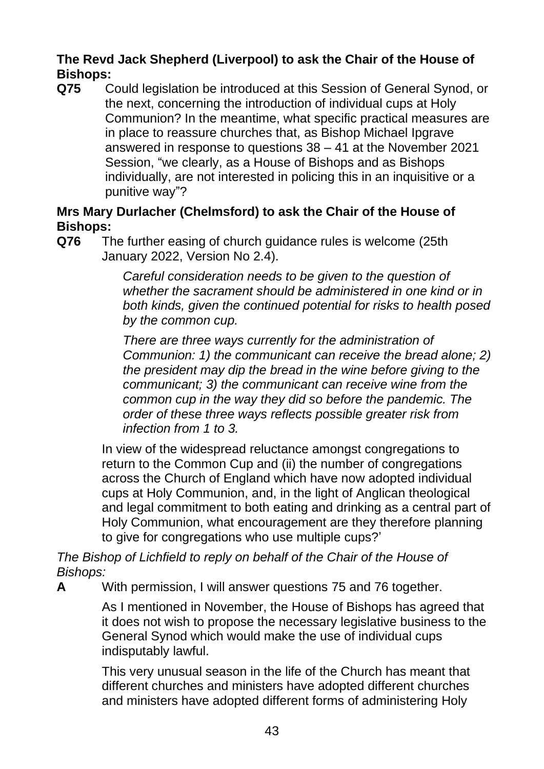**The Revd Jack Shepherd (Liverpool) to ask the Chair of the House of Bishops:**

**Q75** Could legislation be introduced at this Session of General Synod, or the next, concerning the introduction of individual cups at Holy Communion? In the meantime, what specific practical measures are in place to reassure churches that, as Bishop Michael Ipgrave answered in response to questions 38 – 41 at the November 2021 Session, "we clearly, as a House of Bishops and as Bishops individually, are not interested in policing this in an inquisitive or a punitive way"?

**Mrs Mary Durlacher (Chelmsford) to ask the Chair of the House of Bishops:**

**Q76** The further easing of church guidance rules is welcome (25th January 2022, Version No 2.4).

> *Careful consideration needs to be given to the question of whether the sacrament should be administered in one kind or in both kinds, given the continued potential for risks to health posed by the common cup.*
>
> *There are three ways currently for the administration of Communion: 1) the communicant can receive the bread alone; 2) the president may dip the bread in the wine before giving to the communicant; 3) the communicant can receive wine from the common cup in the way they did so before the pandemic. The order of these three ways reflects possible greater risk from infection from 1 to 3.*

In view of the widespread reluctance amongst congregations to return to the Common Cup and (ii) the number of congregations across the Church of England which have now adopted individual cups at Holy Communion, and, in the light of Anglican theological and legal commitment to both eating and drinking as a central part of Holy Communion, what encouragement are they therefore planning to give for congregations who use multiple cups?'

*The Bishop of Lichfield to reply on behalf of the Chair of the House of Bishops:*

**A** With permission, I will answer questions 75 and 76 together.

As I mentioned in November, the House of Bishops has agreed that it does not wish to propose the necessary legislative business to the General Synod which would make the use of individual cups indisputably lawful.

This very unusual season in the life of the Church has meant that different churches and ministers have adopted different churches and ministers have adopted different forms of administering Holy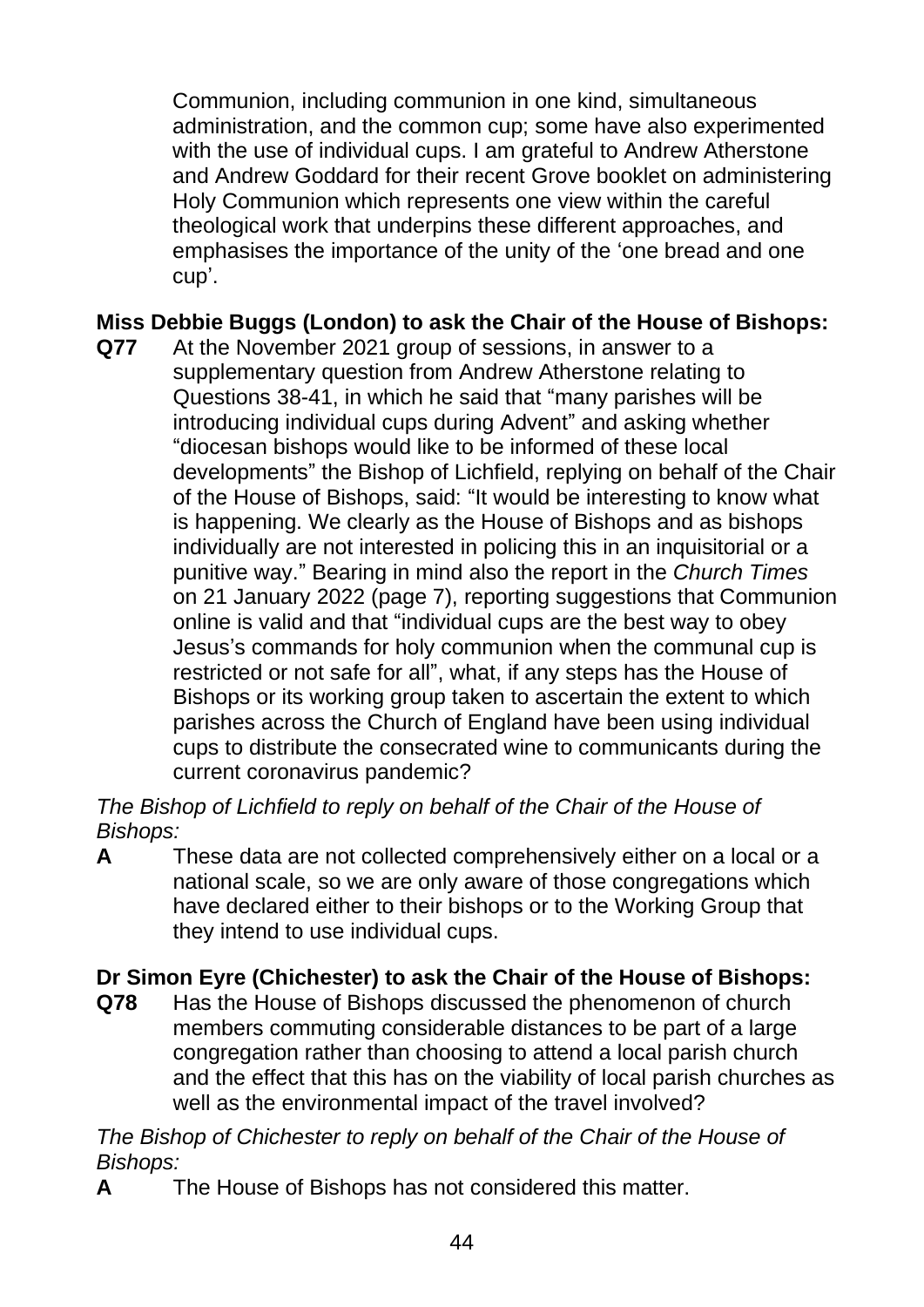Communion, including communion in one kind, simultaneous administration, and the common cup; some have also experimented with the use of individual cups. I am grateful to Andrew Atherstone and Andrew Goddard for their recent Grove booklet on administering Holy Communion which represents one view within the careful theological work that underpins these different approaches, and emphasises the importance of the unity of the 'one bread and one cup'.

**Miss Debbie Buggs (London) to ask the Chair of the House of Bishops:**

**Q77** At the November 2021 group of sessions, in answer to a supplementary question from Andrew Atherstone relating to Questions 38-41, in which he said that "many parishes will be introducing individual cups during Advent" and asking whether "diocesan bishops would like to be informed of these local developments" the Bishop of Lichfield, replying on behalf of the Chair of the House of Bishops, said: "It would be interesting to know what is happening. We clearly as the House of Bishops and as bishops individually are not interested in policing this in an inquisitorial or a punitive way." Bearing in mind also the report in the *Church Times* on 21 January 2022 (page 7), reporting suggestions that Communion online is valid and that "individual cups are the best way to obey Jesus's commands for holy communion when the communal cup is restricted or not safe for all", what, if any steps has the House of Bishops or its working group taken to ascertain the extent to which parishes across the Church of England have been using individual cups to distribute the consecrated wine to communicants during the current coronavirus pandemic?

*The Bishop of Lichfield to reply on behalf of the Chair of the House of Bishops:*

**A** These data are not collected comprehensively either on a local or a national scale, so we are only aware of those congregations which have declared either to their bishops or to the Working Group that they intend to use individual cups.

**Dr Simon Eyre (Chichester) to ask the Chair of the House of Bishops:**

**Q78** Has the House of Bishops discussed the phenomenon of church members commuting considerable distances to be part of a large congregation rather than choosing to attend a local parish church and the effect that this has on the viability of local parish churches as well as the environmental impact of the travel involved?

*The Bishop of Chichester to reply on behalf of the Chair of the House of Bishops:*

**A** The House of Bishops has not considered this matter.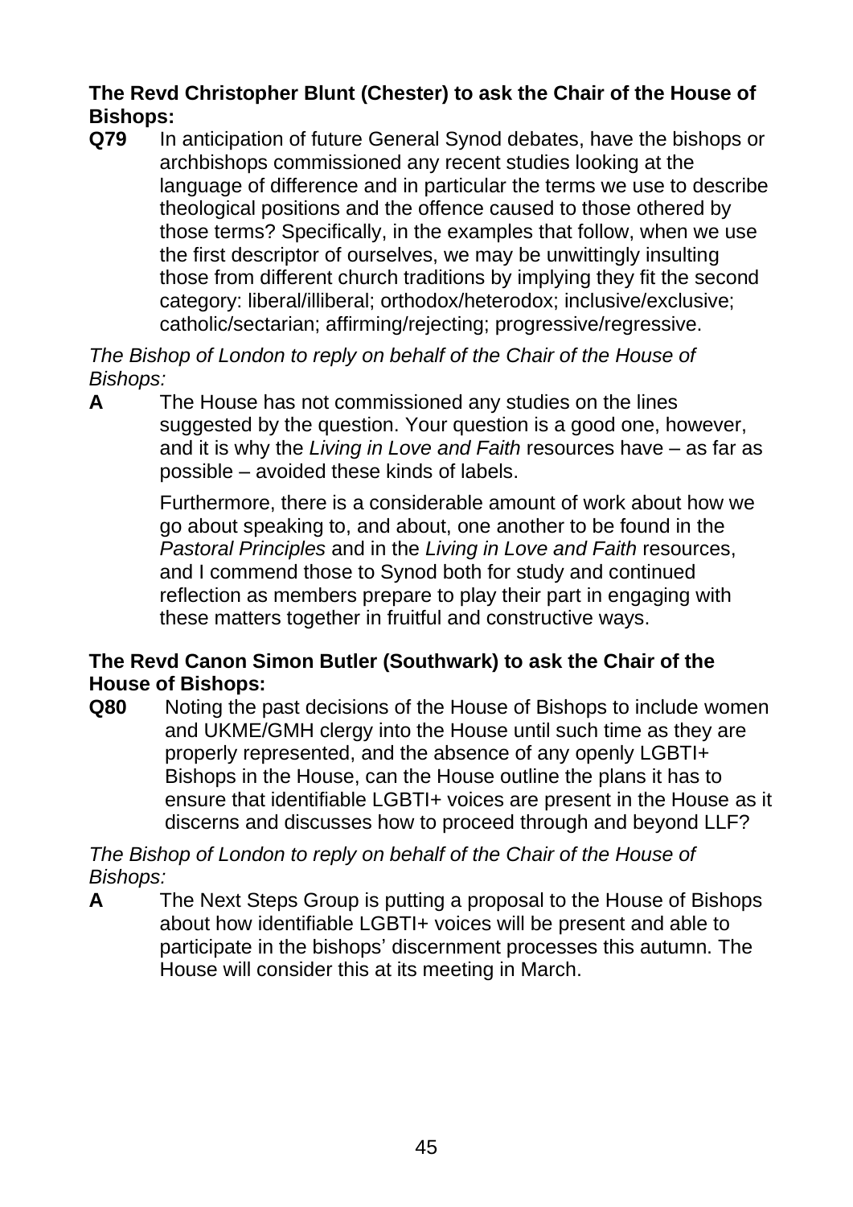**The Revd Christopher Blunt (Chester) to ask the Chair of the House of Bishops:**

**Q79** In anticipation of future General Synod debates, have the bishops or archbishops commissioned any recent studies looking at the language of difference and in particular the terms we use to describe theological positions and the offence caused to those othered by those terms? Specifically, in the examples that follow, when we use the first descriptor of ourselves, we may be unwittingly insulting those from different church traditions by implying they fit the second category: liberal/illiberal; orthodox/heterodox; inclusive/exclusive; catholic/sectarian; affirming/rejecting; progressive/regressive.

*The Bishop of London to reply on behalf of the Chair of the House of Bishops:*

**A** The House has not commissioned any studies on the lines suggested by the question. Your question is a good one, however, and it is why the *Living in Love and Faith* resources have – as far as possible – avoided these kinds of labels.

Furthermore, there is a considerable amount of work about how we go about speaking to, and about, one another to be found in the *Pastoral Principles* and in the *Living in Love and Faith* resources, and I commend those to Synod both for study and continued reflection as members prepare to play their part in engaging with these matters together in fruitful and constructive ways.

**The Revd Canon Simon Butler (Southwark) to ask the Chair of the House of Bishops:**

**Q80** Noting the past decisions of the House of Bishops to include women and UKME/GMH clergy into the House until such time as they are properly represented, and the absence of any openly LGBTI+ Bishops in the House, can the House outline the plans it has to ensure that identifiable LGBTI+ voices are present in the House as it discerns and discusses how to proceed through and beyond LLF?

*The Bishop of London to reply on behalf of the Chair of the House of Bishops:*

**A** The Next Steps Group is putting a proposal to the House of Bishops about how identifiable LGBTI+ voices will be present and able to participate in the bishops' discernment processes this autumn. The House will consider this at its meeting in March.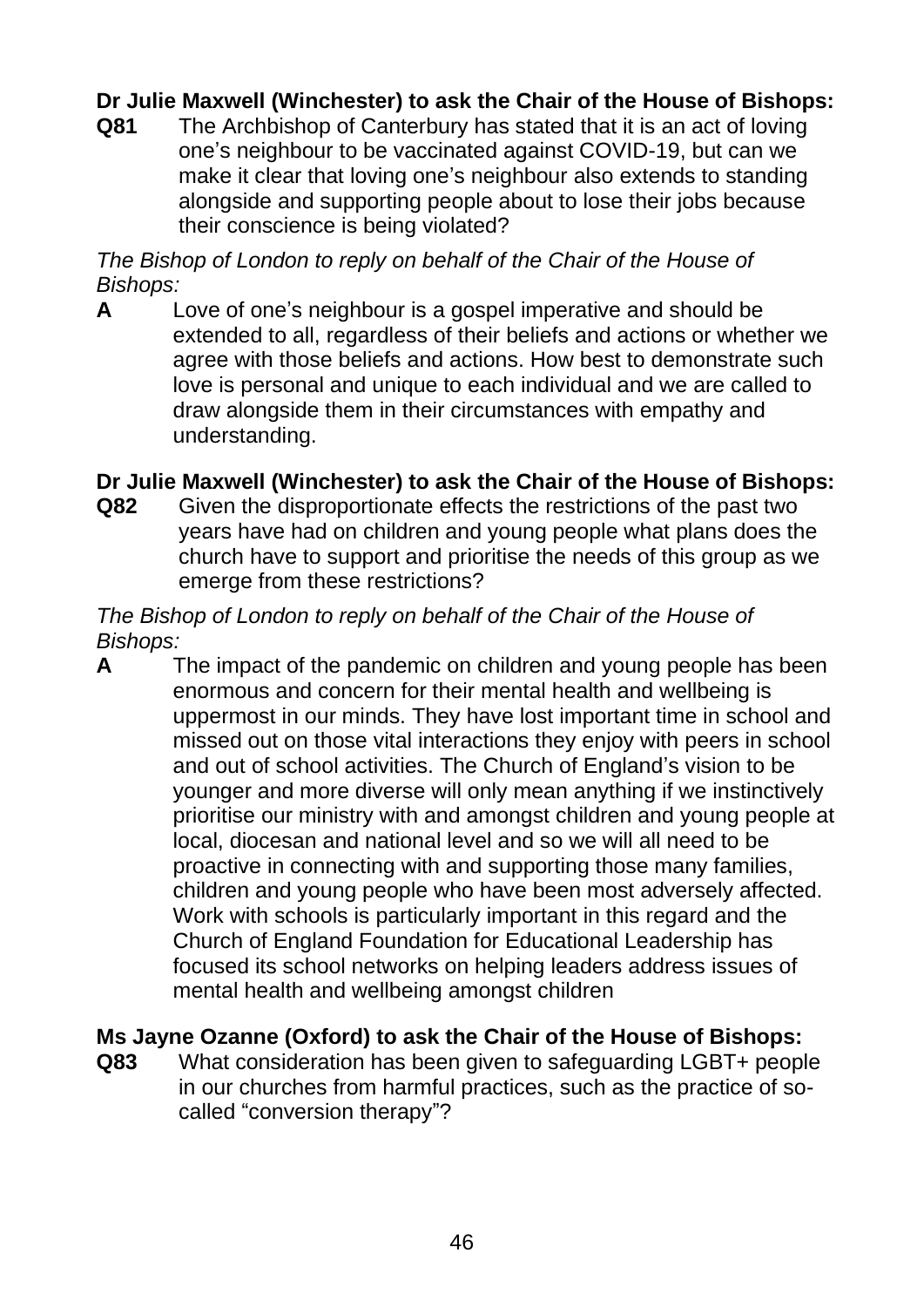**Dr Julie Maxwell (Winchester) to ask the Chair of the House of Bishops:**

**Q81** The Archbishop of Canterbury has stated that it is an act of loving one's neighbour to be vaccinated against COVID-19, but can we make it clear that loving one's neighbour also extends to standing alongside and supporting people about to lose their jobs because their conscience is being violated?

*The Bishop of London to reply on behalf of the Chair of the House of Bishops:*

**A** Love of one's neighbour is a gospel imperative and should be extended to all, regardless of their beliefs and actions or whether we agree with those beliefs and actions. How best to demonstrate such love is personal and unique to each individual and we are called to draw alongside them in their circumstances with empathy and understanding.

**Dr Julie Maxwell (Winchester) to ask the Chair of the House of Bishops:**

**Q82** Given the disproportionate effects the restrictions of the past two years have had on children and young people what plans does the church have to support and prioritise the needs of this group as we emerge from these restrictions?

*The Bishop of London to reply on behalf of the Chair of the House of Bishops:*

**A** The impact of the pandemic on children and young people has been enormous and concern for their mental health and wellbeing is uppermost in our minds. They have lost important time in school and missed out on those vital interactions they enjoy with peers in school and out of school activities. The Church of England's vision to be younger and more diverse will only mean anything if we instinctively prioritise our ministry with and amongst children and young people at local, diocesan and national level and so we will all need to be proactive in connecting with and supporting those many families, children and young people who have been most adversely affected. Work with schools is particularly important in this regard and the Church of England Foundation for Educational Leadership has focused its school networks on helping leaders address issues of mental health and wellbeing amongst children

**Ms Jayne Ozanne (Oxford) to ask the Chair of the House of Bishops:**

**Q83** What consideration has been given to safeguarding LGBT+ people in our churches from harmful practices, such as the practice of so-called "conversion therapy"?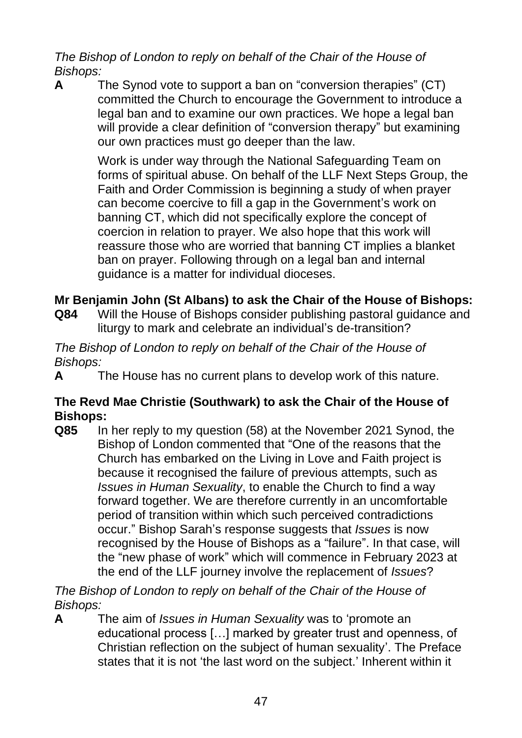*The Bishop of London to reply on behalf of the Chair of the House of Bishops:*

**A** The Synod vote to support a ban on “conversion therapies” (CT) committed the Church to encourage the Government to introduce a legal ban and to examine our own practices. We hope a legal ban will provide a clear definition of “conversion therapy” but examining our own practices must go deeper than the law.

Work is under way through the National Safeguarding Team on forms of spiritual abuse. On behalf of the LLF Next Steps Group, the Faith and Order Commission is beginning a study of when prayer can become coercive to fill a gap in the Government’s work on banning CT, which did not specifically explore the concept of coercion in relation to prayer. We also hope that this work will reassure those who are worried that banning CT implies a blanket ban on prayer. Following through on a legal ban and internal guidance is a matter for individual dioceses.

**Mr Benjamin John (St Albans) to ask the Chair of the House of Bishops:**

**Q84** Will the House of Bishops consider publishing pastoral guidance and liturgy to mark and celebrate an individual’s de-transition?

*The Bishop of London to reply on behalf of the Chair of the House of Bishops:*

**A** The House has no current plans to develop work of this nature.

**The Revd Mae Christie (Southwark) to ask the Chair of the House of Bishops:**

**Q85** In her reply to my question (58) at the November 2021 Synod, the Bishop of London commented that “One of the reasons that the Church has embarked on the Living in Love and Faith project is because it recognised the failure of previous attempts, such as *Issues in Human Sexuality*, to enable the Church to find a way forward together. We are therefore currently in an uncomfortable period of transition within which such perceived contradictions occur.” Bishop Sarah’s response suggests that *Issues* is now recognised by the House of Bishops as a “failure”. In that case, will the “new phase of work” which will commence in February 2023 at the end of the LLF journey involve the replacement of *Issues*?

*The Bishop of London to reply on behalf of the Chair of the House of Bishops:*

**A** The aim of *Issues in Human Sexuality* was to ‘promote an educational process […] marked by greater trust and openness, of Christian reflection on the subject of human sexuality’. The Preface states that it is not ‘the last word on the subject.’ Inherent within it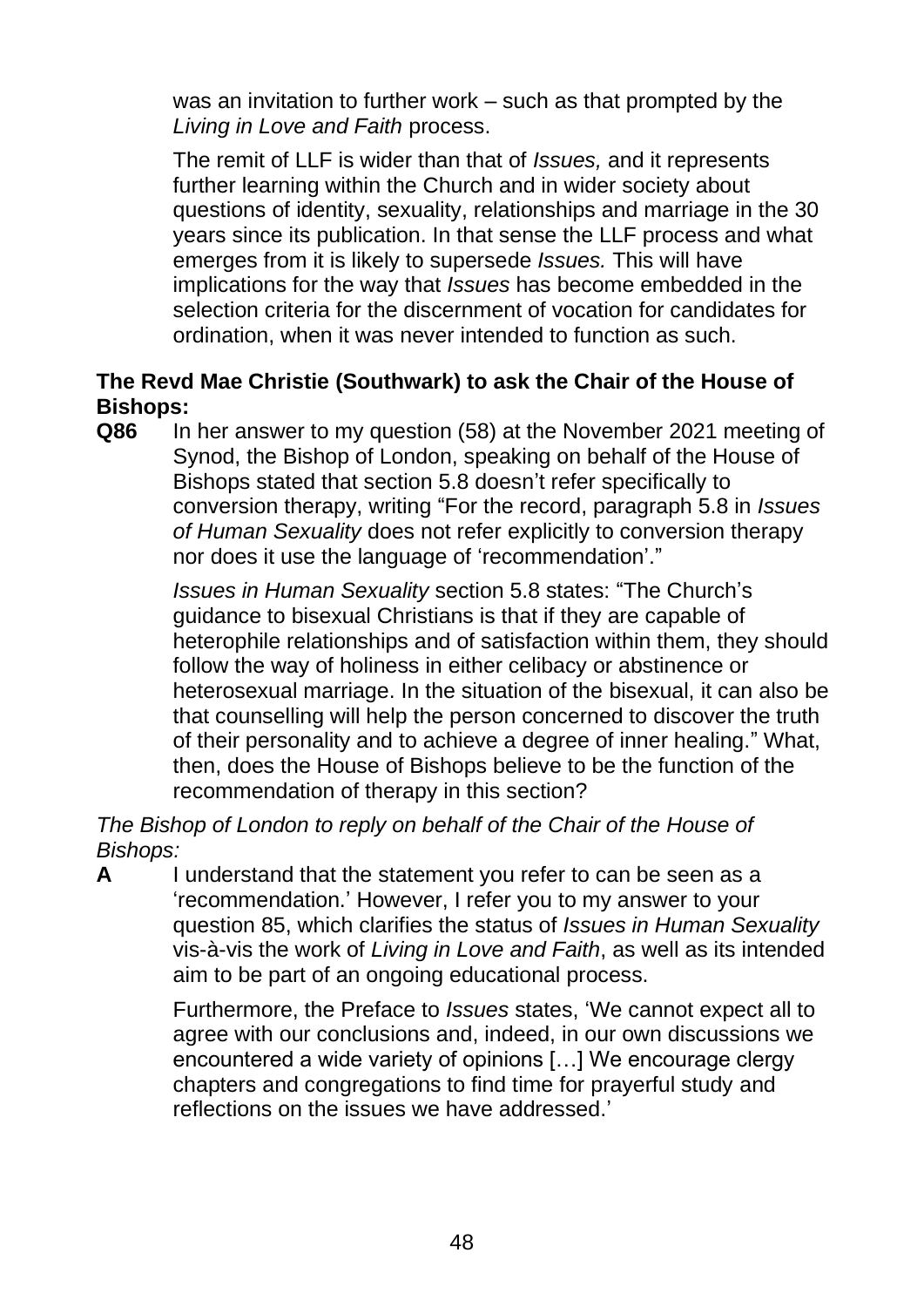was an invitation to further work – such as that prompted by the *Living in Love and Faith* process.

The remit of LLF is wider than that of *Issues,* and it represents further learning within the Church and in wider society about questions of identity, sexuality, relationships and marriage in the 30 years since its publication. In that sense the LLF process and what emerges from it is likely to supersede *Issues.* This will have implications for the way that *Issues* has become embedded in the selection criteria for the discernment of vocation for candidates for ordination, when it was never intended to function as such.

**The Revd Mae Christie (Southwark) to ask the Chair of the House of Bishops:**

**Q86** In her answer to my question (58) at the November 2021 meeting of Synod, the Bishop of London, speaking on behalf of the House of Bishops stated that section 5.8 doesn't refer specifically to conversion therapy, writing "For the record, paragraph 5.8 in *Issues of Human Sexuality* does not refer explicitly to conversion therapy nor does it use the language of 'recommendation'."

*Issues in Human Sexuality* section 5.8 states: "The Church's guidance to bisexual Christians is that if they are capable of heterophile relationships and of satisfaction within them, they should follow the way of holiness in either celibacy or abstinence or heterosexual marriage. In the situation of the bisexual, it can also be that counselling will help the person concerned to discover the truth of their personality and to achieve a degree of inner healing." What, then, does the House of Bishops believe to be the function of the recommendation of therapy in this section?

*The Bishop of London to reply on behalf of the Chair of the House of Bishops:*

**A** I understand that the statement you refer to can be seen as a 'recommendation.' However, I refer you to my answer to your question 85, which clarifies the status of *Issues in Human Sexuality* vis-à-vis the work of *Living in Love and Faith*, as well as its intended aim to be part of an ongoing educational process.

Furthermore, the Preface to *Issues* states, 'We cannot expect all to agree with our conclusions and, indeed, in our own discussions we encountered a wide variety of opinions […] We encourage clergy chapters and congregations to find time for prayerful study and reflections on the issues we have addressed.'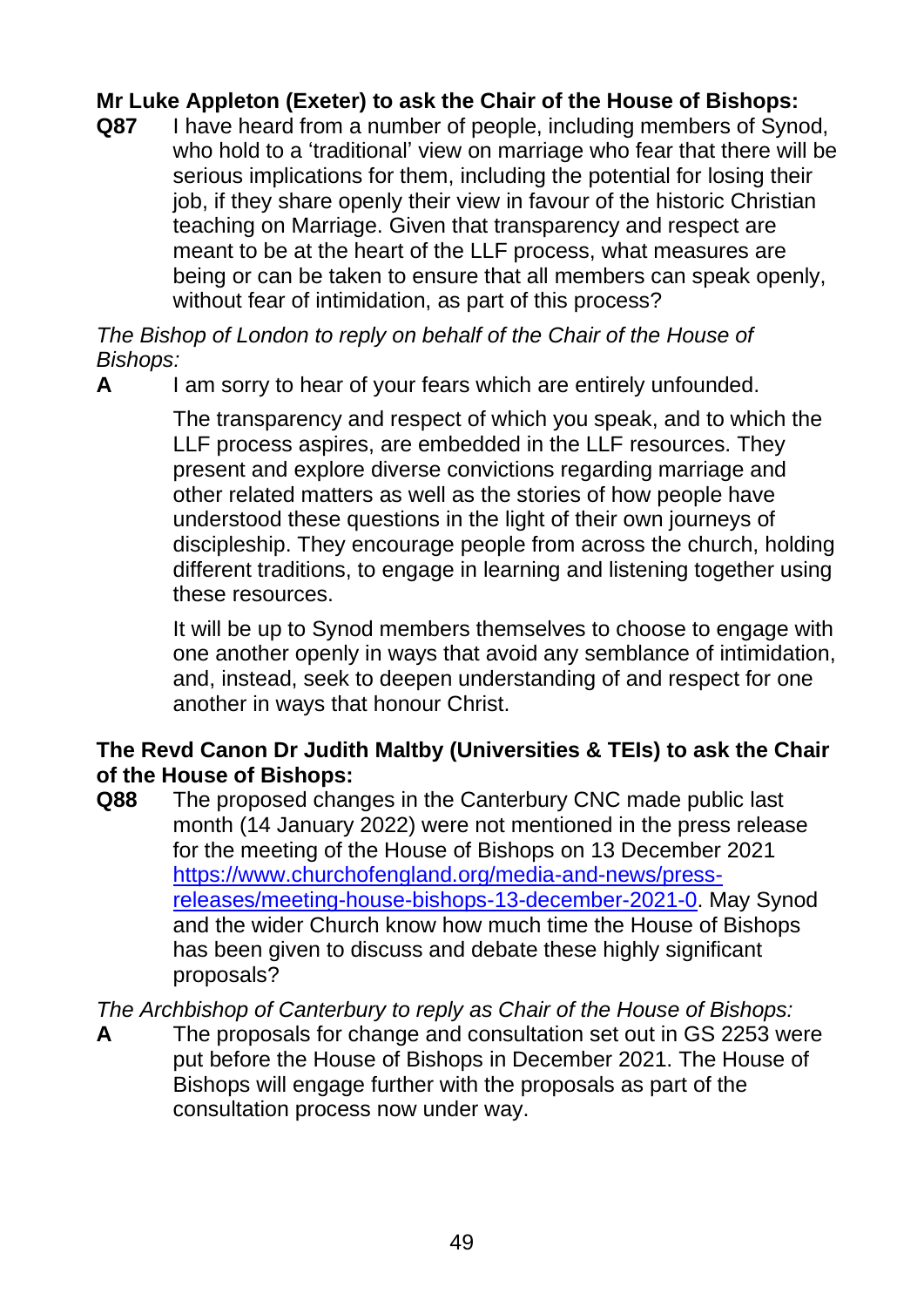**Mr Luke Appleton (Exeter) to ask the Chair of the House of Bishops:**

**Q87** I have heard from a number of people, including members of Synod, who hold to a 'traditional' view on marriage who fear that there will be serious implications for them, including the potential for losing their job, if they share openly their view in favour of the historic Christian teaching on Marriage. Given that transparency and respect are meant to be at the heart of the LLF process, what measures are being or can be taken to ensure that all members can speak openly, without fear of intimidation, as part of this process?

*The Bishop of London to reply on behalf of the Chair of the House of Bishops:*

**A** I am sorry to hear of your fears which are entirely unfounded.

The transparency and respect of which you speak, and to which the LLF process aspires, are embedded in the LLF resources. They present and explore diverse convictions regarding marriage and other related matters as well as the stories of how people have understood these questions in the light of their own journeys of discipleship. They encourage people from across the church, holding different traditions, to engage in learning and listening together using these resources.

It will be up to Synod members themselves to choose to engage with one another openly in ways that avoid any semblance of intimidation, and, instead, seek to deepen understanding of and respect for one another in ways that honour Christ.

**The Revd Canon Dr Judith Maltby (Universities & TEIs) to ask the Chair of the House of Bishops:**

**Q88** The proposed changes in the Canterbury CNC made public last month (14 January 2022) were not mentioned in the press release for the meeting of the House of Bishops on 13 December 2021 https://www.churchofengland.org/media-and-news/press-releases/meeting-house-bishops-13-december-2021-0. May Synod and the wider Church know how much time the House of Bishops has been given to discuss and debate these highly significant proposals?

*The Archbishop of Canterbury to reply as Chair of the House of Bishops:*

**A** The proposals for change and consultation set out in GS 2253 were put before the House of Bishops in December 2021. The House of Bishops will engage further with the proposals as part of the consultation process now under way.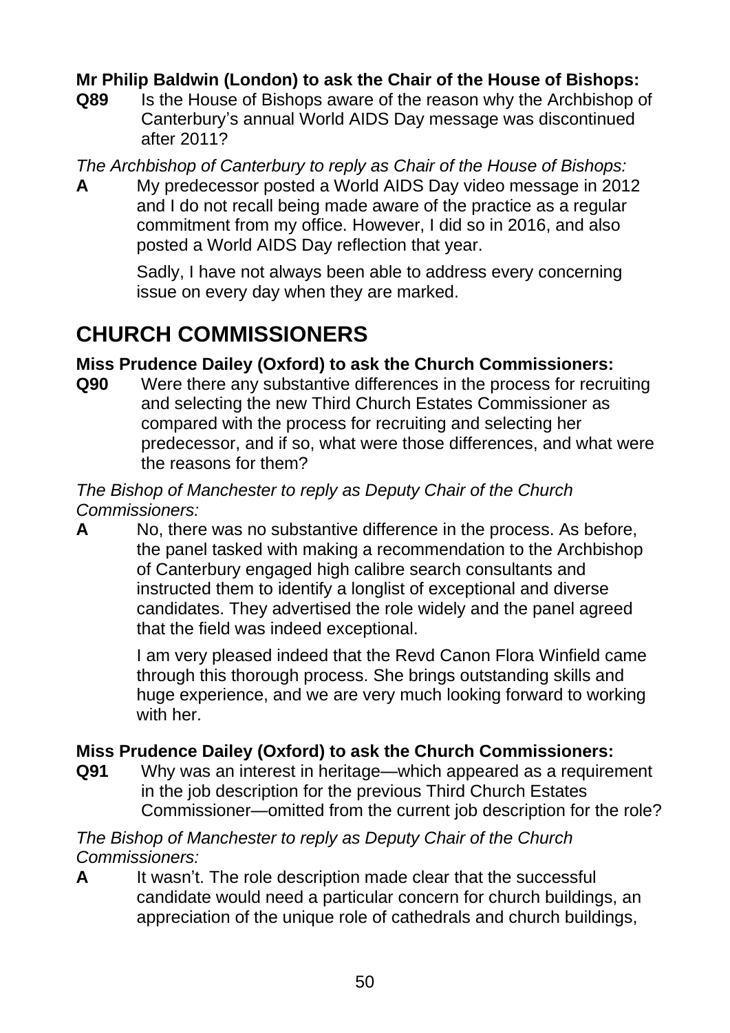**Mr Philip Baldwin (London) to ask the Chair of the House of Bishops:**

**Q89** Is the House of Bishops aware of the reason why the Archbishop of Canterbury's annual World AIDS Day message was discontinued after 2011?

*The Archbishop of Canterbury to reply as Chair of the House of Bishops:*

**A** My predecessor posted a World AIDS Day video message in 2012 and I do not recall being made aware of the practice as a regular commitment from my office. However, I did so in 2016, and also posted a World AIDS Day reflection that year.

Sadly, I have not always been able to address every concerning issue on every day when they are marked.

# CHURCH COMMISSIONERS

**Miss Prudence Dailey (Oxford) to ask the Church Commissioners:**

**Q90** Were there any substantive differences in the process for recruiting and selecting the new Third Church Estates Commissioner as compared with the process for recruiting and selecting her predecessor, and if so, what were those differences, and what were the reasons for them?

*The Bishop of Manchester to reply as Deputy Chair of the Church Commissioners:*

**A** No, there was no substantive difference in the process. As before, the panel tasked with making a recommendation to the Archbishop of Canterbury engaged high calibre search consultants and instructed them to identify a longlist of exceptional and diverse candidates. They advertised the role widely and the panel agreed that the field was indeed exceptional.

I am very pleased indeed that the Revd Canon Flora Winfield came through this thorough process. She brings outstanding skills and huge experience, and we are very much looking forward to working with her.

**Miss Prudence Dailey (Oxford) to ask the Church Commissioners:**

**Q91** Why was an interest in heritage—which appeared as a requirement in the job description for the previous Third Church Estates Commissioner—omitted from the current job description for the role?

*The Bishop of Manchester to reply as Deputy Chair of the Church Commissioners:*

**A** It wasn't. The role description made clear that the successful candidate would need a particular concern for church buildings, an appreciation of the unique role of cathedrals and church buildings,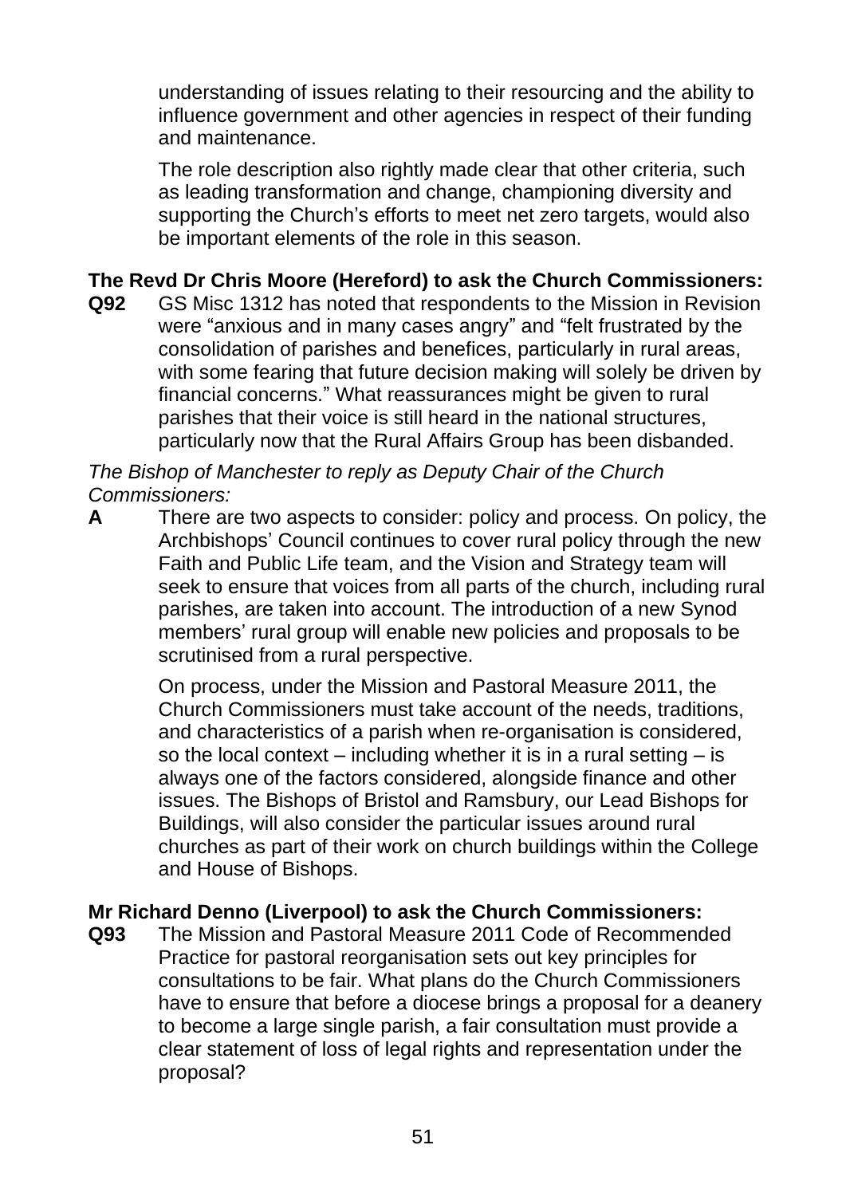understanding of issues relating to their resourcing and the ability to influence government and other agencies in respect of their funding and maintenance.

The role description also rightly made clear that other criteria, such as leading transformation and change, championing diversity and supporting the Church's efforts to meet net zero targets, would also be important elements of the role in this season.

**The Revd Dr Chris Moore (Hereford) to ask the Church Commissioners:**

**Q92** GS Misc 1312 has noted that respondents to the Mission in Revision were "anxious and in many cases angry" and "felt frustrated by the consolidation of parishes and benefices, particularly in rural areas, with some fearing that future decision making will solely be driven by financial concerns." What reassurances might be given to rural parishes that their voice is still heard in the national structures, particularly now that the Rural Affairs Group has been disbanded.

*The Bishop of Manchester to reply as Deputy Chair of the Church Commissioners:*

**A** There are two aspects to consider: policy and process. On policy, the Archbishops' Council continues to cover rural policy through the new Faith and Public Life team, and the Vision and Strategy team will seek to ensure that voices from all parts of the church, including rural parishes, are taken into account. The introduction of a new Synod members' rural group will enable new policies and proposals to be scrutinised from a rural perspective.

On process, under the Mission and Pastoral Measure 2011, the Church Commissioners must take account of the needs, traditions, and characteristics of a parish when re-organisation is considered, so the local context – including whether it is in a rural setting – is always one of the factors considered, alongside finance and other issues. The Bishops of Bristol and Ramsbury, our Lead Bishops for Buildings, will also consider the particular issues around rural churches as part of their work on church buildings within the College and House of Bishops.

**Mr Richard Denno (Liverpool) to ask the Church Commissioners:**

**Q93** The Mission and Pastoral Measure 2011 Code of Recommended Practice for pastoral reorganisation sets out key principles for consultations to be fair. What plans do the Church Commissioners have to ensure that before a diocese brings a proposal for a deanery to become a large single parish, a fair consultation must provide a clear statement of loss of legal rights and representation under the proposal?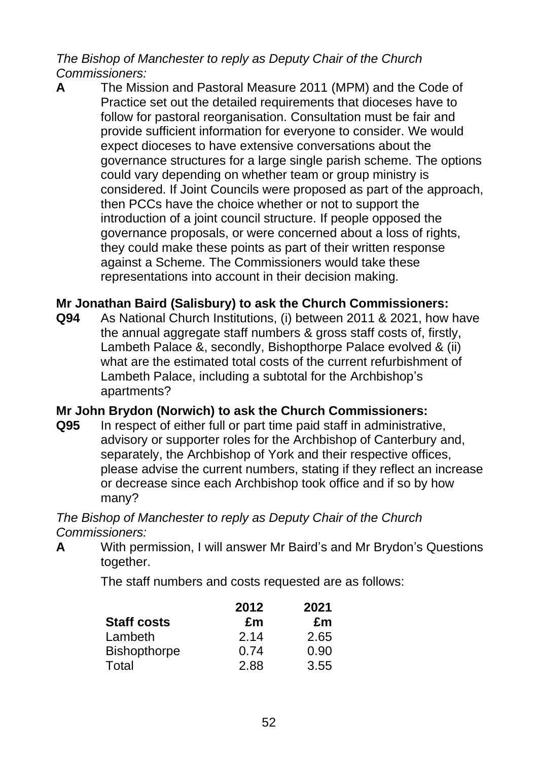*The Bishop of Manchester to reply as Deputy Chair of the Church Commissioners:*

**A** The Mission and Pastoral Measure 2011 (MPM) and the Code of Practice set out the detailed requirements that dioceses have to follow for pastoral reorganisation. Consultation must be fair and provide sufficient information for everyone to consider. We would expect dioceses to have extensive conversations about the governance structures for a large single parish scheme. The options could vary depending on whether team or group ministry is considered. If Joint Councils were proposed as part of the approach, then PCCs have the choice whether or not to support the introduction of a joint council structure. If people opposed the governance proposals, or were concerned about a loss of rights, they could make these points as part of their written response against a Scheme. The Commissioners would take these representations into account in their decision making.

**Mr Jonathan Baird (Salisbury) to ask the Church Commissioners:**

**Q94** As National Church Institutions, (i) between 2011 & 2021, how have the annual aggregate staff numbers & gross staff costs of, firstly, Lambeth Palace &, secondly, Bishopthorpe Palace evolved & (ii) what are the estimated total costs of the current refurbishment of Lambeth Palace, including a subtotal for the Archbishop's apartments?

**Mr John Brydon (Norwich) to ask the Church Commissioners:**

**Q95** In respect of either full or part time paid staff in administrative, advisory or supporter roles for the Archbishop of Canterbury and, separately, the Archbishop of York and their respective offices, please advise the current numbers, stating if they reflect an increase or decrease since each Archbishop took office and if so by how many?

*The Bishop of Manchester to reply as Deputy Chair of the Church Commissioners:*

**A** With permission, I will answer Mr Baird's and Mr Brydon's Questions together.

The staff numbers and costs requested are as follows:

| **Staff costs** | **2012 £m** | **2021 £m** |
|---|---|---|
| Lambeth | 2.14 | 2.65 |
| Bishopthorpe | 0.74 | 0.90 |
| Total | 2.88 | 3.55 |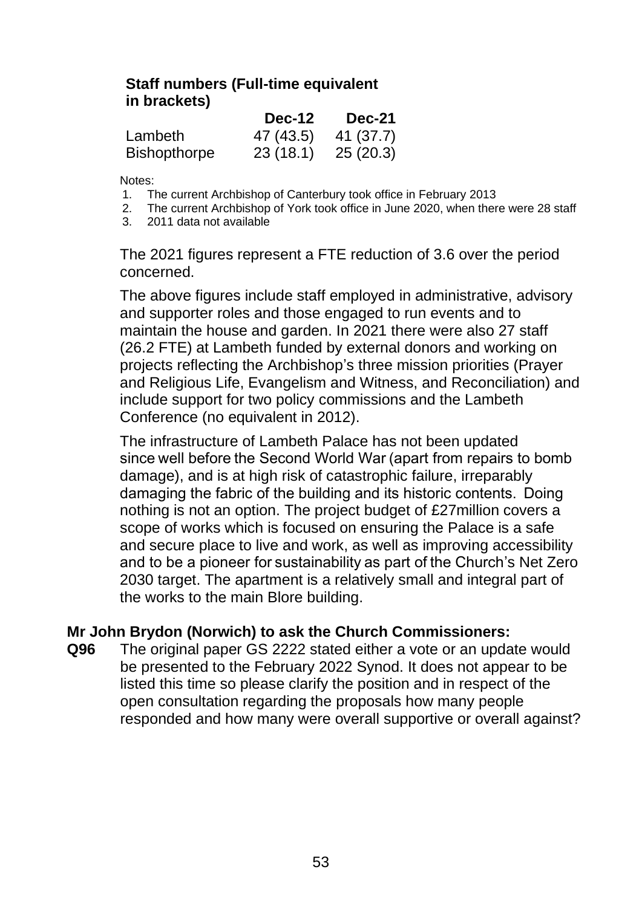**Staff numbers (Full-time equivalent in brackets)**

| | Dec-12 | Dec-21 |
|---|---|---|
| Lambeth | 47 (43.5) | 41 (37.7) |
| Bishopthorpe | 23 (18.1) | 25 (20.3) |

Notes:

1. The current Archbishop of Canterbury took office in February 2013
2. The current Archbishop of York took office in June 2020, when there were 28 staff
3. 2011 data not available

The 2021 figures represent a FTE reduction of 3.6 over the period concerned.

The above figures include staff employed in administrative, advisory and supporter roles and those engaged to run events and to maintain the house and garden. In 2021 there were also 27 staff (26.2 FTE) at Lambeth funded by external donors and working on projects reflecting the Archbishop's three mission priorities (Prayer and Religious Life, Evangelism and Witness, and Reconciliation) and include support for two policy commissions and the Lambeth Conference (no equivalent in 2012).

The infrastructure of Lambeth Palace has not been updated since well before the Second World War (apart from repairs to bomb damage), and is at high risk of catastrophic failure, irreparably damaging the fabric of the building and its historic contents. Doing nothing is not an option. The project budget of £27million covers a scope of works which is focused on ensuring the Palace is a safe and secure place to live and work, as well as improving accessibility and to be a pioneer for sustainability as part of the Church's Net Zero 2030 target. The apartment is a relatively small and integral part of the works to the main Blore building.

**Mr John Brydon (Norwich) to ask the Church Commissioners:**

**Q96** The original paper GS 2222 stated either a vote or an update would be presented to the February 2022 Synod. It does not appear to be listed this time so please clarify the position and in respect of the open consultation regarding the proposals how many people responded and how many were overall supportive or overall against?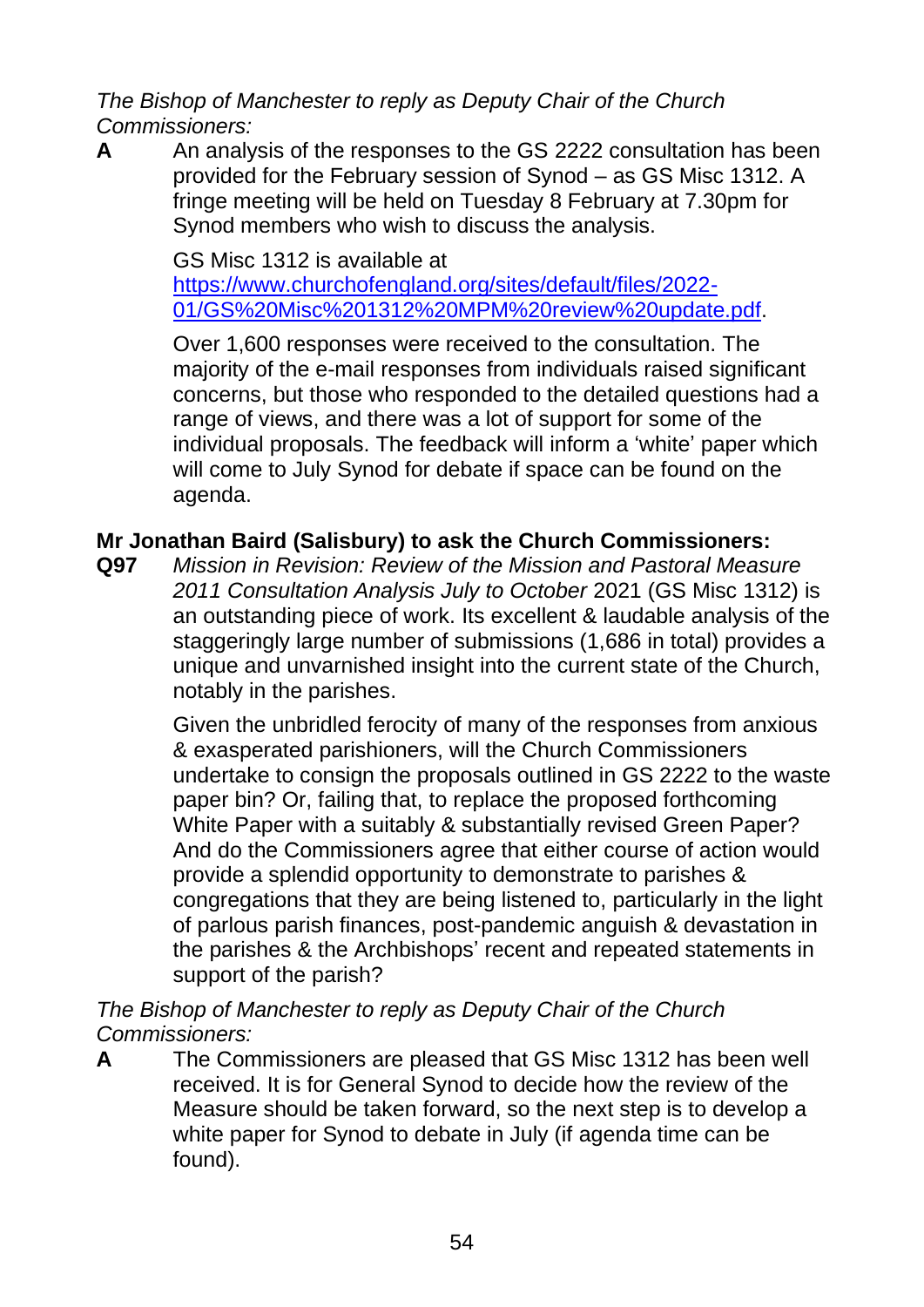*The Bishop of Manchester to reply as Deputy Chair of the Church Commissioners:*

**A** An analysis of the responses to the GS 2222 consultation has been provided for the February session of Synod – as GS Misc 1312. A fringe meeting will be held on Tuesday 8 February at 7.30pm for Synod members who wish to discuss the analysis.

GS Misc 1312 is available at [https://www.churchofengland.org/sites/default/files/2022-01/GS%20Misc%201312%20MPM%20review%20update.pdf](https://www.churchofengland.org/sites/default/files/2022-01/GS%20Misc%201312%20MPM%20review%20update.pdf).

Over 1,600 responses were received to the consultation. The majority of the e-mail responses from individuals raised significant concerns, but those who responded to the detailed questions had a range of views, and there was a lot of support for some of the individual proposals. The feedback will inform a 'white' paper which will come to July Synod for debate if space can be found on the agenda.

**Mr Jonathan Baird (Salisbury) to ask the Church Commissioners:**

**Q97** *Mission in Revision: Review of the Mission and Pastoral Measure 2011 Consultation Analysis July to October* 2021 (GS Misc 1312) is an outstanding piece of work. Its excellent & laudable analysis of the staggeringly large number of submissions (1,686 in total) provides a unique and unvarnished insight into the current state of the Church, notably in the parishes.

Given the unbridled ferocity of many of the responses from anxious & exasperated parishioners, will the Church Commissioners undertake to consign the proposals outlined in GS 2222 to the waste paper bin? Or, failing that, to replace the proposed forthcoming White Paper with a suitably & substantially revised Green Paper? And do the Commissioners agree that either course of action would provide a splendid opportunity to demonstrate to parishes & congregations that they are being listened to, particularly in the light of parlous parish finances, post-pandemic anguish & devastation in the parishes & the Archbishops' recent and repeated statements in support of the parish?

*The Bishop of Manchester to reply as Deputy Chair of the Church Commissioners:*

**A** The Commissioners are pleased that GS Misc 1312 has been well received. It is for General Synod to decide how the review of the Measure should be taken forward, so the next step is to develop a white paper for Synod to debate in July (if agenda time can be found).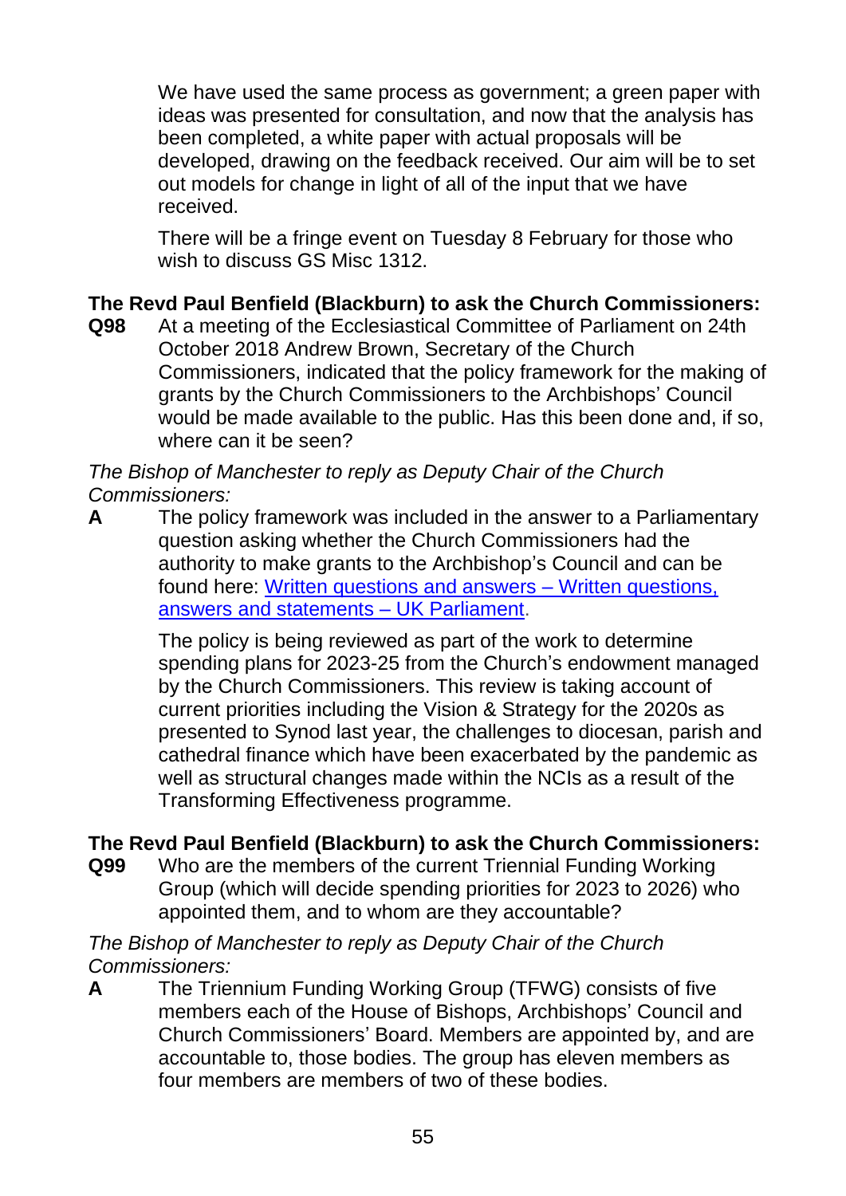We have used the same process as government; a green paper with ideas was presented for consultation, and now that the analysis has been completed, a white paper with actual proposals will be developed, drawing on the feedback received. Our aim will be to set out models for change in light of all of the input that we have received.

There will be a fringe event on Tuesday 8 February for those who wish to discuss GS Misc 1312.

**The Revd Paul Benfield (Blackburn) to ask the Church Commissioners:**

**Q98** At a meeting of the Ecclesiastical Committee of Parliament on 24th October 2018 Andrew Brown, Secretary of the Church Commissioners, indicated that the policy framework for the making of grants by the Church Commissioners to the Archbishops' Council would be made available to the public. Has this been done and, if so, where can it be seen?

*The Bishop of Manchester to reply as Deputy Chair of the Church Commissioners:*

**A** The policy framework was included in the answer to a Parliamentary question asking whether the Church Commissioners had the authority to make grants to the Archbishop's Council and can be found here: [Written questions and answers – Written questions, answers and statements – UK Parliament](#).

The policy is being reviewed as part of the work to determine spending plans for 2023-25 from the Church's endowment managed by the Church Commissioners. This review is taking account of current priorities including the Vision & Strategy for the 2020s as presented to Synod last year, the challenges to diocesan, parish and cathedral finance which have been exacerbated by the pandemic as well as structural changes made within the NCIs as a result of the Transforming Effectiveness programme.

**The Revd Paul Benfield (Blackburn) to ask the Church Commissioners:**

**Q99** Who are the members of the current Triennial Funding Working Group (which will decide spending priorities for 2023 to 2026) who appointed them, and to whom are they accountable?

*The Bishop of Manchester to reply as Deputy Chair of the Church Commissioners:*

**A** The Triennium Funding Working Group (TFWG) consists of five members each of the House of Bishops, Archbishops' Council and Church Commissioners' Board. Members are appointed by, and are accountable to, those bodies. The group has eleven members as four members are members of two of these bodies.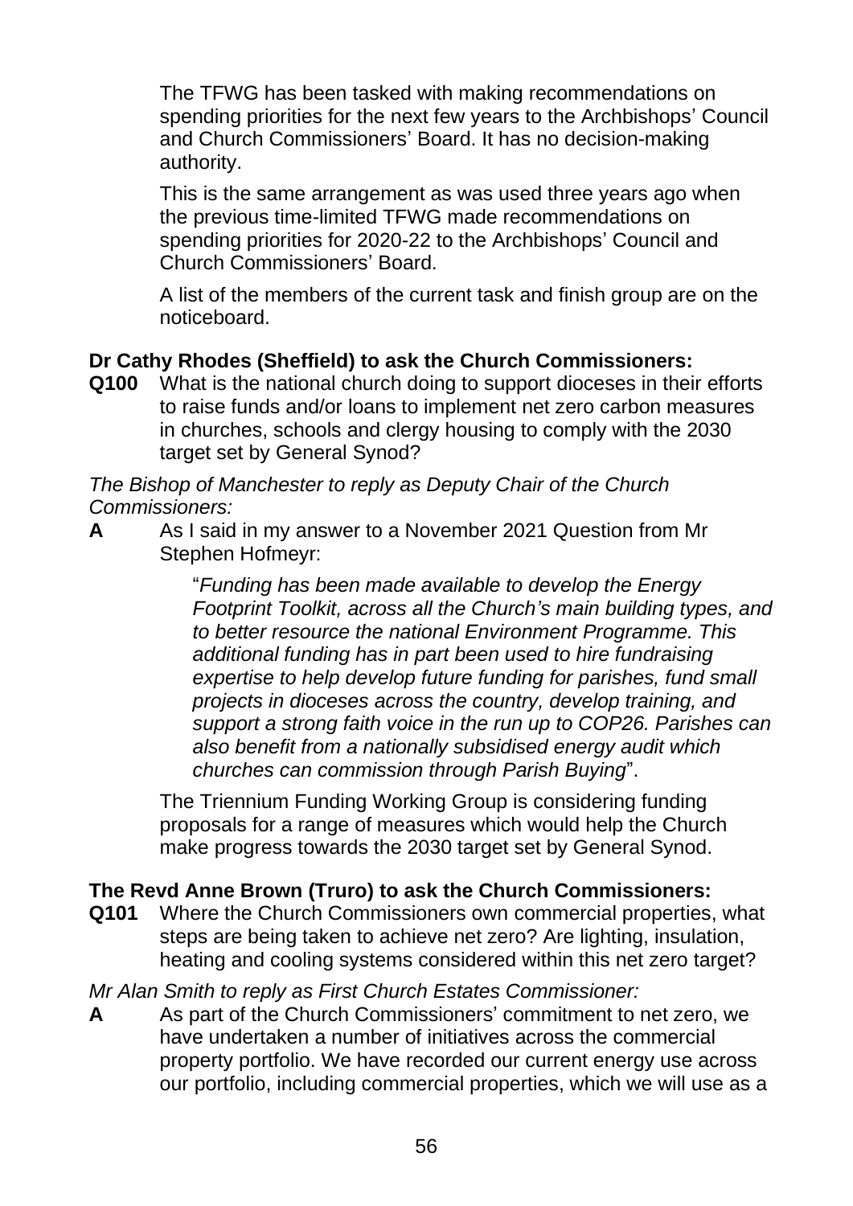The TFWG has been tasked with making recommendations on spending priorities for the next few years to the Archbishops' Council and Church Commissioners' Board. It has no decision-making authority.

This is the same arrangement as was used three years ago when the previous time-limited TFWG made recommendations on spending priorities for 2020-22 to the Archbishops' Council and Church Commissioners' Board.

A list of the members of the current task and finish group are on the noticeboard.

**Dr Cathy Rhodes (Sheffield) to ask the Church Commissioners:**

**Q100** What is the national church doing to support dioceses in their efforts to raise funds and/or loans to implement net zero carbon measures in churches, schools and clergy housing to comply with the 2030 target set by General Synod?

*The Bishop of Manchester to reply as Deputy Chair of the Church Commissioners:*

**A** As I said in my answer to a November 2021 Question from Mr Stephen Hofmeyr:

> "*Funding has been made available to develop the Energy Footprint Toolkit, across all the Church's main building types, and to better resource the national Environment Programme. This additional funding has in part been used to hire fundraising expertise to help develop future funding for parishes, fund small projects in dioceses across the country, develop training, and support a strong faith voice in the run up to COP26. Parishes can also benefit from a nationally subsidised energy audit which churches can commission through Parish Buying*".

The Triennium Funding Working Group is considering funding proposals for a range of measures which would help the Church make progress towards the 2030 target set by General Synod.

**The Revd Anne Brown (Truro) to ask the Church Commissioners:**

**Q101** Where the Church Commissioners own commercial properties, what steps are being taken to achieve net zero? Are lighting, insulation, heating and cooling systems considered within this net zero target?

*Mr Alan Smith to reply as First Church Estates Commissioner:*

**A** As part of the Church Commissioners' commitment to net zero, we have undertaken a number of initiatives across the commercial property portfolio. We have recorded our current energy use across our portfolio, including commercial properties, which we will use as a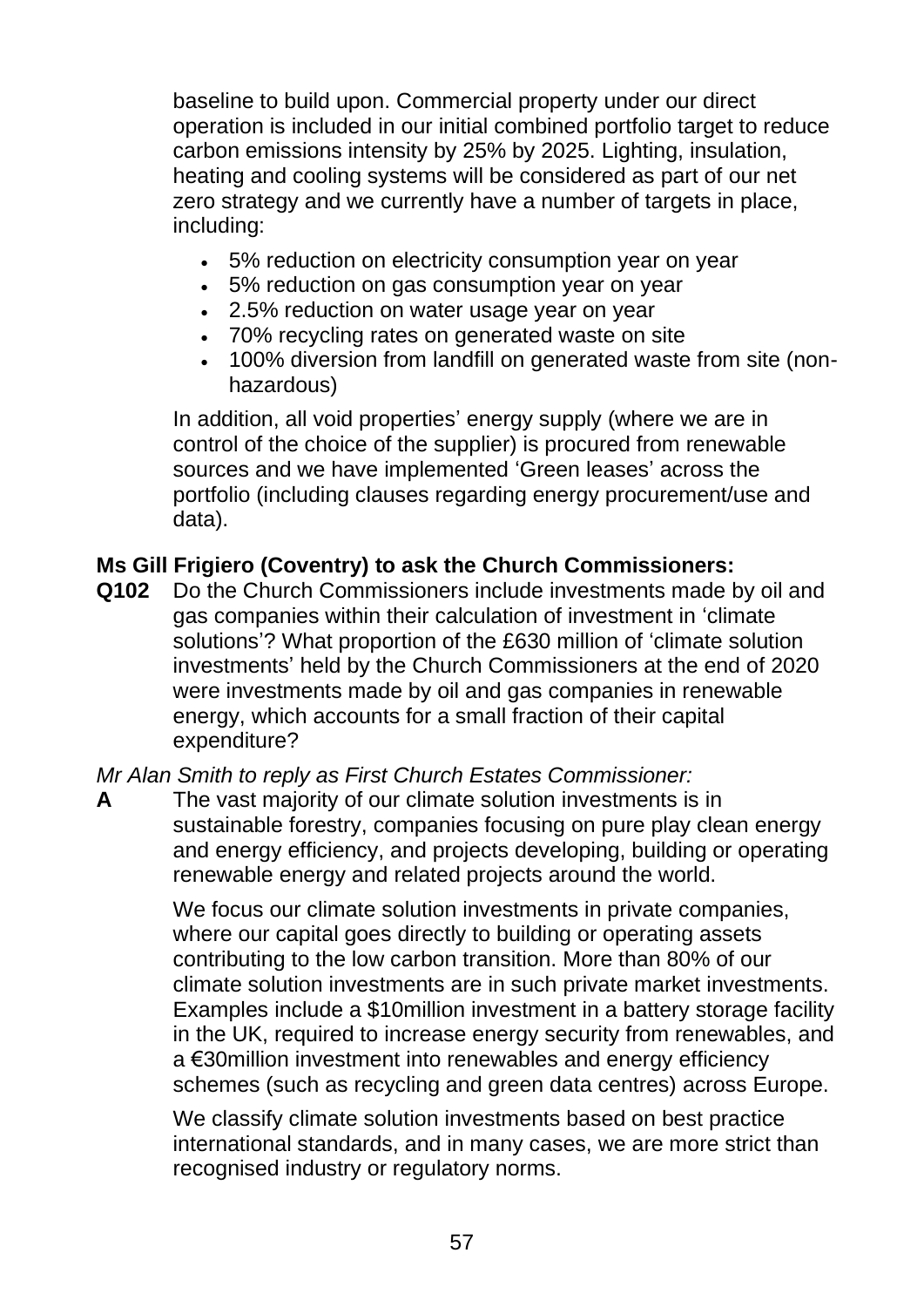baseline to build upon. Commercial property under our direct operation is included in our initial combined portfolio target to reduce carbon emissions intensity by 25% by 2025. Lighting, insulation, heating and cooling systems will be considered as part of our net zero strategy and we currently have a number of targets in place, including:

- 5% reduction on electricity consumption year on year
- 5% reduction on gas consumption year on year
- 2.5% reduction on water usage year on year
- 70% recycling rates on generated waste on site
- 100% diversion from landfill on generated waste from site (non-hazardous)

In addition, all void properties' energy supply (where we are in control of the choice of the supplier) is procured from renewable sources and we have implemented 'Green leases' across the portfolio (including clauses regarding energy procurement/use and data).

**Ms Gill Frigiero (Coventry) to ask the Church Commissioners:**

**Q102** Do the Church Commissioners include investments made by oil and gas companies within their calculation of investment in 'climate solutions'? What proportion of the £630 million of 'climate solution investments' held by the Church Commissioners at the end of 2020 were investments made by oil and gas companies in renewable energy, which accounts for a small fraction of their capital expenditure?

*Mr Alan Smith to reply as First Church Estates Commissioner:*

**A** The vast majority of our climate solution investments is in sustainable forestry, companies focusing on pure play clean energy and energy efficiency, and projects developing, building or operating renewable energy and related projects around the world.

We focus our climate solution investments in private companies, where our capital goes directly to building or operating assets contributing to the low carbon transition. More than 80% of our climate solution investments are in such private market investments. Examples include a $10million investment in a battery storage facility in the UK, required to increase energy security from renewables, and a €30million investment into renewables and energy efficiency schemes (such as recycling and green data centres) across Europe.

We classify climate solution investments based on best practice international standards, and in many cases, we are more strict than recognised industry or regulatory norms.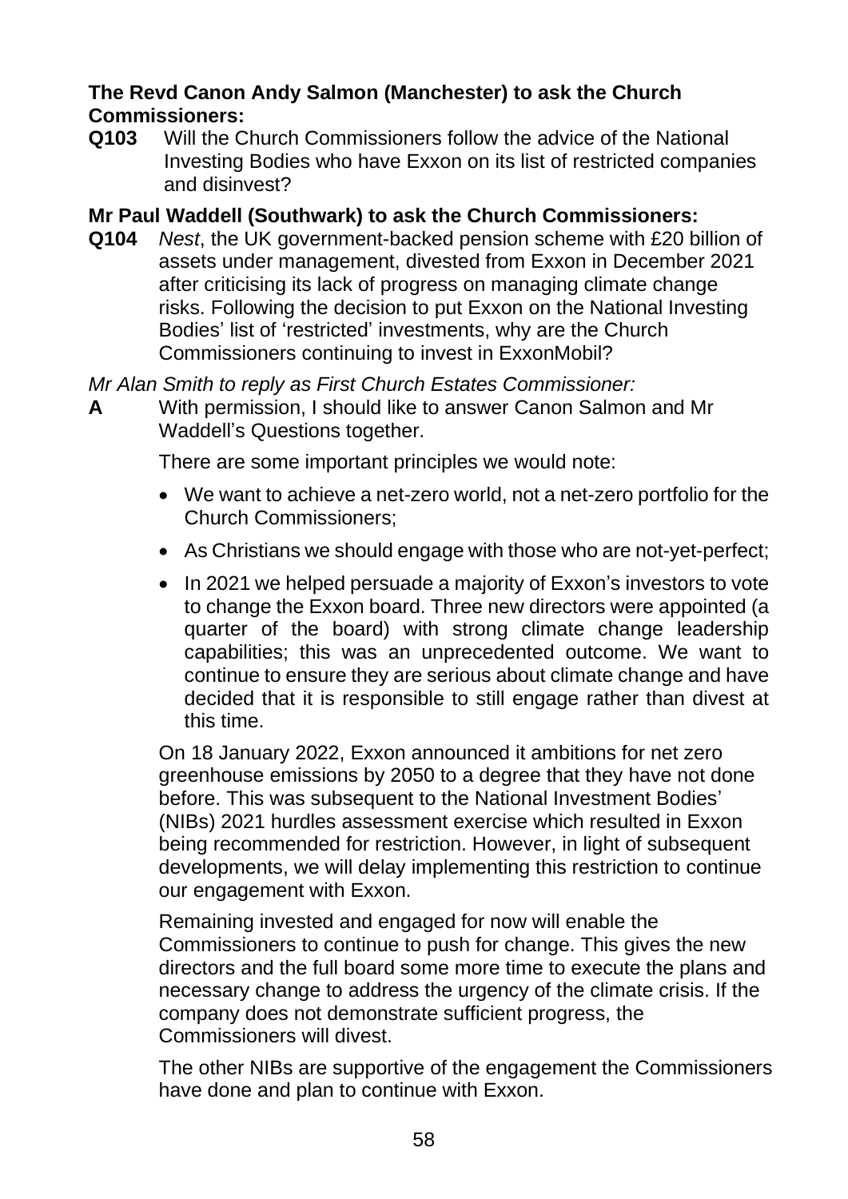**The Revd Canon Andy Salmon (Manchester) to ask the Church Commissioners:**

**Q103** Will the Church Commissioners follow the advice of the National Investing Bodies who have Exxon on its list of restricted companies and disinvest?

**Mr Paul Waddell (Southwark) to ask the Church Commissioners:**

**Q104** *Nest*, the UK government-backed pension scheme with £20 billion of assets under management, divested from Exxon in December 2021 after criticising its lack of progress on managing climate change risks. Following the decision to put Exxon on the National Investing Bodies' list of 'restricted' investments, why are the Church Commissioners continuing to invest in ExxonMobil?

*Mr Alan Smith to reply as First Church Estates Commissioner:*

**A** With permission, I should like to answer Canon Salmon and Mr Waddell's Questions together.

There are some important principles we would note:

- We want to achieve a net-zero world, not a net-zero portfolio for the Church Commissioners;
- As Christians we should engage with those who are not-yet-perfect;
- In 2021 we helped persuade a majority of Exxon's investors to vote to change the Exxon board. Three new directors were appointed (a quarter of the board) with strong climate change leadership capabilities; this was an unprecedented outcome. We want to continue to ensure they are serious about climate change and have decided that it is responsible to still engage rather than divest at this time.

On 18 January 2022, Exxon announced it ambitions for net zero greenhouse emissions by 2050 to a degree that they have not done before. This was subsequent to the National Investment Bodies' (NIBs) 2021 hurdles assessment exercise which resulted in Exxon being recommended for restriction. However, in light of subsequent developments, we will delay implementing this restriction to continue our engagement with Exxon.

Remaining invested and engaged for now will enable the Commissioners to continue to push for change. This gives the new directors and the full board some more time to execute the plans and necessary change to address the urgency of the climate crisis. If the company does not demonstrate sufficient progress, the Commissioners will divest.

The other NIBs are supportive of the engagement the Commissioners have done and plan to continue with Exxon.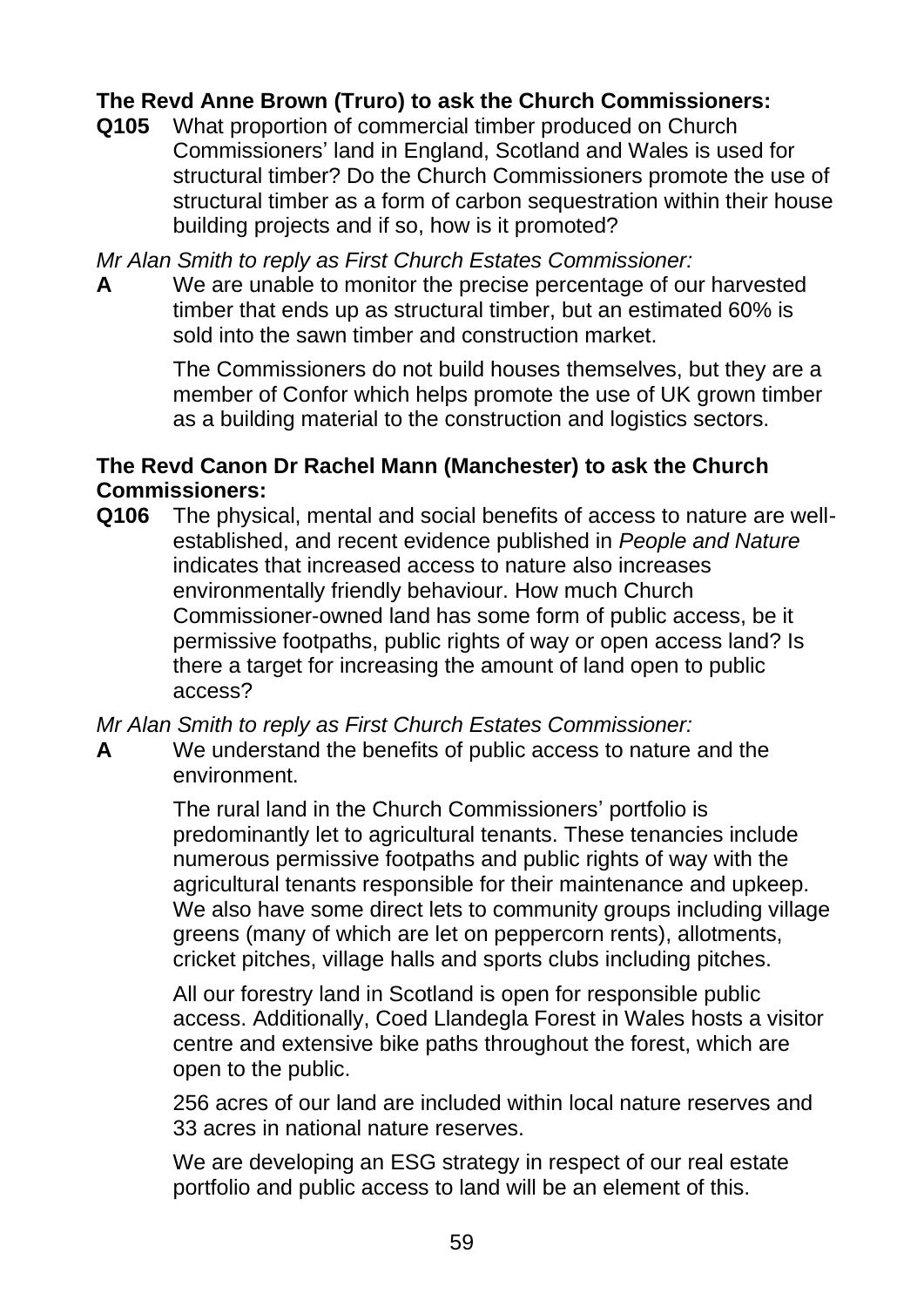**The Revd Anne Brown (Truro) to ask the Church Commissioners:**

**Q105** What proportion of commercial timber produced on Church Commissioners' land in England, Scotland and Wales is used for structural timber? Do the Church Commissioners promote the use of structural timber as a form of carbon sequestration within their house building projects and if so, how is it promoted?

*Mr Alan Smith to reply as First Church Estates Commissioner:*

**A** We are unable to monitor the precise percentage of our harvested timber that ends up as structural timber, but an estimated 60% is sold into the sawn timber and construction market.

The Commissioners do not build houses themselves, but they are a member of Confor which helps promote the use of UK grown timber as a building material to the construction and logistics sectors.

**The Revd Canon Dr Rachel Mann (Manchester) to ask the Church Commissioners:**

**Q106** The physical, mental and social benefits of access to nature are well-established, and recent evidence published in *People and Nature* indicates that increased access to nature also increases environmentally friendly behaviour. How much Church Commissioner-owned land has some form of public access, be it permissive footpaths, public rights of way or open access land? Is there a target for increasing the amount of land open to public access?

*Mr Alan Smith to reply as First Church Estates Commissioner:*

**A** We understand the benefits of public access to nature and the environment.

The rural land in the Church Commissioners' portfolio is predominantly let to agricultural tenants. These tenancies include numerous permissive footpaths and public rights of way with the agricultural tenants responsible for their maintenance and upkeep. We also have some direct lets to community groups including village greens (many of which are let on peppercorn rents), allotments, cricket pitches, village halls and sports clubs including pitches.

All our forestry land in Scotland is open for responsible public access. Additionally, Coed Llandegla Forest in Wales hosts a visitor centre and extensive bike paths throughout the forest, which are open to the public.

256 acres of our land are included within local nature reserves and 33 acres in national nature reserves.

We are developing an ESG strategy in respect of our real estate portfolio and public access to land will be an element of this.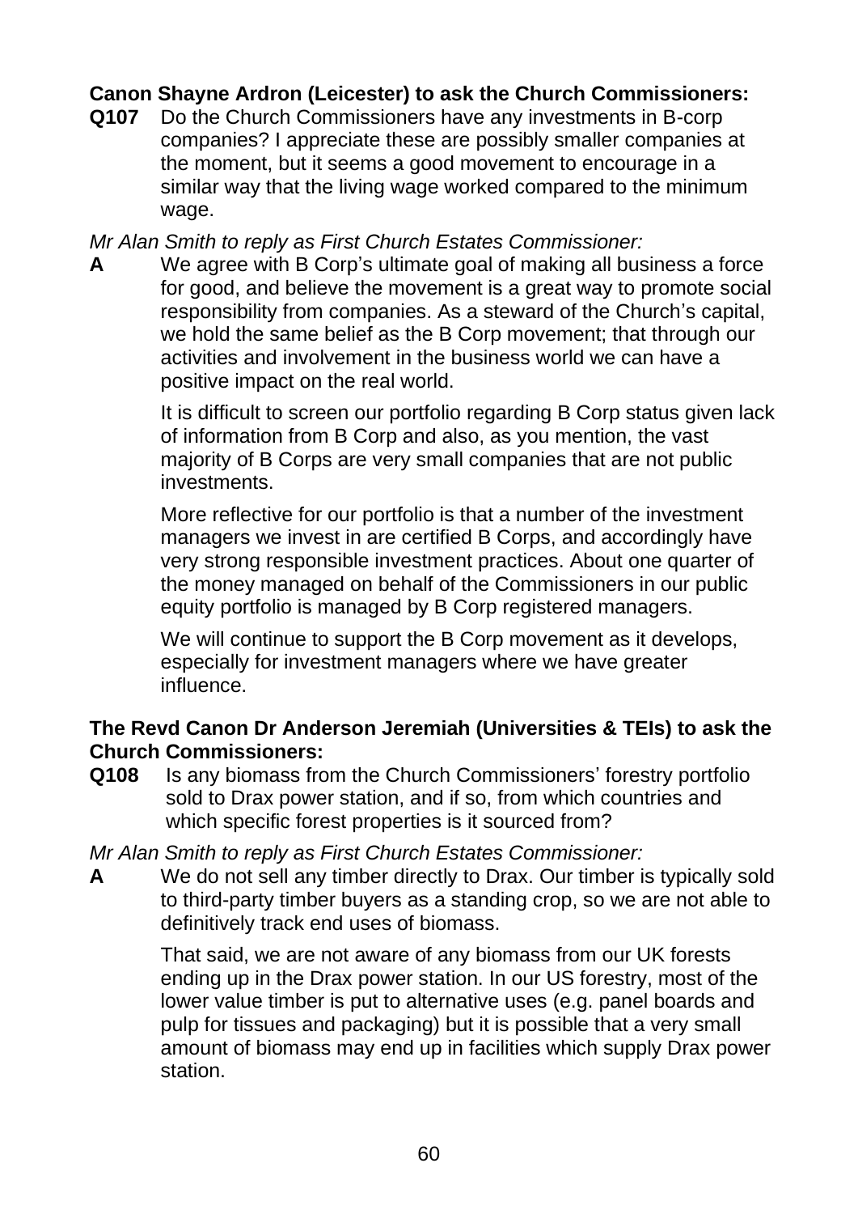**Canon Shayne Ardron (Leicester) to ask the Church Commissioners:**

**Q107** Do the Church Commissioners have any investments in B-corp companies? I appreciate these are possibly smaller companies at the moment, but it seems a good movement to encourage in a similar way that the living wage worked compared to the minimum wage.

*Mr Alan Smith to reply as First Church Estates Commissioner:*

**A** We agree with B Corp's ultimate goal of making all business a force for good, and believe the movement is a great way to promote social responsibility from companies. As a steward of the Church's capital, we hold the same belief as the B Corp movement; that through our activities and involvement in the business world we can have a positive impact on the real world.

It is difficult to screen our portfolio regarding B Corp status given lack of information from B Corp and also, as you mention, the vast majority of B Corps are very small companies that are not public investments.

More reflective for our portfolio is that a number of the investment managers we invest in are certified B Corps, and accordingly have very strong responsible investment practices. About one quarter of the money managed on behalf of the Commissioners in our public equity portfolio is managed by B Corp registered managers.

We will continue to support the B Corp movement as it develops, especially for investment managers where we have greater influence.

**The Revd Canon Dr Anderson Jeremiah (Universities & TEIs) to ask the Church Commissioners:**

**Q108** Is any biomass from the Church Commissioners' forestry portfolio sold to Drax power station, and if so, from which countries and which specific forest properties is it sourced from?

*Mr Alan Smith to reply as First Church Estates Commissioner:*

**A** We do not sell any timber directly to Drax. Our timber is typically sold to third-party timber buyers as a standing crop, so we are not able to definitively track end uses of biomass.

That said, we are not aware of any biomass from our UK forests ending up in the Drax power station. In our US forestry, most of the lower value timber is put to alternative uses (e.g. panel boards and pulp for tissues and packaging) but it is possible that a very small amount of biomass may end up in facilities which supply Drax power station.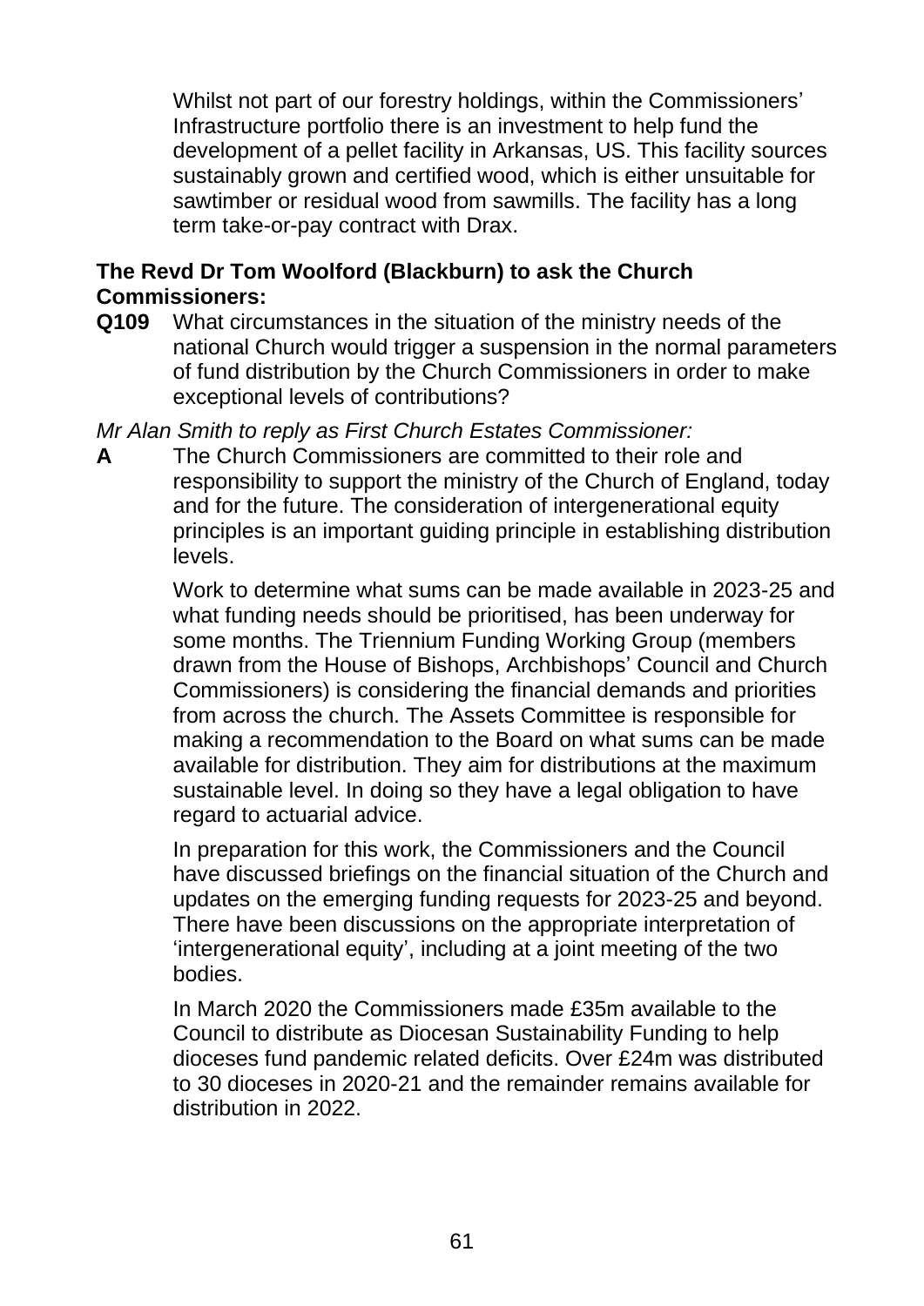Whilst not part of our forestry holdings, within the Commissioners' Infrastructure portfolio there is an investment to help fund the development of a pellet facility in Arkansas, US. This facility sources sustainably grown and certified wood, which is either unsuitable for sawtimber or residual wood from sawmills. The facility has a long term take-or-pay contract with Drax.

**The Revd Dr Tom Woolford (Blackburn) to ask the Church Commissioners:**

**Q109** What circumstances in the situation of the ministry needs of the national Church would trigger a suspension in the normal parameters of fund distribution by the Church Commissioners in order to make exceptional levels of contributions?

*Mr Alan Smith to reply as First Church Estates Commissioner:*

**A** The Church Commissioners are committed to their role and responsibility to support the ministry of the Church of England, today and for the future. The consideration of intergenerational equity principles is an important guiding principle in establishing distribution levels.

Work to determine what sums can be made available in 2023-25 and what funding needs should be prioritised, has been underway for some months. The Triennium Funding Working Group (members drawn from the House of Bishops, Archbishops' Council and Church Commissioners) is considering the financial demands and priorities from across the church. The Assets Committee is responsible for making a recommendation to the Board on what sums can be made available for distribution. They aim for distributions at the maximum sustainable level. In doing so they have a legal obligation to have regard to actuarial advice.

In preparation for this work, the Commissioners and the Council have discussed briefings on the financial situation of the Church and updates on the emerging funding requests for 2023-25 and beyond. There have been discussions on the appropriate interpretation of 'intergenerational equity', including at a joint meeting of the two bodies.

In March 2020 the Commissioners made £35m available to the Council to distribute as Diocesan Sustainability Funding to help dioceses fund pandemic related deficits. Over £24m was distributed to 30 dioceses in 2020-21 and the remainder remains available for distribution in 2022.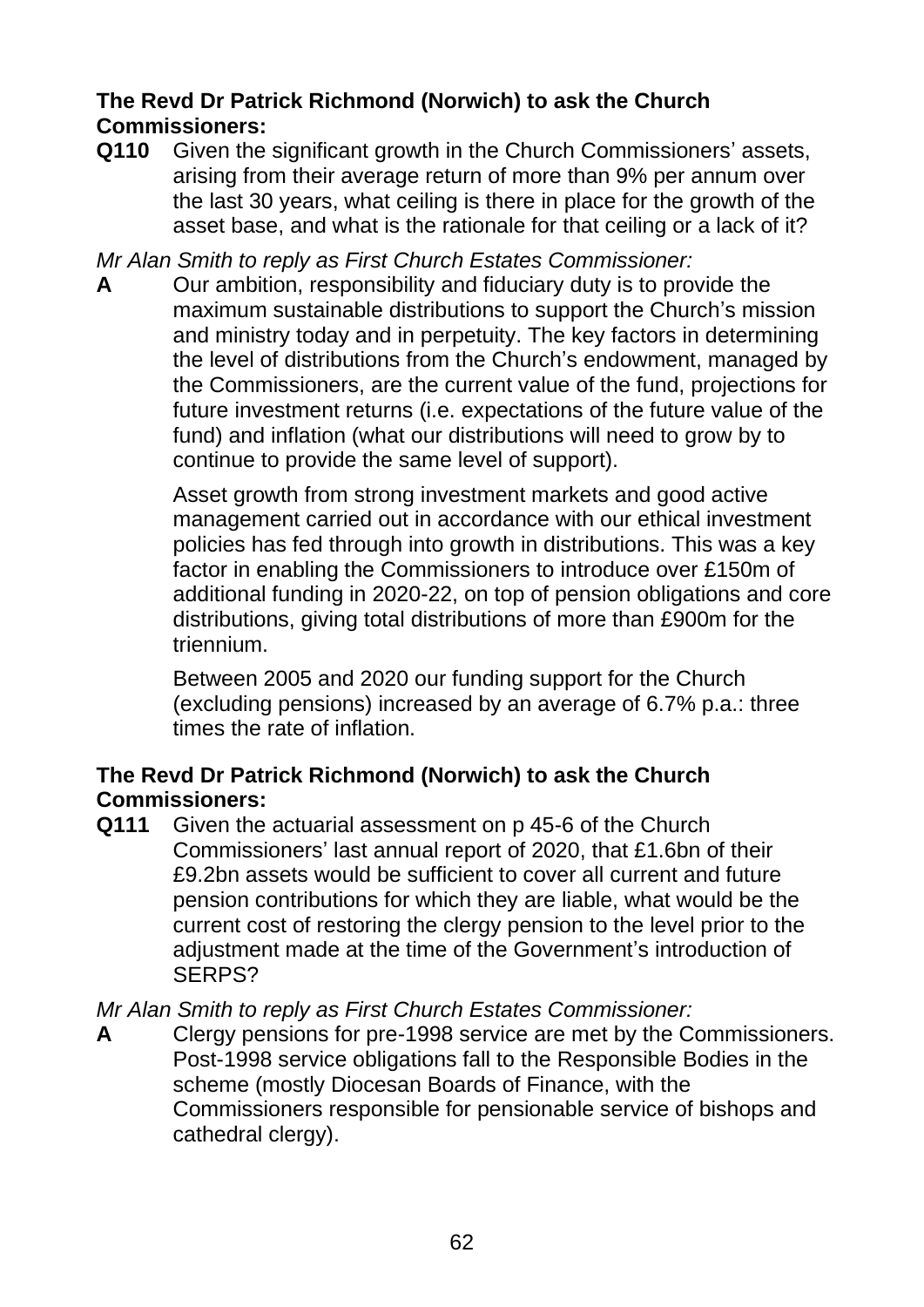**The Revd Dr Patrick Richmond (Norwich) to ask the Church Commissioners:**

**Q110** Given the significant growth in the Church Commissioners' assets, arising from their average return of more than 9% per annum over the last 30 years, what ceiling is there in place for the growth of the asset base, and what is the rationale for that ceiling or a lack of it?

*Mr Alan Smith to reply as First Church Estates Commissioner:*

**A** Our ambition, responsibility and fiduciary duty is to provide the maximum sustainable distributions to support the Church's mission and ministry today and in perpetuity. The key factors in determining the level of distributions from the Church's endowment, managed by the Commissioners, are the current value of the fund, projections for future investment returns (i.e. expectations of the future value of the fund) and inflation (what our distributions will need to grow by to continue to provide the same level of support).

Asset growth from strong investment markets and good active management carried out in accordance with our ethical investment policies has fed through into growth in distributions. This was a key factor in enabling the Commissioners to introduce over £150m of additional funding in 2020-22, on top of pension obligations and core distributions, giving total distributions of more than £900m for the triennium.

Between 2005 and 2020 our funding support for the Church (excluding pensions) increased by an average of 6.7% p.a.: three times the rate of inflation.

**The Revd Dr Patrick Richmond (Norwich) to ask the Church Commissioners:**

**Q111** Given the actuarial assessment on p 45-6 of the Church Commissioners' last annual report of 2020, that £1.6bn of their £9.2bn assets would be sufficient to cover all current and future pension contributions for which they are liable, what would be the current cost of restoring the clergy pension to the level prior to the adjustment made at the time of the Government's introduction of SERPS?

*Mr Alan Smith to reply as First Church Estates Commissioner:*

**A** Clergy pensions for pre-1998 service are met by the Commissioners. Post-1998 service obligations fall to the Responsible Bodies in the scheme (mostly Diocesan Boards of Finance, with the Commissioners responsible for pensionable service of bishops and cathedral clergy).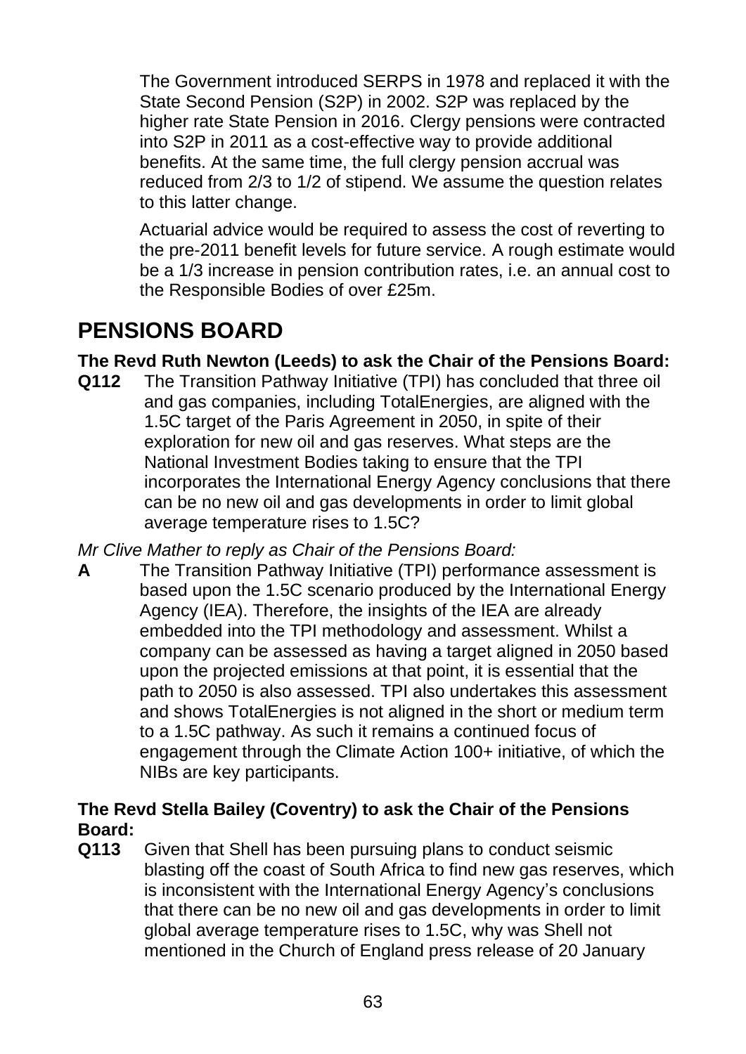The Government introduced SERPS in 1978 and replaced it with the State Second Pension (S2P) in 2002. S2P was replaced by the higher rate State Pension in 2016. Clergy pensions were contracted into S2P in 2011 as a cost-effective way to provide additional benefits. At the same time, the full clergy pension accrual was reduced from 2/3 to 1/2 of stipend. We assume the question relates to this latter change.

Actuarial advice would be required to assess the cost of reverting to the pre-2011 benefit levels for future service. A rough estimate would be a 1/3 increase in pension contribution rates, i.e. an annual cost to the Responsible Bodies of over £25m.

# PENSIONS BOARD

**The Revd Ruth Newton (Leeds) to ask the Chair of the Pensions Board:**

**Q112** The Transition Pathway Initiative (TPI) has concluded that three oil and gas companies, including TotalEnergies, are aligned with the 1.5C target of the Paris Agreement in 2050, in spite of their exploration for new oil and gas reserves. What steps are the National Investment Bodies taking to ensure that the TPI incorporates the International Energy Agency conclusions that there can be no new oil and gas developments in order to limit global average temperature rises to 1.5C?

*Mr Clive Mather to reply as Chair of the Pensions Board:*

**A** The Transition Pathway Initiative (TPI) performance assessment is based upon the 1.5C scenario produced by the International Energy Agency (IEA). Therefore, the insights of the IEA are already embedded into the TPI methodology and assessment. Whilst a company can be assessed as having a target aligned in 2050 based upon the projected emissions at that point, it is essential that the path to 2050 is also assessed. TPI also undertakes this assessment and shows TotalEnergies is not aligned in the short or medium term to a 1.5C pathway. As such it remains a continued focus of engagement through the Climate Action 100+ initiative, of which the NIBs are key participants.

**The Revd Stella Bailey (Coventry) to ask the Chair of the Pensions Board:**

**Q113** Given that Shell has been pursuing plans to conduct seismic blasting off the coast of South Africa to find new gas reserves, which is inconsistent with the International Energy Agency's conclusions that there can be no new oil and gas developments in order to limit global average temperature rises to 1.5C, why was Shell not mentioned in the Church of England press release of 20 January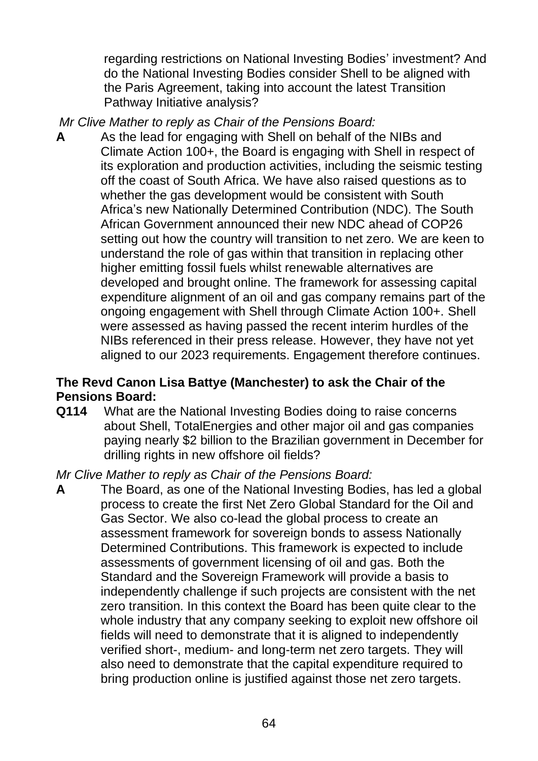regarding restrictions on National Investing Bodies' investment? And do the National Investing Bodies consider Shell to be aligned with the Paris Agreement, taking into account the latest Transition Pathway Initiative analysis?

*Mr Clive Mather to reply as Chair of the Pensions Board:*

**A** As the lead for engaging with Shell on behalf of the NIBs and Climate Action 100+, the Board is engaging with Shell in respect of its exploration and production activities, including the seismic testing off the coast of South Africa. We have also raised questions as to whether the gas development would be consistent with South Africa's new Nationally Determined Contribution (NDC). The South African Government announced their new NDC ahead of COP26 setting out how the country will transition to net zero. We are keen to understand the role of gas within that transition in replacing other higher emitting fossil fuels whilst renewable alternatives are developed and brought online. The framework for assessing capital expenditure alignment of an oil and gas company remains part of the ongoing engagement with Shell through Climate Action 100+. Shell were assessed as having passed the recent interim hurdles of the NIBs referenced in their press release. However, they have not yet aligned to our 2023 requirements. Engagement therefore continues.

**The Revd Canon Lisa Battye (Manchester) to ask the Chair of the Pensions Board:**

**Q114** What are the National Investing Bodies doing to raise concerns about Shell, TotalEnergies and other major oil and gas companies paying nearly $2 billion to the Brazilian government in December for drilling rights in new offshore oil fields?

*Mr Clive Mather to reply as Chair of the Pensions Board:*

**A** The Board, as one of the National Investing Bodies, has led a global process to create the first Net Zero Global Standard for the Oil and Gas Sector. We also co-lead the global process to create an assessment framework for sovereign bonds to assess Nationally Determined Contributions. This framework is expected to include assessments of government licensing of oil and gas. Both the Standard and the Sovereign Framework will provide a basis to independently challenge if such projects are consistent with the net zero transition. In this context the Board has been quite clear to the whole industry that any company seeking to exploit new offshore oil fields will need to demonstrate that it is aligned to independently verified short-, medium- and long-term net zero targets. They will also need to demonstrate that the capital expenditure required to bring production online is justified against those net zero targets.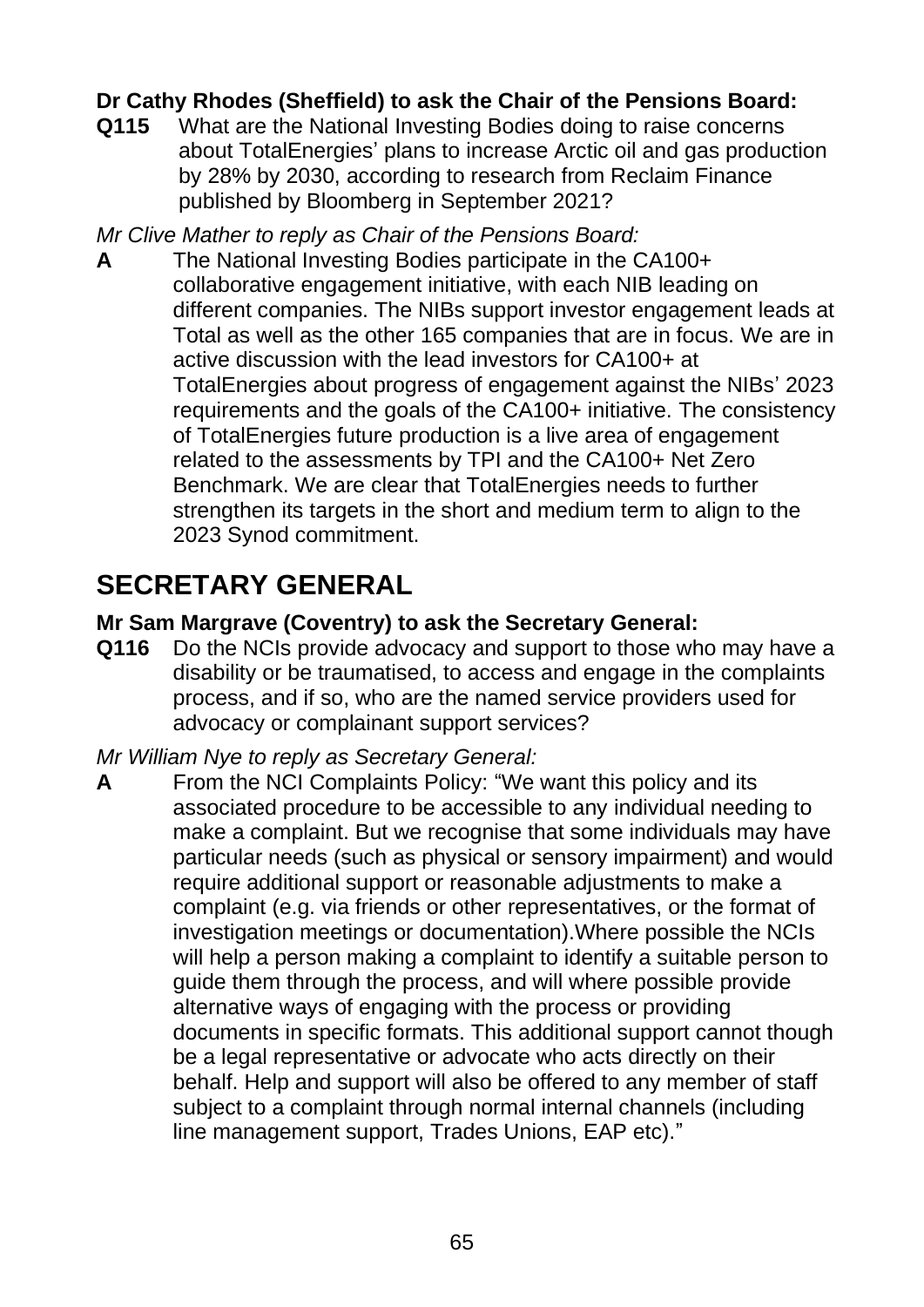**Dr Cathy Rhodes (Sheffield) to ask the Chair of the Pensions Board:**

**Q115** What are the National Investing Bodies doing to raise concerns about TotalEnergies' plans to increase Arctic oil and gas production by 28% by 2030, according to research from Reclaim Finance published by Bloomberg in September 2021?

*Mr Clive Mather to reply as Chair of the Pensions Board:*

**A** The National Investing Bodies participate in the CA100+ collaborative engagement initiative, with each NIB leading on different companies. The NIBs support investor engagement leads at Total as well as the other 165 companies that are in focus. We are in active discussion with the lead investors for CA100+ at TotalEnergies about progress of engagement against the NIBs' 2023 requirements and the goals of the CA100+ initiative. The consistency of TotalEnergies future production is a live area of engagement related to the assessments by TPI and the CA100+ Net Zero Benchmark. We are clear that TotalEnergies needs to further strengthen its targets in the short and medium term to align to the 2023 Synod commitment.

## SECRETARY GENERAL

**Mr Sam Margrave (Coventry) to ask the Secretary General:**

**Q116** Do the NCIs provide advocacy and support to those who may have a disability or be traumatised, to access and engage in the complaints process, and if so, who are the named service providers used for advocacy or complainant support services?

*Mr William Nye to reply as Secretary General:*

**A** From the NCI Complaints Policy: "We want this policy and its associated procedure to be accessible to any individual needing to make a complaint. But we recognise that some individuals may have particular needs (such as physical or sensory impairment) and would require additional support or reasonable adjustments to make a complaint (e.g. via friends or other representatives, or the format of investigation meetings or documentation).Where possible the NCIs will help a person making a complaint to identify a suitable person to guide them through the process, and will where possible provide alternative ways of engaging with the process or providing documents in specific formats. This additional support cannot though be a legal representative or advocate who acts directly on their behalf. Help and support will also be offered to any member of staff subject to a complaint through normal internal channels (including line management support, Trades Unions, EAP etc)."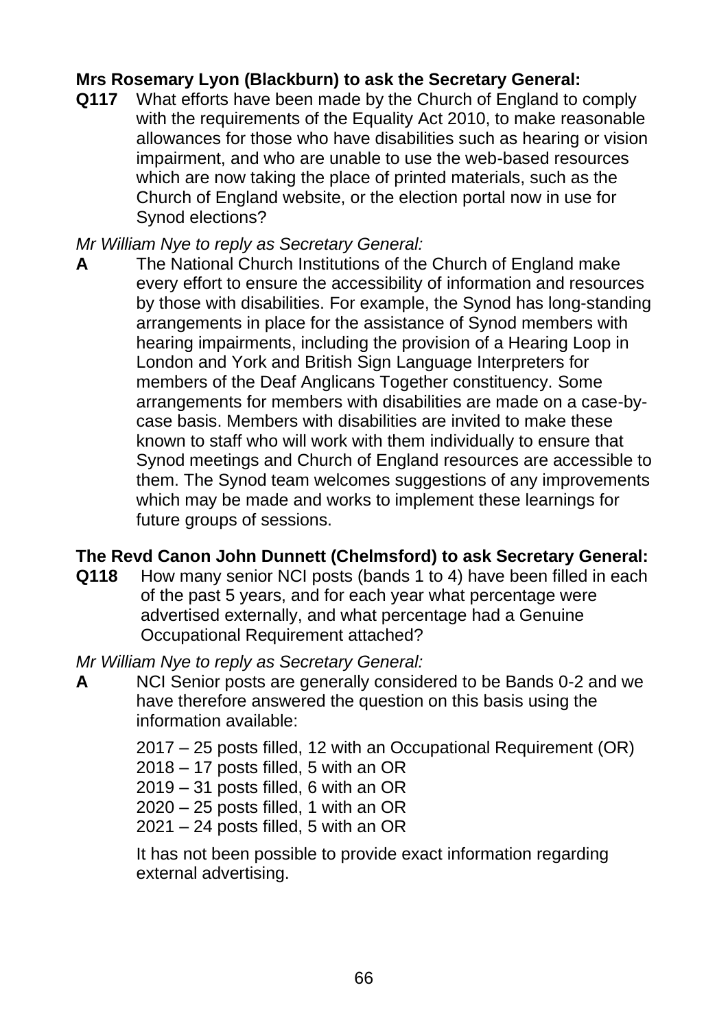**Mrs Rosemary Lyon (Blackburn) to ask the Secretary General:**

**Q117** What efforts have been made by the Church of England to comply with the requirements of the Equality Act 2010, to make reasonable allowances for those who have disabilities such as hearing or vision impairment, and who are unable to use the web-based resources which are now taking the place of printed materials, such as the Church of England website, or the election portal now in use for Synod elections?

*Mr William Nye to reply as Secretary General:*

**A** The National Church Institutions of the Church of England make every effort to ensure the accessibility of information and resources by those with disabilities. For example, the Synod has long-standing arrangements in place for the assistance of Synod members with hearing impairments, including the provision of a Hearing Loop in London and York and British Sign Language Interpreters for members of the Deaf Anglicans Together constituency. Some arrangements for members with disabilities are made on a case-by-case basis. Members with disabilities are invited to make these known to staff who will work with them individually to ensure that Synod meetings and Church of England resources are accessible to them. The Synod team welcomes suggestions of any improvements which may be made and works to implement these learnings for future groups of sessions.

**The Revd Canon John Dunnett (Chelmsford) to ask Secretary General:**

**Q118** How many senior NCI posts (bands 1 to 4) have been filled in each of the past 5 years, and for each year what percentage were advertised externally, and what percentage had a Genuine Occupational Requirement attached?

*Mr William Nye to reply as Secretary General:*

**A** NCI Senior posts are generally considered to be Bands 0-2 and we have therefore answered the question on this basis using the information available:

2017 – 25 posts filled, 12 with an Occupational Requirement (OR)
2018 – 17 posts filled, 5 with an OR
2019 – 31 posts filled, 6 with an OR
2020 – 25 posts filled, 1 with an OR
2021 – 24 posts filled, 5 with an OR

It has not been possible to provide exact information regarding external advertising.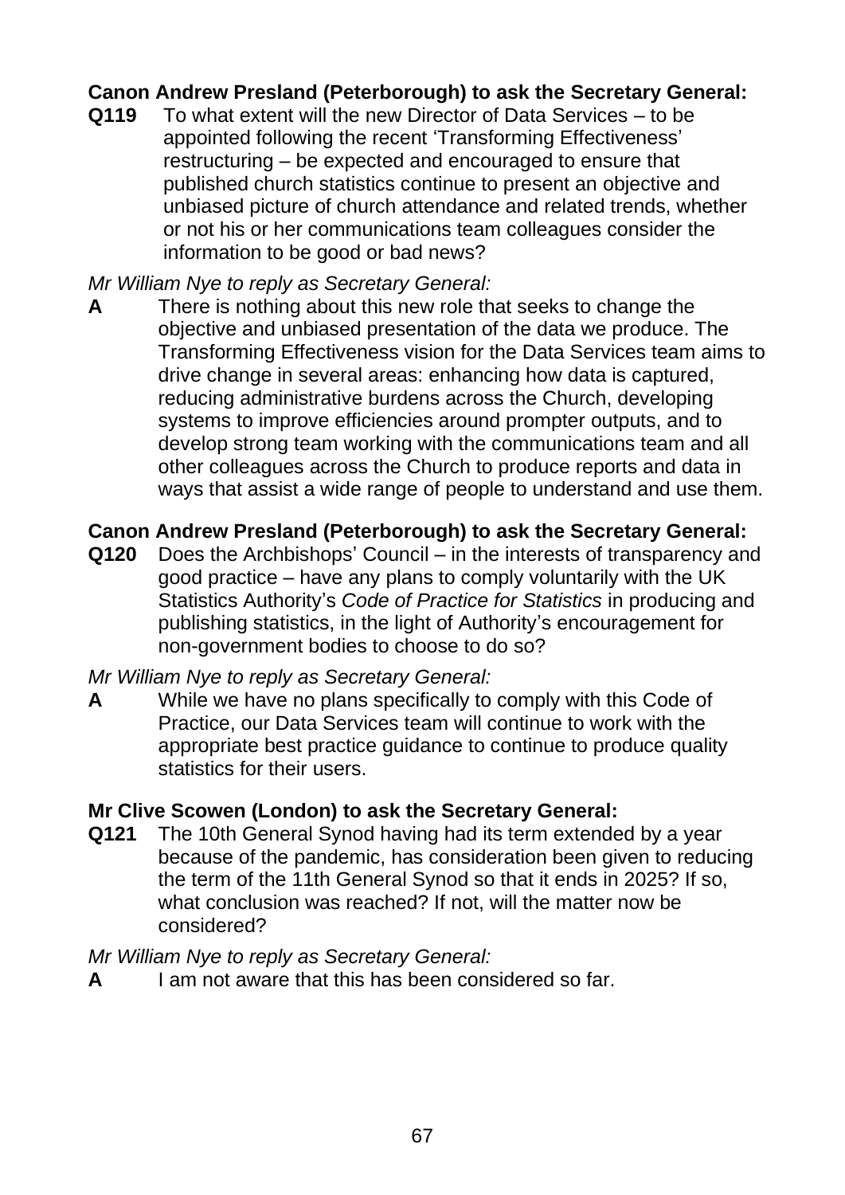**Canon Andrew Presland (Peterborough) to ask the Secretary General:**

**Q119** To what extent will the new Director of Data Services – to be appointed following the recent 'Transforming Effectiveness' restructuring – be expected and encouraged to ensure that published church statistics continue to present an objective and unbiased picture of church attendance and related trends, whether or not his or her communications team colleagues consider the information to be good or bad news?

*Mr William Nye to reply as Secretary General:*

**A** There is nothing about this new role that seeks to change the objective and unbiased presentation of the data we produce. The Transforming Effectiveness vision for the Data Services team aims to drive change in several areas: enhancing how data is captured, reducing administrative burdens across the Church, developing systems to improve efficiencies around prompter outputs, and to develop strong team working with the communications team and all other colleagues across the Church to produce reports and data in ways that assist a wide range of people to understand and use them.

**Canon Andrew Presland (Peterborough) to ask the Secretary General:**

**Q120** Does the Archbishops' Council – in the interests of transparency and good practice – have any plans to comply voluntarily with the UK Statistics Authority's *Code of Practice for Statistics* in producing and publishing statistics, in the light of Authority's encouragement for non-government bodies to choose to do so?

*Mr William Nye to reply as Secretary General:*

**A** While we have no plans specifically to comply with this Code of Practice, our Data Services team will continue to work with the appropriate best practice guidance to continue to produce quality statistics for their users.

**Mr Clive Scowen (London) to ask the Secretary General:**

**Q121** The 10th General Synod having had its term extended by a year because of the pandemic, has consideration been given to reducing the term of the 11th General Synod so that it ends in 2025? If so, what conclusion was reached? If not, will the matter now be considered?

*Mr William Nye to reply as Secretary General:*

**A** I am not aware that this has been considered so far.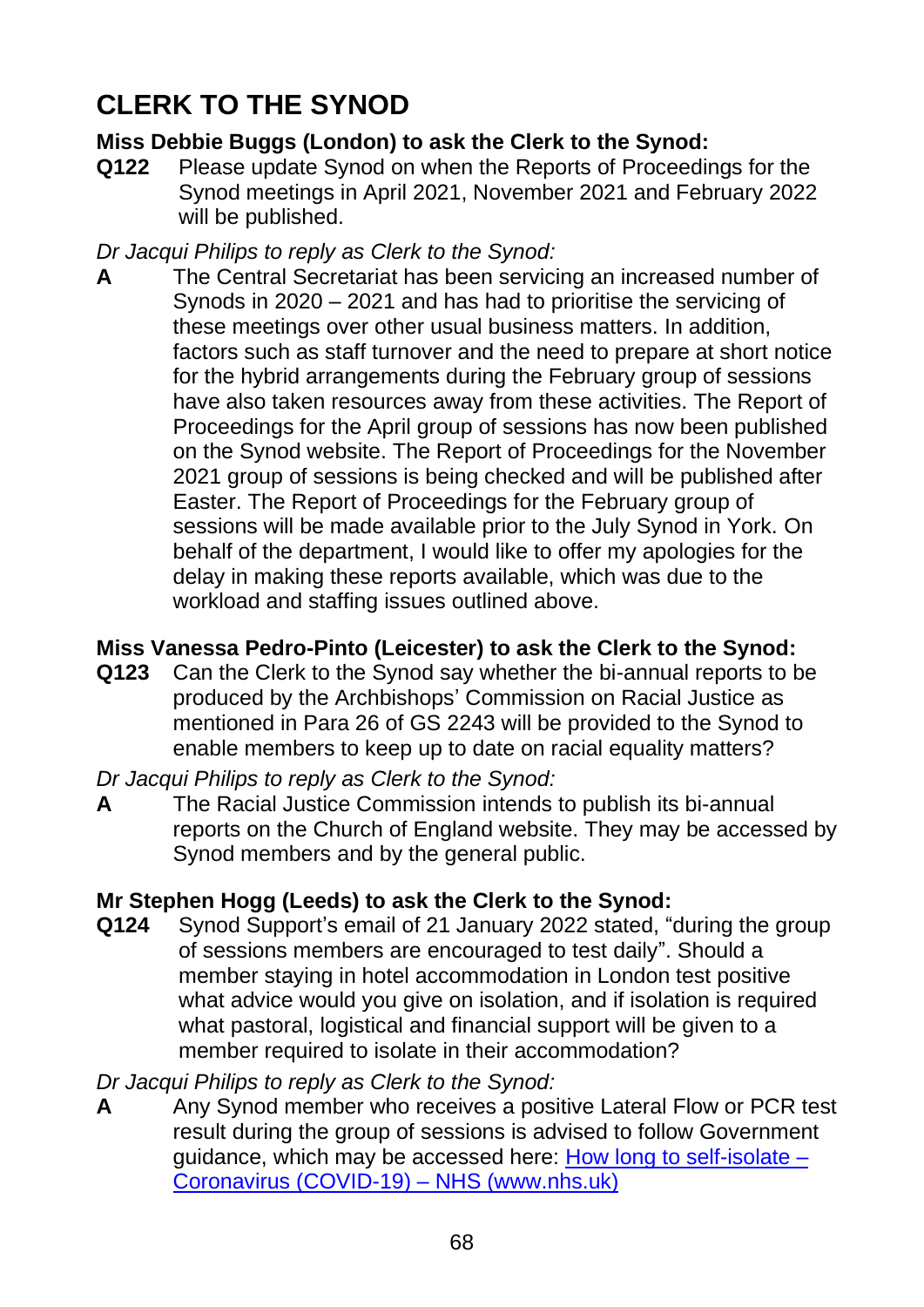# CLERK TO THE SYNOD

**Miss Debbie Buggs (London) to ask the Clerk to the Synod:**

**Q122** Please update Synod on when the Reports of Proceedings for the Synod meetings in April 2021, November 2021 and February 2022 will be published.

*Dr Jacqui Philips to reply as Clerk to the Synod:*

**A** The Central Secretariat has been servicing an increased number of Synods in 2020 – 2021 and has had to prioritise the servicing of these meetings over other usual business matters. In addition, factors such as staff turnover and the need to prepare at short notice for the hybrid arrangements during the February group of sessions have also taken resources away from these activities. The Report of Proceedings for the April group of sessions has now been published on the Synod website. The Report of Proceedings for the November 2021 group of sessions is being checked and will be published after Easter. The Report of Proceedings for the February group of sessions will be made available prior to the July Synod in York. On behalf of the department, I would like to offer my apologies for the delay in making these reports available, which was due to the workload and staffing issues outlined above.

**Miss Vanessa Pedro-Pinto (Leicester) to ask the Clerk to the Synod:**

**Q123** Can the Clerk to the Synod say whether the bi-annual reports to be produced by the Archbishops' Commission on Racial Justice as mentioned in Para 26 of GS 2243 will be provided to the Synod to enable members to keep up to date on racial equality matters?

*Dr Jacqui Philips to reply as Clerk to the Synod:*

**A** The Racial Justice Commission intends to publish its bi-annual reports on the Church of England website. They may be accessed by Synod members and by the general public.

**Mr Stephen Hogg (Leeds) to ask the Clerk to the Synod:**

**Q124** Synod Support's email of 21 January 2022 stated, "during the group of sessions members are encouraged to test daily". Should a member staying in hotel accommodation in London test positive what advice would you give on isolation, and if isolation is required what pastoral, logistical and financial support will be given to a member required to isolate in their accommodation?

*Dr Jacqui Philips to reply as Clerk to the Synod:*

**A** Any Synod member who receives a positive Lateral Flow or PCR test result during the group of sessions is advised to follow Government guidance, which may be accessed here: [How long to self-isolate – Coronavirus (COVID-19) – NHS (www.nhs.uk)](www.nhs.uk)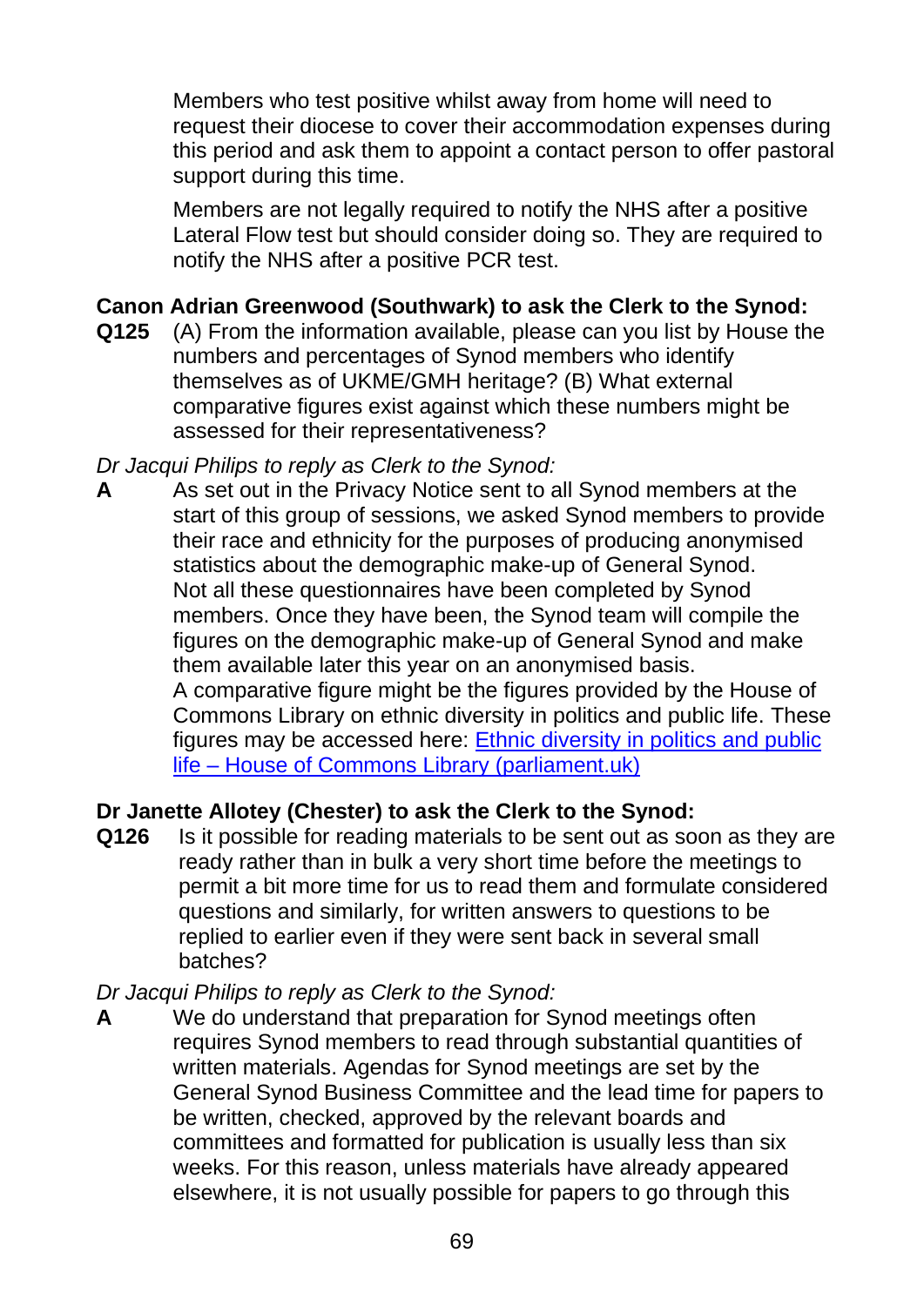Members who test positive whilst away from home will need to request their diocese to cover their accommodation expenses during this period and ask them to appoint a contact person to offer pastoral support during this time.

Members are not legally required to notify the NHS after a positive Lateral Flow test but should consider doing so. They are required to notify the NHS after a positive PCR test.

**Canon Adrian Greenwood (Southwark) to ask the Clerk to the Synod:**

**Q125** (A) From the information available, please can you list by House the numbers and percentages of Synod members who identify themselves as of UKME/GMH heritage? (B) What external comparative figures exist against which these numbers might be assessed for their representativeness?

*Dr Jacqui Philips to reply as Clerk to the Synod:*

**A** As set out in the Privacy Notice sent to all Synod members at the start of this group of sessions, we asked Synod members to provide their race and ethnicity for the purposes of producing anonymised statistics about the demographic make-up of General Synod. Not all these questionnaires have been completed by Synod members. Once they have been, the Synod team will compile the figures on the demographic make-up of General Synod and make them available later this year on an anonymised basis.
A comparative figure might be the figures provided by the House of Commons Library on ethnic diversity in politics and public life. These figures may be accessed here: [Ethnic diversity in politics and public life – House of Commons Library (parliament.uk)]

**Dr Janette Allotey (Chester) to ask the Clerk to the Synod:**

**Q126** Is it possible for reading materials to be sent out as soon as they are ready rather than in bulk a very short time before the meetings to permit a bit more time for us to read them and formulate considered questions and similarly, for written answers to questions to be replied to earlier even if they were sent back in several small batches?

*Dr Jacqui Philips to reply as Clerk to the Synod:*

**A** We do understand that preparation for Synod meetings often requires Synod members to read through substantial quantities of written materials. Agendas for Synod meetings are set by the General Synod Business Committee and the lead time for papers to be written, checked, approved by the relevant boards and committees and formatted for publication is usually less than six weeks. For this reason, unless materials have already appeared elsewhere, it is not usually possible for papers to go through this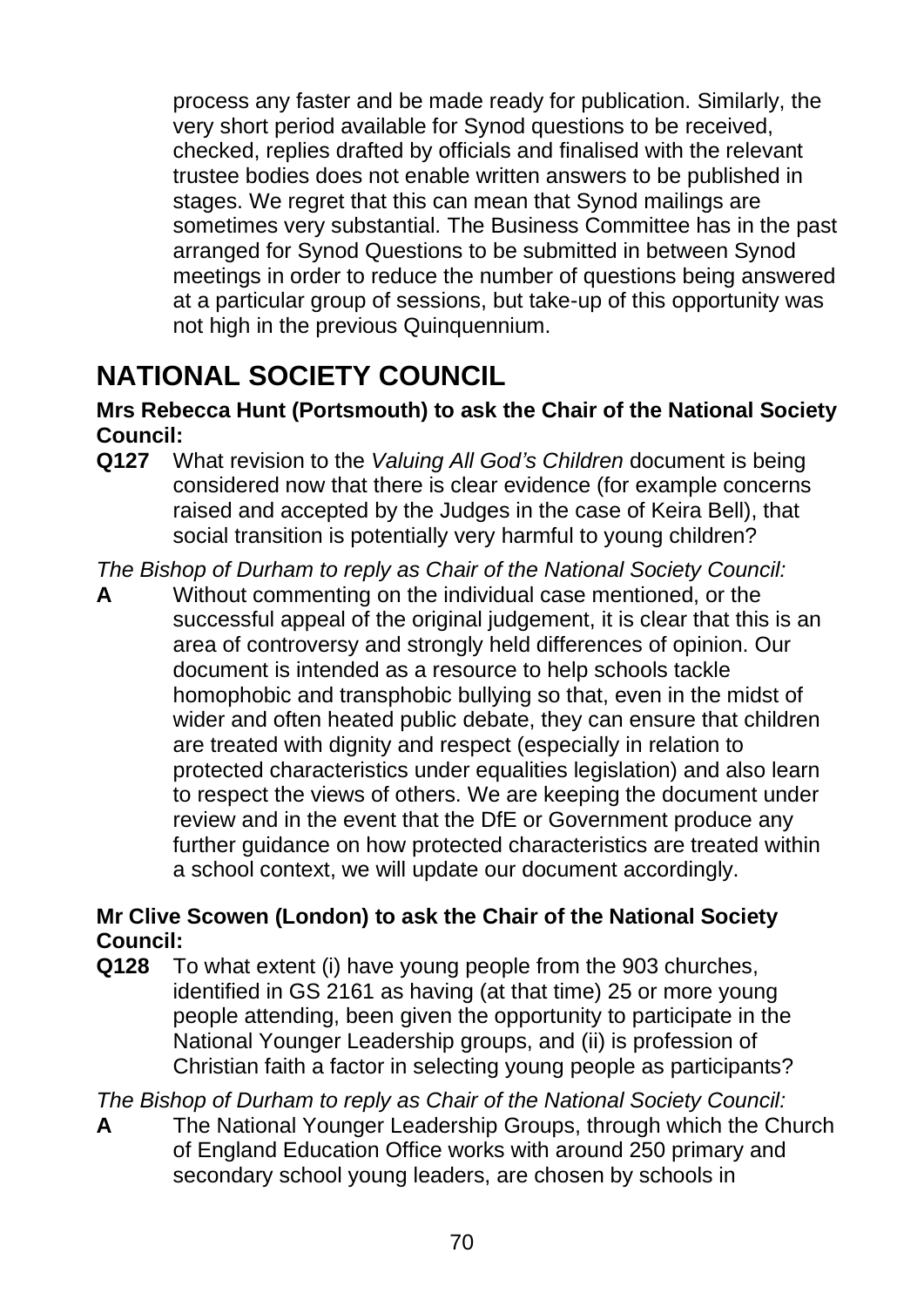process any faster and be made ready for publication. Similarly, the very short period available for Synod questions to be received, checked, replies drafted by officials and finalised with the relevant trustee bodies does not enable written answers to be published in stages. We regret that this can mean that Synod mailings are sometimes very substantial. The Business Committee has in the past arranged for Synod Questions to be submitted in between Synod meetings in order to reduce the number of questions being answered at a particular group of sessions, but take-up of this opportunity was not high in the previous Quinquennium.

# NATIONAL SOCIETY COUNCIL

**Mrs Rebecca Hunt (Portsmouth) to ask the Chair of the National Society Council:**

**Q127** What revision to the *Valuing All God's Children* document is being considered now that there is clear evidence (for example concerns raised and accepted by the Judges in the case of Keira Bell), that social transition is potentially very harmful to young children?

*The Bishop of Durham to reply as Chair of the National Society Council:*

**A** Without commenting on the individual case mentioned, or the successful appeal of the original judgement, it is clear that this is an area of controversy and strongly held differences of opinion. Our document is intended as a resource to help schools tackle homophobic and transphobic bullying so that, even in the midst of wider and often heated public debate, they can ensure that children are treated with dignity and respect (especially in relation to protected characteristics under equalities legislation) and also learn to respect the views of others. We are keeping the document under review and in the event that the DfE or Government produce any further guidance on how protected characteristics are treated within a school context, we will update our document accordingly.

**Mr Clive Scowen (London) to ask the Chair of the National Society Council:**

**Q128** To what extent (i) have young people from the 903 churches, identified in GS 2161 as having (at that time) 25 or more young people attending, been given the opportunity to participate in the National Younger Leadership groups, and (ii) is profession of Christian faith a factor in selecting young people as participants?

*The Bishop of Durham to reply as Chair of the National Society Council:*

**A** The National Younger Leadership Groups, through which the Church of England Education Office works with around 250 primary and secondary school young leaders, are chosen by schools in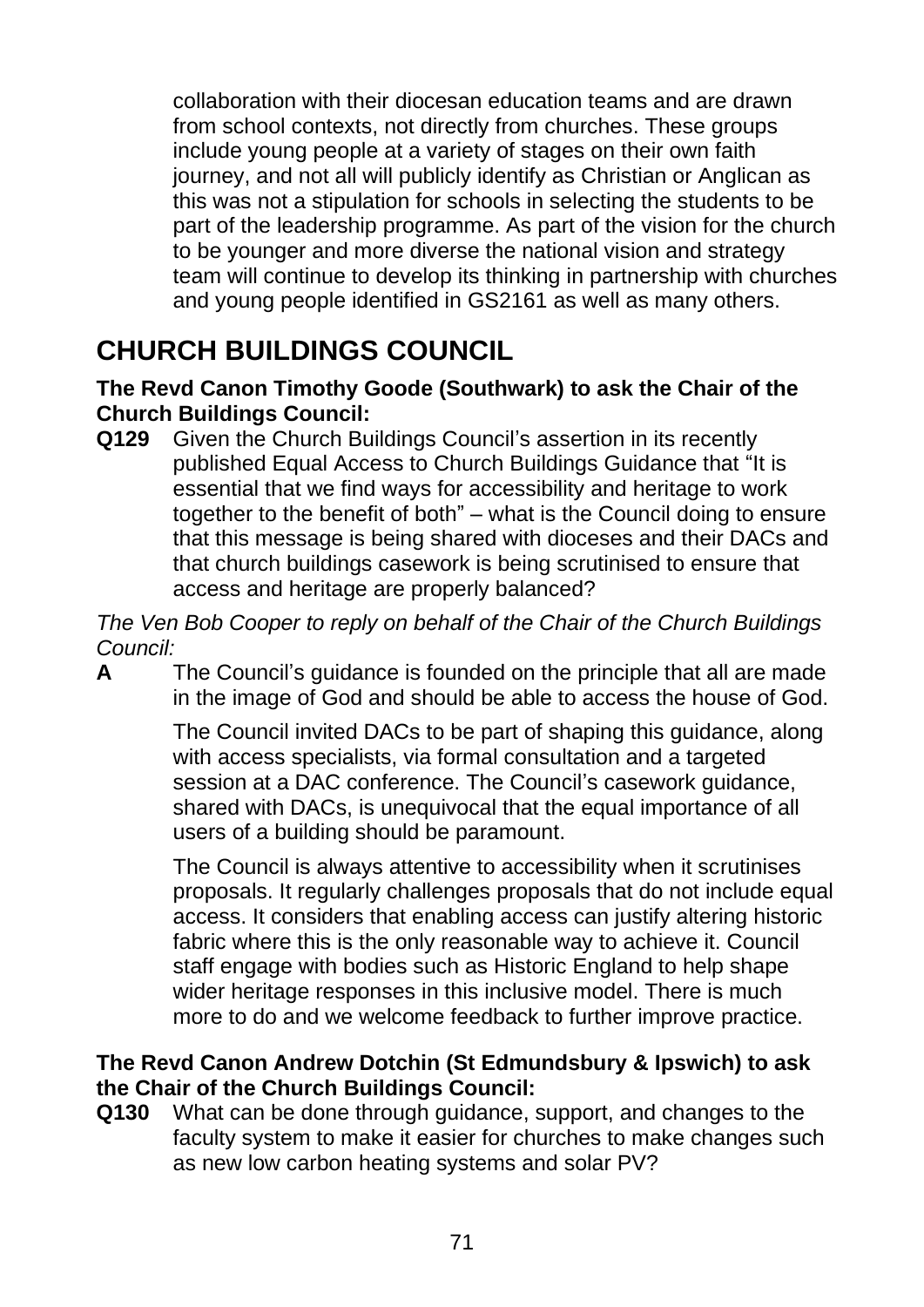collaboration with their diocesan education teams and are drawn from school contexts, not directly from churches. These groups include young people at a variety of stages on their own faith journey, and not all will publicly identify as Christian or Anglican as this was not a stipulation for schools in selecting the students to be part of the leadership programme. As part of the vision for the church to be younger and more diverse the national vision and strategy team will continue to develop its thinking in partnership with churches and young people identified in GS2161 as well as many others.

## CHURCH BUILDINGS COUNCIL

**The Revd Canon Timothy Goode (Southwark) to ask the Chair of the Church Buildings Council:**

**Q129** Given the Church Buildings Council's assertion in its recently published Equal Access to Church Buildings Guidance that "It is essential that we find ways for accessibility and heritage to work together to the benefit of both" – what is the Council doing to ensure that this message is being shared with dioceses and their DACs and that church buildings casework is being scrutinised to ensure that access and heritage are properly balanced?

*The Ven Bob Cooper to reply on behalf of the Chair of the Church Buildings Council:*

**A** The Council's guidance is founded on the principle that all are made in the image of God and should be able to access the house of God.

The Council invited DACs to be part of shaping this guidance, along with access specialists, via formal consultation and a targeted session at a DAC conference. The Council's casework guidance, shared with DACs, is unequivocal that the equal importance of all users of a building should be paramount.

The Council is always attentive to accessibility when it scrutinises proposals. It regularly challenges proposals that do not include equal access. It considers that enabling access can justify altering historic fabric where this is the only reasonable way to achieve it. Council staff engage with bodies such as Historic England to help shape wider heritage responses in this inclusive model. There is much more to do and we welcome feedback to further improve practice.

**The Revd Canon Andrew Dotchin (St Edmundsbury & Ipswich) to ask the Chair of the Church Buildings Council:**

**Q130** What can be done through guidance, support, and changes to the faculty system to make it easier for churches to make changes such as new low carbon heating systems and solar PV?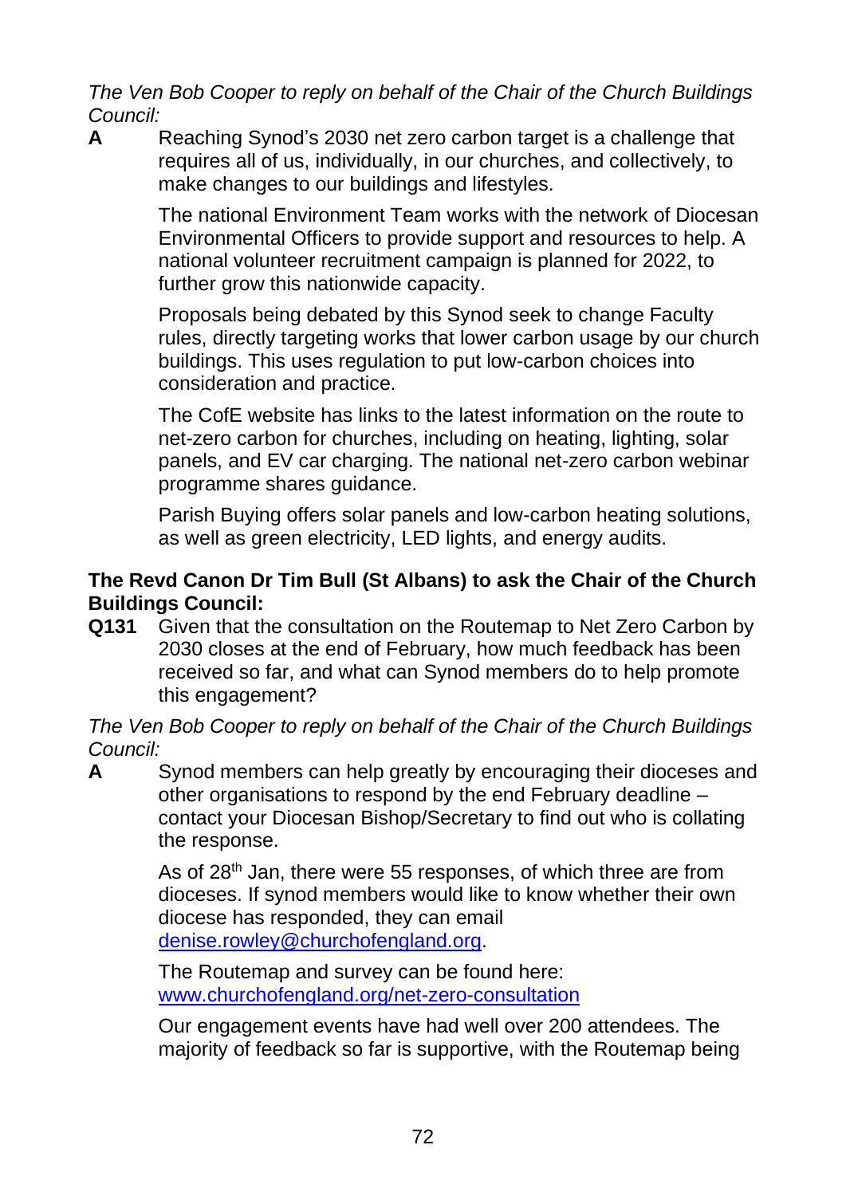*The Ven Bob Cooper to reply on behalf of the Chair of the Church Buildings Council:*

**A** Reaching Synod's 2030 net zero carbon target is a challenge that requires all of us, individually, in our churches, and collectively, to make changes to our buildings and lifestyles.

The national Environment Team works with the network of Diocesan Environmental Officers to provide support and resources to help. A national volunteer recruitment campaign is planned for 2022, to further grow this nationwide capacity.

Proposals being debated by this Synod seek to change Faculty rules, directly targeting works that lower carbon usage by our church buildings. This uses regulation to put low-carbon choices into consideration and practice.

The CofE website has links to the latest information on the route to net-zero carbon for churches, including on heating, lighting, solar panels, and EV car charging. The national net-zero carbon webinar programme shares guidance.

Parish Buying offers solar panels and low-carbon heating solutions, as well as green electricity, LED lights, and energy audits.

**The Revd Canon Dr Tim Bull (St Albans) to ask the Chair of the Church Buildings Council:**

**Q131** Given that the consultation on the Routemap to Net Zero Carbon by 2030 closes at the end of February, how much feedback has been received so far, and what can Synod members do to help promote this engagement?

*The Ven Bob Cooper to reply on behalf of the Chair of the Church Buildings Council:*

**A** Synod members can help greatly by encouraging their dioceses and other organisations to respond by the end February deadline – contact your Diocesan Bishop/Secretary to find out who is collating the response.

As of 28th Jan, there were 55 responses, of which three are from dioceses. If synod members would like to know whether their own diocese has responded, they can email denise.rowley@churchofengland.org.

The Routemap and survey can be found here: www.churchofengland.org/net-zero-consultation

Our engagement events have had well over 200 attendees. The majority of feedback so far is supportive, with the Routemap being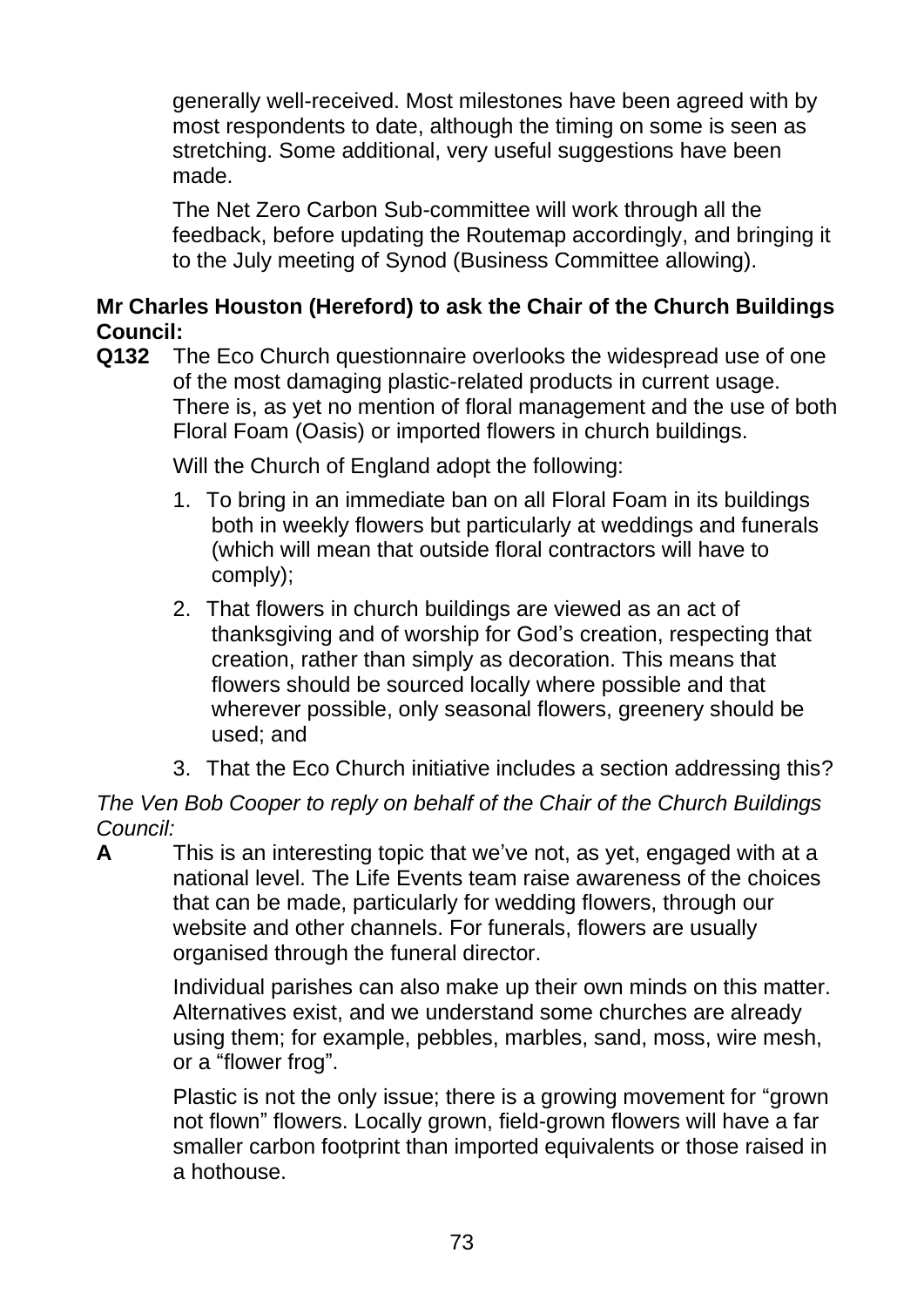generally well-received. Most milestones have been agreed with by most respondents to date, although the timing on some is seen as stretching. Some additional, very useful suggestions have been made.

The Net Zero Carbon Sub-committee will work through all the feedback, before updating the Routemap accordingly, and bringing it to the July meeting of Synod (Business Committee allowing).

**Mr Charles Houston (Hereford) to ask the Chair of the Church Buildings Council:**

**Q132** The Eco Church questionnaire overlooks the widespread use of one of the most damaging plastic-related products in current usage. There is, as yet no mention of floral management and the use of both Floral Foam (Oasis) or imported flowers in church buildings.

Will the Church of England adopt the following:

1. To bring in an immediate ban on all Floral Foam in its buildings both in weekly flowers but particularly at weddings and funerals (which will mean that outside floral contractors will have to comply);
2. That flowers in church buildings are viewed as an act of thanksgiving and of worship for God's creation, respecting that creation, rather than simply as decoration. This means that flowers should be sourced locally where possible and that wherever possible, only seasonal flowers, greenery should be used; and
3. That the Eco Church initiative includes a section addressing this?

*The Ven Bob Cooper to reply on behalf of the Chair of the Church Buildings Council:*

**A** This is an interesting topic that we've not, as yet, engaged with at a national level. The Life Events team raise awareness of the choices that can be made, particularly for wedding flowers, through our website and other channels. For funerals, flowers are usually organised through the funeral director.

Individual parishes can also make up their own minds on this matter. Alternatives exist, and we understand some churches are already using them; for example, pebbles, marbles, sand, moss, wire mesh, or a "flower frog".

Plastic is not the only issue; there is a growing movement for "grown not flown" flowers. Locally grown, field-grown flowers will have a far smaller carbon footprint than imported equivalents or those raised in a hothouse.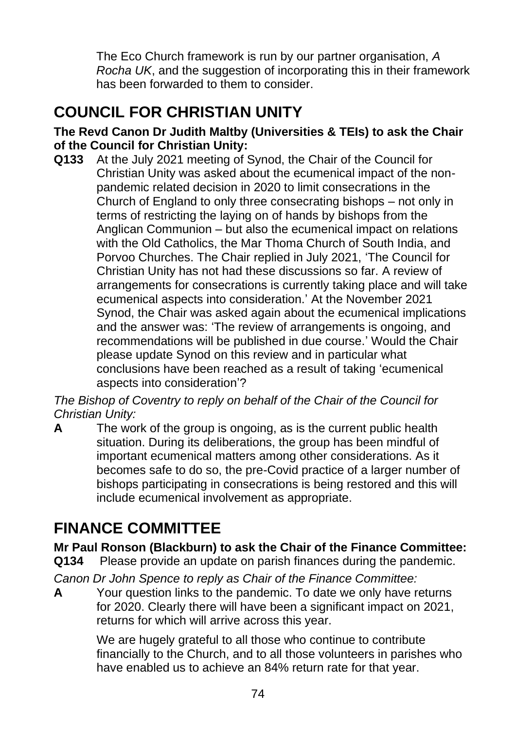The Eco Church framework is run by our partner organisation, *A Rocha UK*, and the suggestion of incorporating this in their framework has been forwarded to them to consider.

# COUNCIL FOR CHRISTIAN UNITY

**The Revd Canon Dr Judith Maltby (Universities & TEIs) to ask the Chair of the Council for Christian Unity:**

**Q133** At the July 2021 meeting of Synod, the Chair of the Council for Christian Unity was asked about the ecumenical impact of the non-pandemic related decision in 2020 to limit consecrations in the Church of England to only three consecrating bishops – not only in terms of restricting the laying on of hands by bishops from the Anglican Communion – but also the ecumenical impact on relations with the Old Catholics, the Mar Thoma Church of South India, and Porvoo Churches. The Chair replied in July 2021, 'The Council for Christian Unity has not had these discussions so far. A review of arrangements for consecrations is currently taking place and will take ecumenical aspects into consideration.' At the November 2021 Synod, the Chair was asked again about the ecumenical implications and the answer was: 'The review of arrangements is ongoing, and recommendations will be published in due course.' Would the Chair please update Synod on this review and in particular what conclusions have been reached as a result of taking 'ecumenical aspects into consideration'?

*The Bishop of Coventry to reply on behalf of the Chair of the Council for Christian Unity:*

**A** The work of the group is ongoing, as is the current public health situation. During its deliberations, the group has been mindful of important ecumenical matters among other considerations. As it becomes safe to do so, the pre-Covid practice of a larger number of bishops participating in consecrations is being restored and this will include ecumenical involvement as appropriate.

# FINANCE COMMITTEE

**Mr Paul Ronson (Blackburn) to ask the Chair of the Finance Committee:**

**Q134** Please provide an update on parish finances during the pandemic.

*Canon Dr John Spence to reply as Chair of the Finance Committee:*

**A** Your question links to the pandemic. To date we only have returns for 2020. Clearly there will have been a significant impact on 2021, returns for which will arrive across this year.

We are hugely grateful to all those who continue to contribute financially to the Church, and to all those volunteers in parishes who have enabled us to achieve an 84% return rate for that year.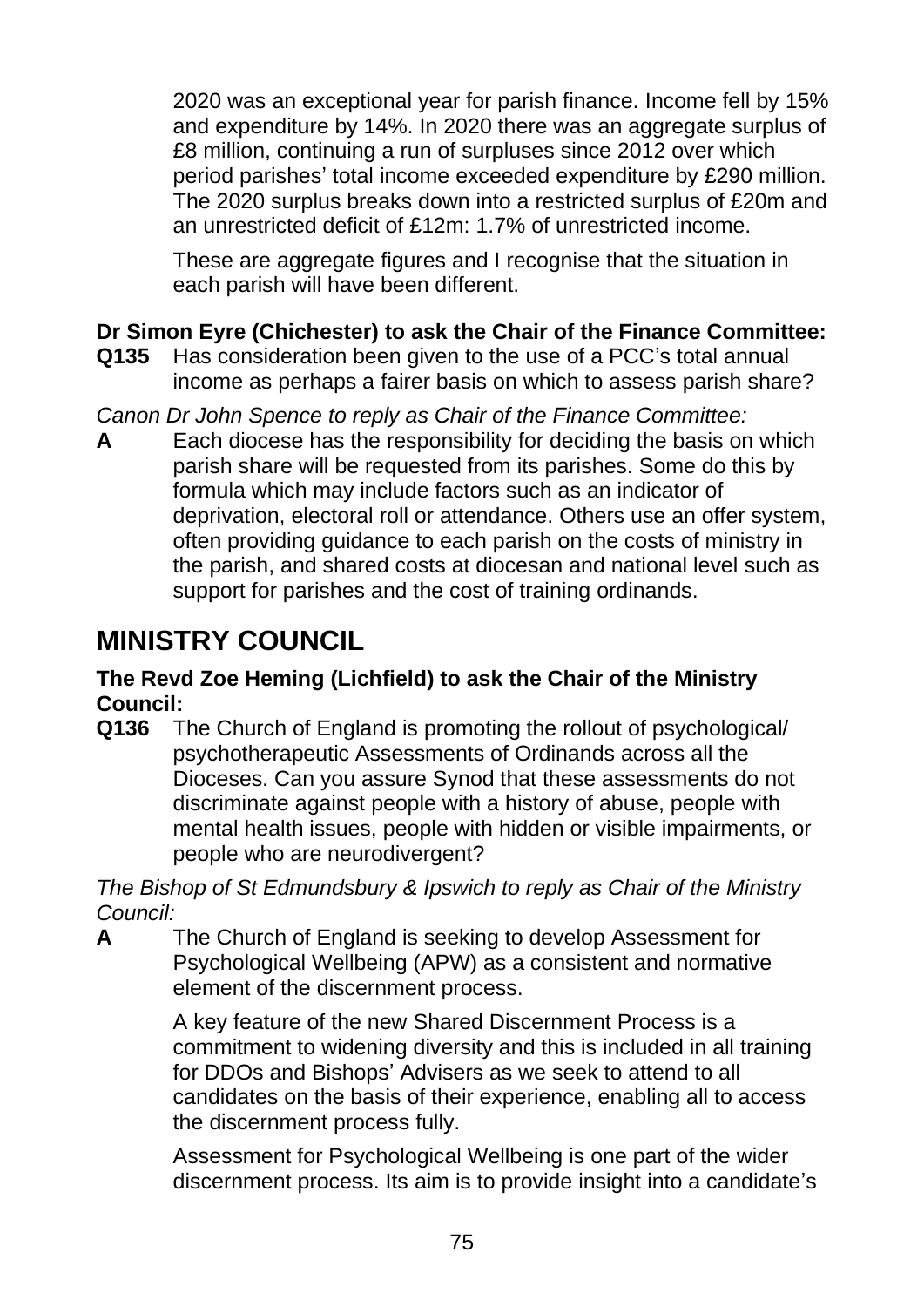2020 was an exceptional year for parish finance. Income fell by 15% and expenditure by 14%. In 2020 there was an aggregate surplus of £8 million, continuing a run of surpluses since 2012 over which period parishes' total income exceeded expenditure by £290 million. The 2020 surplus breaks down into a restricted surplus of £20m and an unrestricted deficit of £12m: 1.7% of unrestricted income.

These are aggregate figures and I recognise that the situation in each parish will have been different.

**Dr Simon Eyre (Chichester) to ask the Chair of the Finance Committee:**

**Q135** Has consideration been given to the use of a PCC's total annual income as perhaps a fairer basis on which to assess parish share?

*Canon Dr John Spence to reply as Chair of the Finance Committee:*

**A** Each diocese has the responsibility for deciding the basis on which parish share will be requested from its parishes. Some do this by formula which may include factors such as an indicator of deprivation, electoral roll or attendance. Others use an offer system, often providing guidance to each parish on the costs of ministry in the parish, and shared costs at diocesan and national level such as support for parishes and the cost of training ordinands.

# MINISTRY COUNCIL

**The Revd Zoe Heming (Lichfield) to ask the Chair of the Ministry Council:**

**Q136** The Church of England is promoting the rollout of psychological/ psychotherapeutic Assessments of Ordinands across all the Dioceses. Can you assure Synod that these assessments do not discriminate against people with a history of abuse, people with mental health issues, people with hidden or visible impairments, or people who are neurodivergent?

*The Bishop of St Edmundsbury & Ipswich to reply as Chair of the Ministry Council:*

**A** The Church of England is seeking to develop Assessment for Psychological Wellbeing (APW) as a consistent and normative element of the discernment process.

A key feature of the new Shared Discernment Process is a commitment to widening diversity and this is included in all training for DDOs and Bishops' Advisers as we seek to attend to all candidates on the basis of their experience, enabling all to access the discernment process fully.

Assessment for Psychological Wellbeing is one part of the wider discernment process. Its aim is to provide insight into a candidate's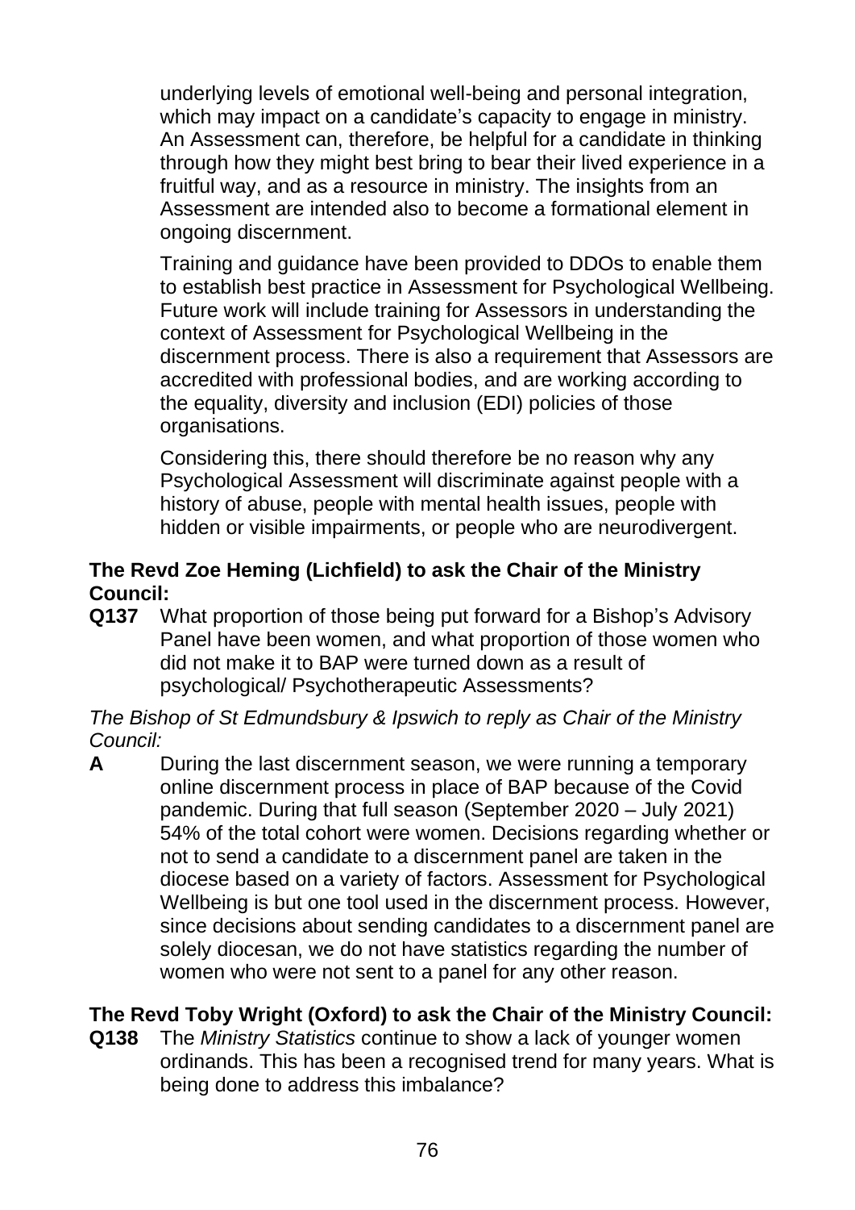underlying levels of emotional well-being and personal integration, which may impact on a candidate's capacity to engage in ministry. An Assessment can, therefore, be helpful for a candidate in thinking through how they might best bring to bear their lived experience in a fruitful way, and as a resource in ministry. The insights from an Assessment are intended also to become a formational element in ongoing discernment.

Training and guidance have been provided to DDOs to enable them to establish best practice in Assessment for Psychological Wellbeing. Future work will include training for Assessors in understanding the context of Assessment for Psychological Wellbeing in the discernment process. There is also a requirement that Assessors are accredited with professional bodies, and are working according to the equality, diversity and inclusion (EDI) policies of those organisations.

Considering this, there should therefore be no reason why any Psychological Assessment will discriminate against people with a history of abuse, people with mental health issues, people with hidden or visible impairments, or people who are neurodivergent.

**The Revd Zoe Heming (Lichfield) to ask the Chair of the Ministry Council:**

**Q137** What proportion of those being put forward for a Bishop's Advisory Panel have been women, and what proportion of those women who did not make it to BAP were turned down as a result of psychological/ Psychotherapeutic Assessments?

*The Bishop of St Edmundsbury & Ipswich to reply as Chair of the Ministry Council:*

**A** During the last discernment season, we were running a temporary online discernment process in place of BAP because of the Covid pandemic. During that full season (September 2020 – July 2021) 54% of the total cohort were women. Decisions regarding whether or not to send a candidate to a discernment panel are taken in the diocese based on a variety of factors. Assessment for Psychological Wellbeing is but one tool used in the discernment process. However, since decisions about sending candidates to a discernment panel are solely diocesan, we do not have statistics regarding the number of women who were not sent to a panel for any other reason.

**The Revd Toby Wright (Oxford) to ask the Chair of the Ministry Council:**

**Q138** The *Ministry Statistics* continue to show a lack of younger women ordinands. This has been a recognised trend for many years. What is being done to address this imbalance?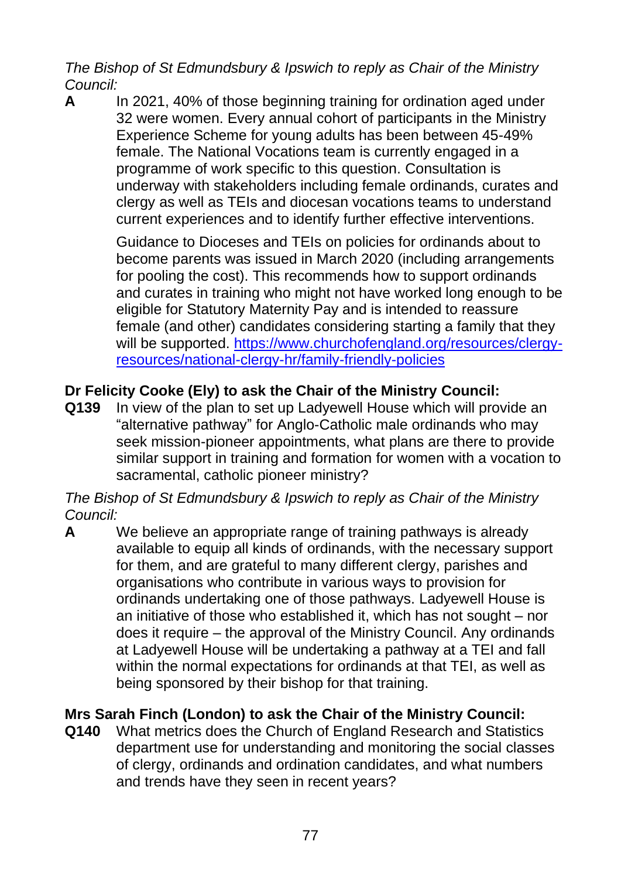*The Bishop of St Edmundsbury & Ipswich to reply as Chair of the Ministry Council:*

**A** In 2021, 40% of those beginning training for ordination aged under 32 were women. Every annual cohort of participants in the Ministry Experience Scheme for young adults has been between 45-49% female. The National Vocations team is currently engaged in a programme of work specific to this question. Consultation is underway with stakeholders including female ordinands, curates and clergy as well as TEIs and diocesan vocations teams to understand current experiences and to identify further effective interventions.

Guidance to Dioceses and TEIs on policies for ordinands about to become parents was issued in March 2020 (including arrangements for pooling the cost). This recommends how to support ordinands and curates in training who might not have worked long enough to be eligible for Statutory Maternity Pay and is intended to reassure female (and other) candidates considering starting a family that they will be supported. [https://www.churchofengland.org/resources/clergy-resources/national-clergy-hr/family-friendly-policies](https://www.churchofengland.org/resources/clergy-resources/national-clergy-hr/family-friendly-policies)

**Dr Felicity Cooke (Ely) to ask the Chair of the Ministry Council:**

**Q139** In view of the plan to set up Ladyewell House which will provide an "alternative pathway" for Anglo-Catholic male ordinands who may seek mission-pioneer appointments, what plans are there to provide similar support in training and formation for women with a vocation to sacramental, catholic pioneer ministry?

*The Bishop of St Edmundsbury & Ipswich to reply as Chair of the Ministry Council:*

**A** We believe an appropriate range of training pathways is already available to equip all kinds of ordinands, with the necessary support for them, and are grateful to many different clergy, parishes and organisations who contribute in various ways to provision for ordinands undertaking one of those pathways. Ladyewell House is an initiative of those who established it, which has not sought – nor does it require – the approval of the Ministry Council. Any ordinands at Ladyewell House will be undertaking a pathway at a TEI and fall within the normal expectations for ordinands at that TEI, as well as being sponsored by their bishop for that training.

**Mrs Sarah Finch (London) to ask the Chair of the Ministry Council:**

**Q140** What metrics does the Church of England Research and Statistics department use for understanding and monitoring the social classes of clergy, ordinands and ordination candidates, and what numbers and trends have they seen in recent years?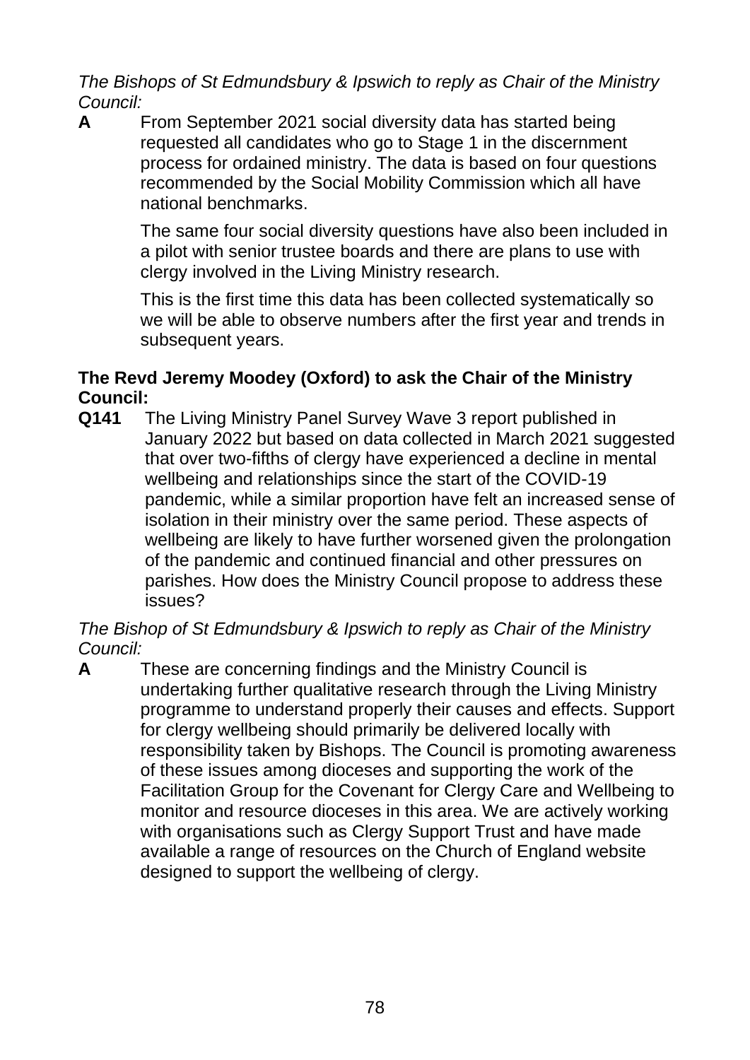*The Bishops of St Edmundsbury & Ipswich to reply as Chair of the Ministry Council:*

**A** From September 2021 social diversity data has started being requested all candidates who go to Stage 1 in the discernment process for ordained ministry. The data is based on four questions recommended by the Social Mobility Commission which all have national benchmarks.

The same four social diversity questions have also been included in a pilot with senior trustee boards and there are plans to use with clergy involved in the Living Ministry research.

This is the first time this data has been collected systematically so we will be able to observe numbers after the first year and trends in subsequent years.

**The Revd Jeremy Moodey (Oxford) to ask the Chair of the Ministry Council:**

**Q141** The Living Ministry Panel Survey Wave 3 report published in January 2022 but based on data collected in March 2021 suggested that over two-fifths of clergy have experienced a decline in mental wellbeing and relationships since the start of the COVID-19 pandemic, while a similar proportion have felt an increased sense of isolation in their ministry over the same period. These aspects of wellbeing are likely to have further worsened given the prolongation of the pandemic and continued financial and other pressures on parishes. How does the Ministry Council propose to address these issues?

*The Bishop of St Edmundsbury & Ipswich to reply as Chair of the Ministry Council:*

**A** These are concerning findings and the Ministry Council is undertaking further qualitative research through the Living Ministry programme to understand properly their causes and effects. Support for clergy wellbeing should primarily be delivered locally with responsibility taken by Bishops. The Council is promoting awareness of these issues among dioceses and supporting the work of the Facilitation Group for the Covenant for Clergy Care and Wellbeing to monitor and resource dioceses in this area. We are actively working with organisations such as Clergy Support Trust and have made available a range of resources on the Church of England website designed to support the wellbeing of clergy.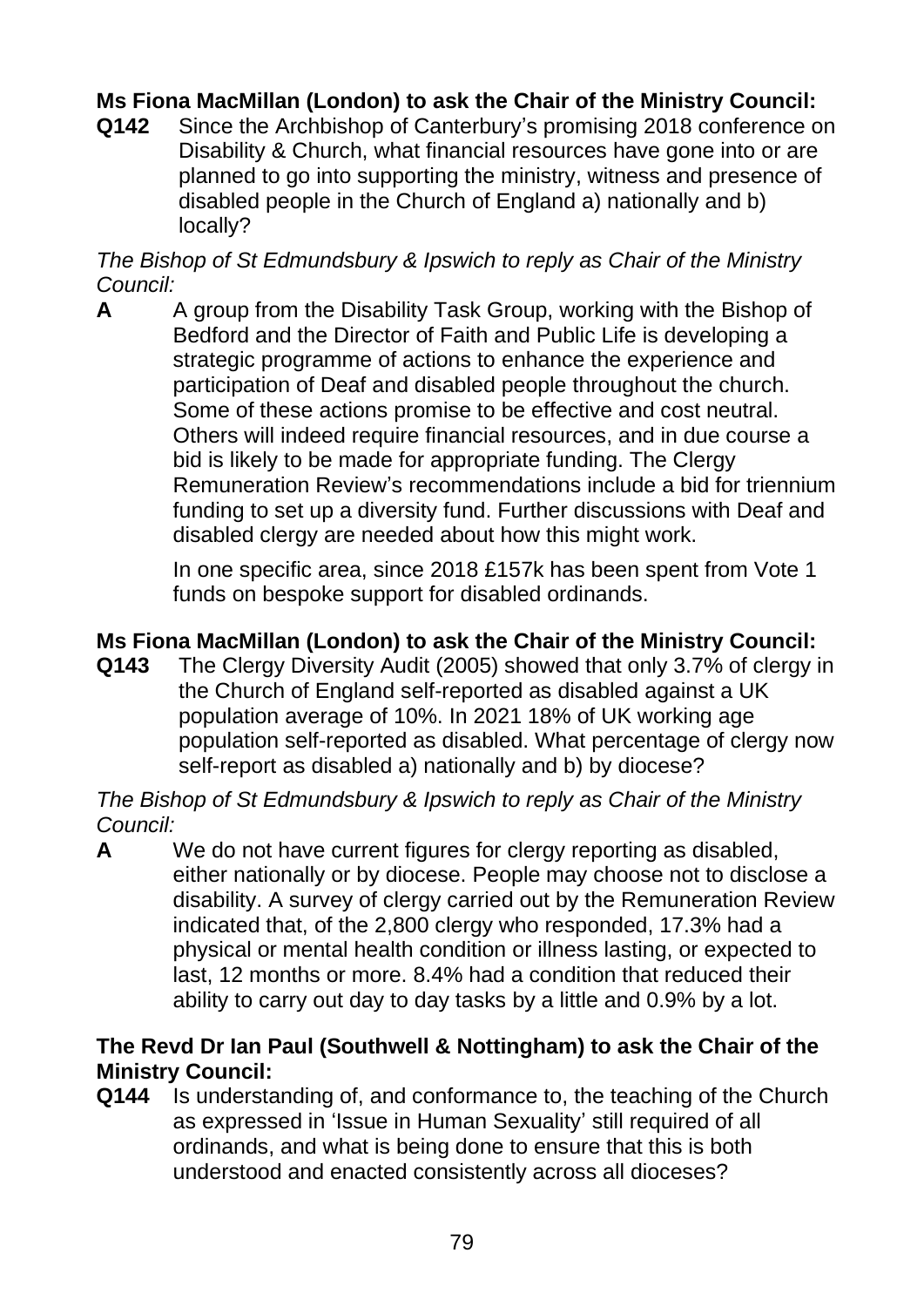**Ms Fiona MacMillan (London) to ask the Chair of the Ministry Council:**

**Q142** Since the Archbishop of Canterbury's promising 2018 conference on Disability & Church, what financial resources have gone into or are planned to go into supporting the ministry, witness and presence of disabled people in the Church of England a) nationally and b) locally?

*The Bishop of St Edmundsbury & Ipswich to reply as Chair of the Ministry Council:*

**A** A group from the Disability Task Group, working with the Bishop of Bedford and the Director of Faith and Public Life is developing a strategic programme of actions to enhance the experience and participation of Deaf and disabled people throughout the church. Some of these actions promise to be effective and cost neutral. Others will indeed require financial resources, and in due course a bid is likely to be made for appropriate funding. The Clergy Remuneration Review's recommendations include a bid for triennium funding to set up a diversity fund. Further discussions with Deaf and disabled clergy are needed about how this might work.

In one specific area, since 2018 £157k has been spent from Vote 1 funds on bespoke support for disabled ordinands.

**Ms Fiona MacMillan (London) to ask the Chair of the Ministry Council:**

**Q143** The Clergy Diversity Audit (2005) showed that only 3.7% of clergy in the Church of England self-reported as disabled against a UK population average of 10%. In 2021 18% of UK working age population self-reported as disabled. What percentage of clergy now self-report as disabled a) nationally and b) by diocese?

*The Bishop of St Edmundsbury & Ipswich to reply as Chair of the Ministry Council:*

**A** We do not have current figures for clergy reporting as disabled, either nationally or by diocese. People may choose not to disclose a disability. A survey of clergy carried out by the Remuneration Review indicated that, of the 2,800 clergy who responded, 17.3% had a physical or mental health condition or illness lasting, or expected to last, 12 months or more. 8.4% had a condition that reduced their ability to carry out day to day tasks by a little and 0.9% by a lot.

**The Revd Dr Ian Paul (Southwell & Nottingham) to ask the Chair of the Ministry Council:**

**Q144** Is understanding of, and conformance to, the teaching of the Church as expressed in 'Issue in Human Sexuality' still required of all ordinands, and what is being done to ensure that this is both understood and enacted consistently across all dioceses?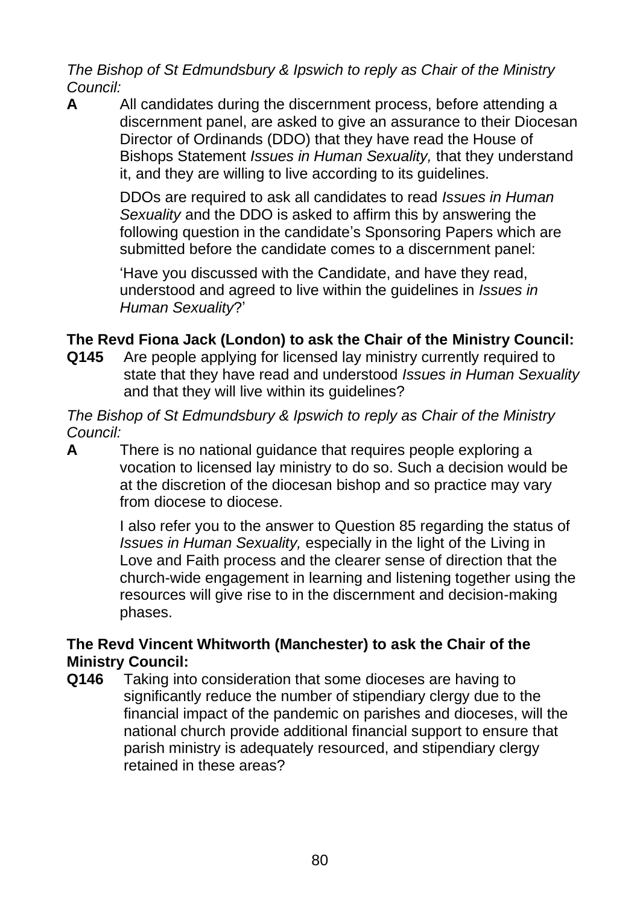*The Bishop of St Edmundsbury & Ipswich to reply as Chair of the Ministry Council:*

**A** All candidates during the discernment process, before attending a discernment panel, are asked to give an assurance to their Diocesan Director of Ordinands (DDO) that they have read the House of Bishops Statement *Issues in Human Sexuality,* that they understand it, and they are willing to live according to its guidelines.

DDOs are required to ask all candidates to read *Issues in Human Sexuality* and the DDO is asked to affirm this by answering the following question in the candidate's Sponsoring Papers which are submitted before the candidate comes to a discernment panel:

'Have you discussed with the Candidate, and have they read, understood and agreed to live within the guidelines in *Issues in Human Sexuality*?'

**The Revd Fiona Jack (London) to ask the Chair of the Ministry Council:**

**Q145** Are people applying for licensed lay ministry currently required to state that they have read and understood *Issues in Human Sexuality* and that they will live within its guidelines?

*The Bishop of St Edmundsbury & Ipswich to reply as Chair of the Ministry Council:*

**A** There is no national guidance that requires people exploring a vocation to licensed lay ministry to do so. Such a decision would be at the discretion of the diocesan bishop and so practice may vary from diocese to diocese.

I also refer you to the answer to Question 85 regarding the status of *Issues in Human Sexuality,* especially in the light of the Living in Love and Faith process and the clearer sense of direction that the church-wide engagement in learning and listening together using the resources will give rise to in the discernment and decision-making phases.

**The Revd Vincent Whitworth (Manchester) to ask the Chair of the Ministry Council:**

**Q146** Taking into consideration that some dioceses are having to significantly reduce the number of stipendiary clergy due to the financial impact of the pandemic on parishes and dioceses, will the national church provide additional financial support to ensure that parish ministry is adequately resourced, and stipendiary clergy retained in these areas?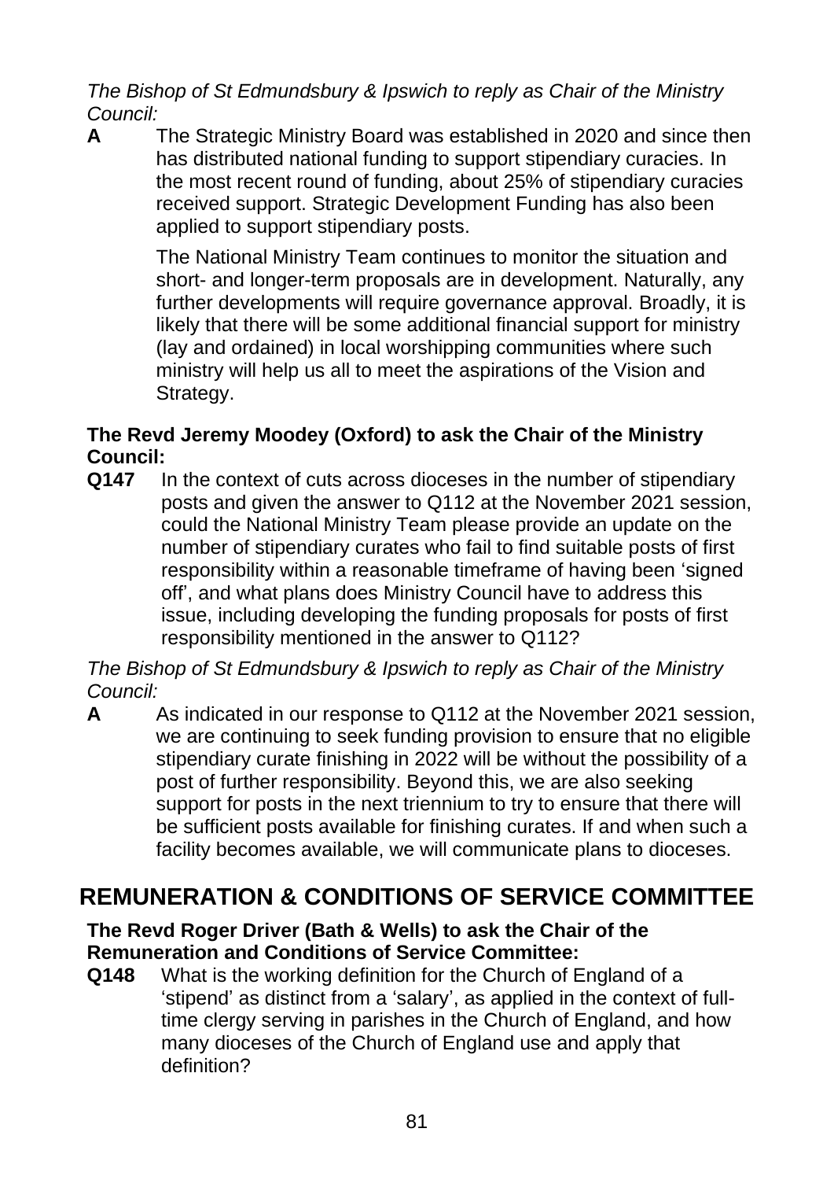*The Bishop of St Edmundsbury & Ipswich to reply as Chair of the Ministry Council:*

**A** The Strategic Ministry Board was established in 2020 and since then has distributed national funding to support stipendiary curacies. In the most recent round of funding, about 25% of stipendiary curacies received support. Strategic Development Funding has also been applied to support stipendiary posts.

The National Ministry Team continues to monitor the situation and short- and longer-term proposals are in development. Naturally, any further developments will require governance approval. Broadly, it is likely that there will be some additional financial support for ministry (lay and ordained) in local worshipping communities where such ministry will help us all to meet the aspirations of the Vision and Strategy.

**The Revd Jeremy Moodey (Oxford) to ask the Chair of the Ministry Council:**

**Q147** In the context of cuts across dioceses in the number of stipendiary posts and given the answer to Q112 at the November 2021 session, could the National Ministry Team please provide an update on the number of stipendiary curates who fail to find suitable posts of first responsibility within a reasonable timeframe of having been 'signed off', and what plans does Ministry Council have to address this issue, including developing the funding proposals for posts of first responsibility mentioned in the answer to Q112?

*The Bishop of St Edmundsbury & Ipswich to reply as Chair of the Ministry Council:*

**A** As indicated in our response to Q112 at the November 2021 session, we are continuing to seek funding provision to ensure that no eligible stipendiary curate finishing in 2022 will be without the possibility of a post of further responsibility. Beyond this, we are also seeking support for posts in the next triennium to try to ensure that there will be sufficient posts available for finishing curates. If and when such a facility becomes available, we will communicate plans to dioceses.

## REMUNERATION & CONDITIONS OF SERVICE COMMITTEE

**The Revd Roger Driver (Bath & Wells) to ask the Chair of the Remuneration and Conditions of Service Committee:**

**Q148** What is the working definition for the Church of England of a 'stipend' as distinct from a 'salary', as applied in the context of full-time clergy serving in parishes in the Church of England, and how many dioceses of the Church of England use and apply that definition?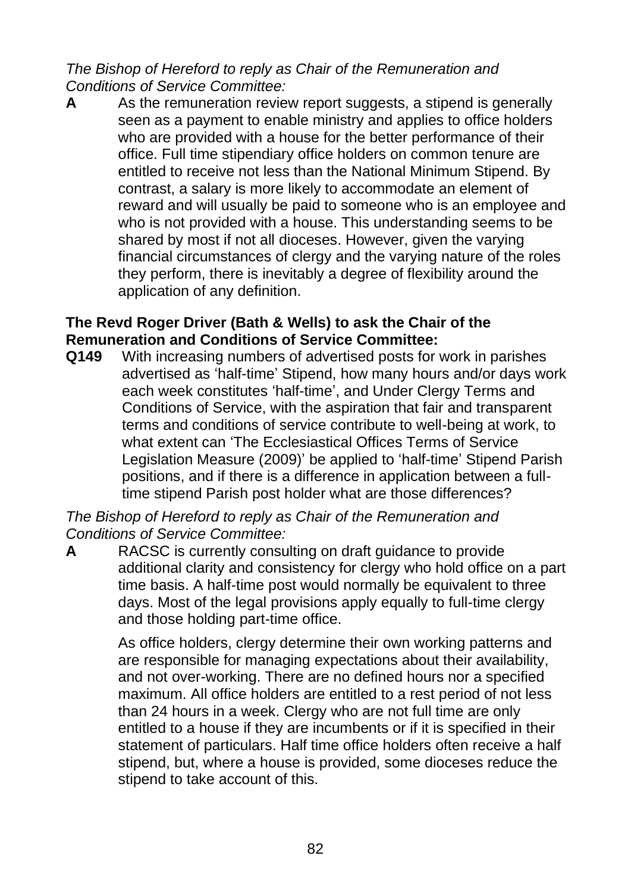*The Bishop of Hereford to reply as Chair of the Remuneration and Conditions of Service Committee:*

**A** As the remuneration review report suggests, a stipend is generally seen as a payment to enable ministry and applies to office holders who are provided with a house for the better performance of their office. Full time stipendiary office holders on common tenure are entitled to receive not less than the National Minimum Stipend. By contrast, a salary is more likely to accommodate an element of reward and will usually be paid to someone who is an employee and who is not provided with a house. This understanding seems to be shared by most if not all dioceses. However, given the varying financial circumstances of clergy and the varying nature of the roles they perform, there is inevitably a degree of flexibility around the application of any definition.

**The Revd Roger Driver (Bath & Wells) to ask the Chair of the Remuneration and Conditions of Service Committee:**

**Q149** With increasing numbers of advertised posts for work in parishes advertised as 'half-time' Stipend, how many hours and/or days work each week constitutes 'half-time', and Under Clergy Terms and Conditions of Service, with the aspiration that fair and transparent terms and conditions of service contribute to well-being at work, to what extent can 'The Ecclesiastical Offices Terms of Service Legislation Measure (2009)' be applied to 'half-time' Stipend Parish positions, and if there is a difference in application between a full-time stipend Parish post holder what are those differences?

*The Bishop of Hereford to reply as Chair of the Remuneration and Conditions of Service Committee:*

**A** RACSC is currently consulting on draft guidance to provide additional clarity and consistency for clergy who hold office on a part time basis. A half-time post would normally be equivalent to three days. Most of the legal provisions apply equally to full-time clergy and those holding part-time office.

As office holders, clergy determine their own working patterns and are responsible for managing expectations about their availability, and not over-working. There are no defined hours nor a specified maximum. All office holders are entitled to a rest period of not less than 24 hours in a week. Clergy who are not full time are only entitled to a house if they are incumbents or if it is specified in their statement of particulars. Half time office holders often receive a half stipend, but, where a house is provided, some dioceses reduce the stipend to take account of this.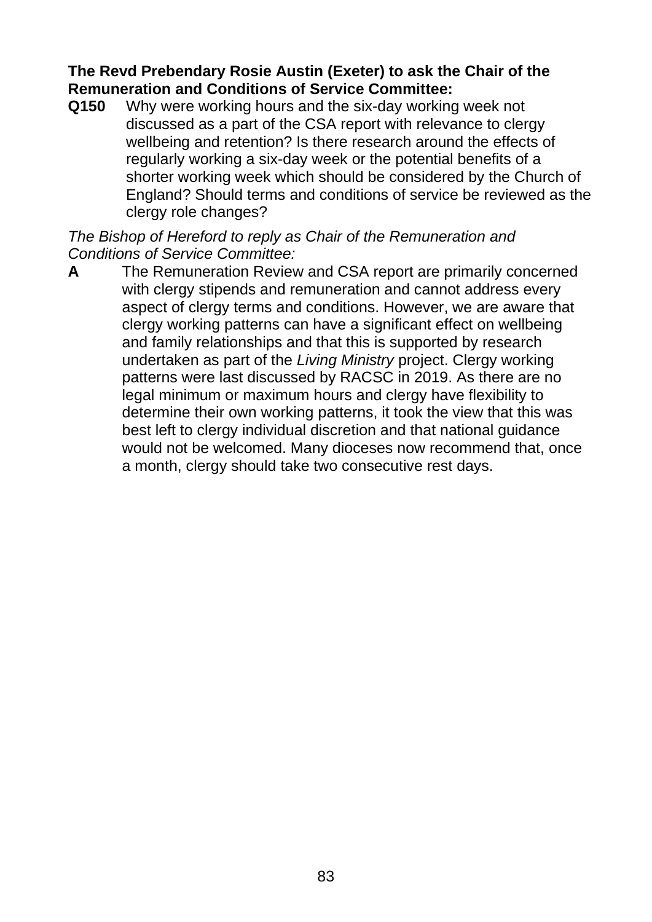**The Revd Prebendary Rosie Austin (Exeter) to ask the Chair of the Remuneration and Conditions of Service Committee:**

**Q150** Why were working hours and the six-day working week not discussed as a part of the CSA report with relevance to clergy wellbeing and retention? Is there research around the effects of regularly working a six-day week or the potential benefits of a shorter working week which should be considered by the Church of England? Should terms and conditions of service be reviewed as the clergy role changes?

*The Bishop of Hereford to reply as Chair of the Remuneration and Conditions of Service Committee:*

**A** The Remuneration Review and CSA report are primarily concerned with clergy stipends and remuneration and cannot address every aspect of clergy terms and conditions. However, we are aware that clergy working patterns can have a significant effect on wellbeing and family relationships and that this is supported by research undertaken as part of the *Living Ministry* project. Clergy working patterns were last discussed by RACSC in 2019. As there are no legal minimum or maximum hours and clergy have flexibility to determine their own working patterns, it took the view that this was best left to clergy individual discretion and that national guidance would not be welcomed. Many dioceses now recommend that, once a month, clergy should take two consecutive rest days.